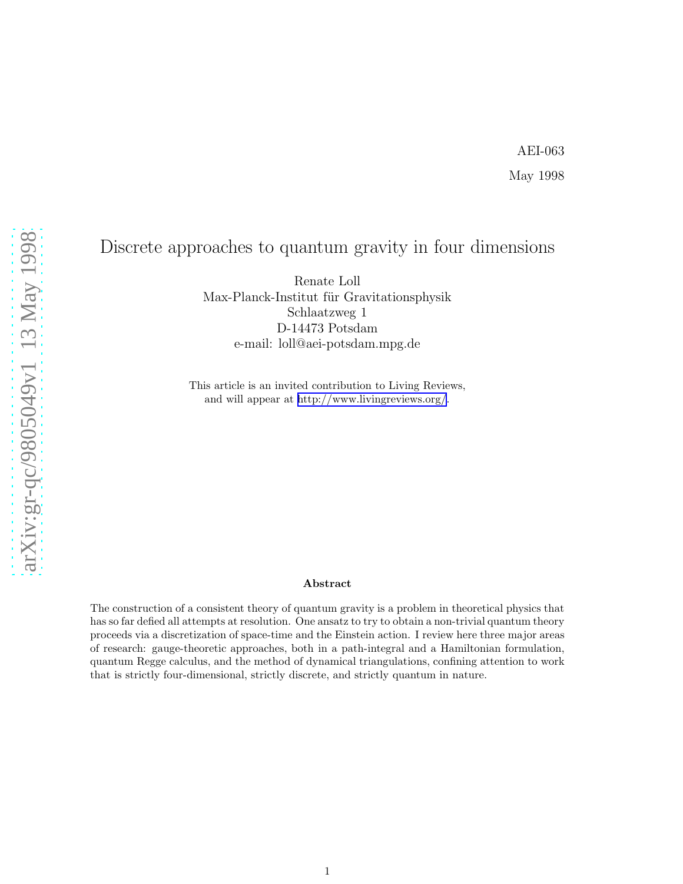AEI-063

May 1998

# Discrete approaches to quantum gravity in four dimensions

Renate Loll
Max-Planck-Institut für Gravitationsphysik
Schlaatzweg 1
D-14473 Potsdam
e-mail: loll@aei-potsdam.mpg.de

This article is an invited contribution to Living Reviews, and will appear at http://www.livingreviews.org/.

### Abstract

The construction of a consistent theory of quantum gravity is a problem in theoretical physics that has so far defied all attempts at resolution. One ansatz to try to obtain a non-trivial quantum theory proceeds via a discretization of space-time and the Einstein action. I review here three major areas of research: gauge-theoretic approaches, both in a path-integral and a Hamiltonian formulation, quantum Regge calculus, and the method of dynamical triangulations, confining attention to work that is strictly four-dimensional, strictly discrete, and strictly quantum in nature.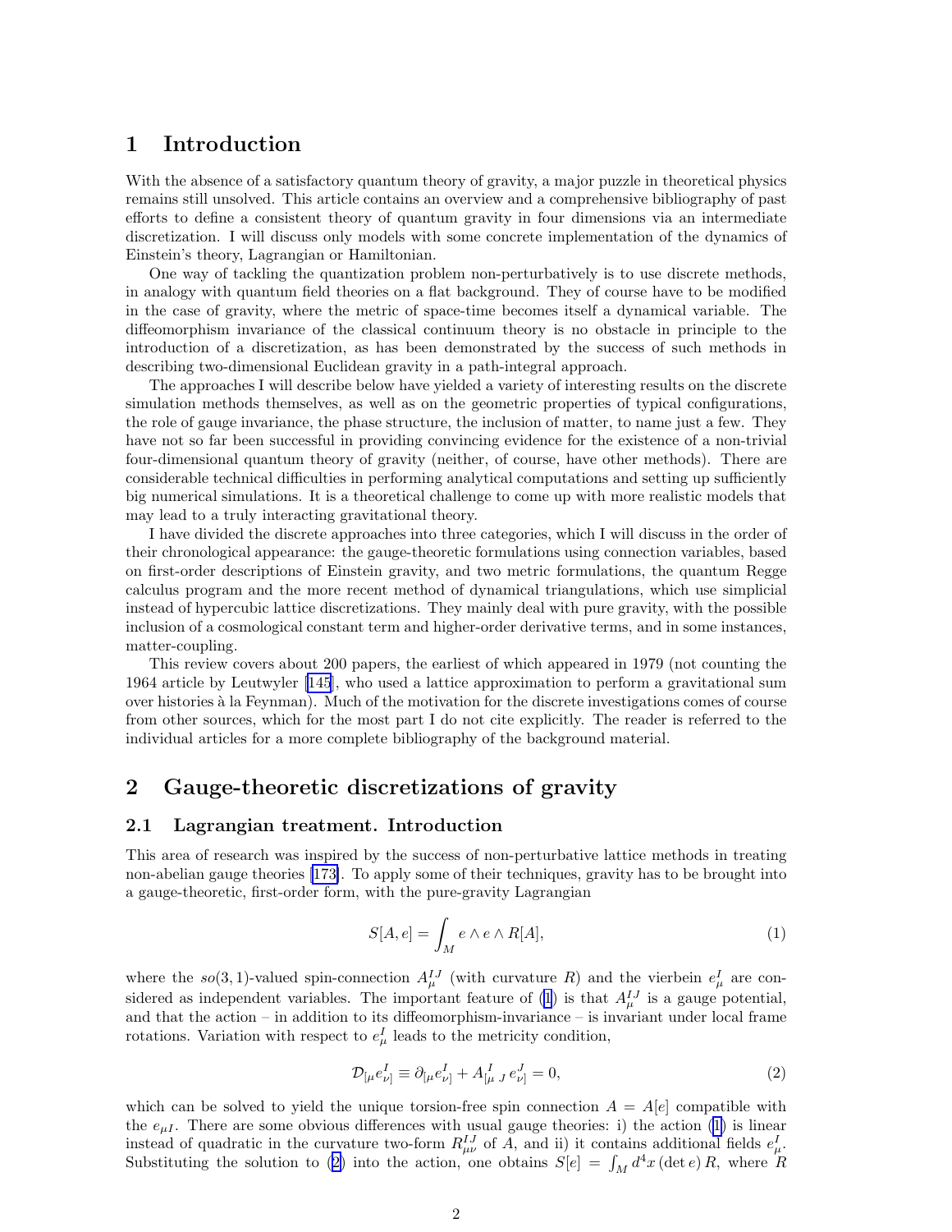# 1 Introduction

With the absence of a satisfactory quantum theory of gravity, a major puzzle in theoretical physics remains still unsolved. This article contains an overview and a comprehensive bibliography of past efforts to define a consistent theory of quantum gravity in four dimensions via an intermediate discretization. I will discuss only models with some concrete implementation of the dynamics of Einstein's theory, Lagrangian or Hamiltonian.

One way of tackling the quantization problem non-perturbatively is to use discrete methods, in analogy with quantum field theories on a flat background. They of course have to be modified in the case of gravity, where the metric of space-time becomes itself a dynamical variable. The diffeomorphism invariance of the classical continuum theory is no obstacle in principle to the introduction of a discretization, as has been demonstrated by the success of such methods in describing two-dimensional Euclidean gravity in a path-integral approach.

The approaches I will describe below have yielded a variety of interesting results on the discrete simulation methods themselves, as well as on the geometric properties of typical configurations, the role of gauge invariance, the phase structure, the inclusion of matter, to name just a few. They have not so far been successful in providing convincing evidence for the existence of a non-trivial four-dimensional quantum theory of gravity (neither, of course, have other methods). There are considerable technical difficulties in performing analytical computations and setting up sufficiently big numerical simulations. It is a theoretical challenge to come up with more realistic models that may lead to a truly interacting gravitational theory.

I have divided the discrete approaches into three categories, which I will discuss in the order of their chronological appearance: the gauge-theoretic formulations using connection variables, based on first-order descriptions of Einstein gravity, and two metric formulations, the quantum Regge calculus program and the more recent method of dynamical triangulations, which use simplicial instead of hypercubic lattice discretizations. They mainly deal with pure gravity, with the possible inclusion of a cosmological constant term and higher-order derivative terms, and in some instances, matter-coupling.

This review covers about 200 papers, the earliest of which appeared in 1979 (not counting the 1964 article by Leutwyler [145], who used a lattice approximation to perform a gravitational sum over histories à la Feynman). Much of the motivation for the discrete investigations comes of course from other sources, which for the most part I do not cite explicitly. The reader is referred to the individual articles for a more complete bibliography of the background material.

# 2 Gauge-theoretic discretizations of gravity

## 2.1 Lagrangian treatment. Introduction

This area of research was inspired by the success of non-perturbative lattice methods in treating non-abelian gauge theories [173]. To apply some of their techniques, gravity has to be brought into a gauge-theoretic, first-order form, with the pure-gravity Lagrangian

$$S[A,e] = \int_M e \wedge e \wedge R[A], \tag{1}$$

where the $so(3,1)$-valued spin-connection $A_\mu^{IJ}$ (with curvature $R$) and the vierbein $e_\mu^I$ are considered as independent variables. The important feature of (1) is that $A_\mu^{IJ}$ is a gauge potential, and that the action – in addition to its diffeomorphism-invariance – is invariant under local frame rotations. Variation with respect to $e_\mu^I$ leads to the metricity condition,

$$\mathcal{D}_{[\mu} e_{\nu]}^I \equiv \partial_{[\mu} e_{\nu]}^I + A_{[\mu\ J}^{\ I}\, e_{\nu]}^J = 0, \tag{2}$$

which can be solved to yield the unique torsion-free spin connection $A = A[e]$ compatible with the $e_{\mu I}$. There are some obvious differences with usual gauge theories: i) the action (1) is linear instead of quadratic in the curvature two-form $R_{\mu\nu}^{IJ}$ of $A$, and ii) it contains additional fields $e_\mu^I$. Substituting the solution to (2) into the action, one obtains $S[e] = \int_M d^4x\, (\det e)\, R$, where $R$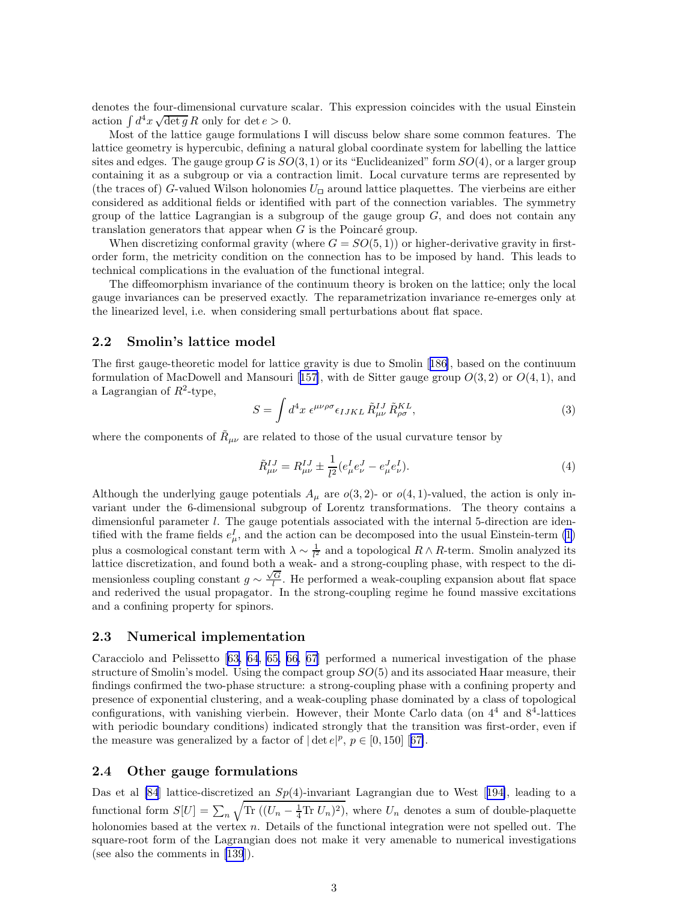denotes the four-dimensional curvature scalar. This expression coincides with the usual Einstein action $\int d^4x \sqrt{\det g}\, R$ only for $\det e > 0$.

Most of the lattice gauge formulations I will discuss below share some common features. The lattice geometry is hypercubic, defining a natural global coordinate system for labelling the lattice sites and edges. The gauge group $G$ is $SO(3,1)$ or its "Euclideanized" form $SO(4)$, or a larger group containing it as a subgroup or via a contraction limit. Local curvature terms are represented by (the traces of) $G$-valued Wilson holonomies $U_\Box$ around lattice plaquettes. The vierbeins are either considered as additional fields or identified with part of the connection variables. The symmetry group of the lattice Lagrangian is a subgroup of the gauge group $G$, and does not contain any translation generators that appear when $G$ is the Poincaré group.

When discretizing conformal gravity (where $G = SO(5,1)$) or higher-derivative gravity in first-order form, the metricity condition on the connection has to be imposed by hand. This leads to technical complications in the evaluation of the functional integral.

The diffeomorphism invariance of the continuum theory is broken on the lattice; only the local gauge invariances can be preserved exactly. The reparametrization invariance re-emerges only at the linearized level, i.e. when considering small perturbations about flat space.

## 2.2 Smolin's lattice model

The first gauge-theoretic model for lattice gravity is due to Smolin [186], based on the continuum formulation of MacDowell and Mansouri [157], with de Sitter gauge group $O(3,2)$ or $O(4,1)$, and a Lagrangian of $R^2$-type,

$$S = \int d^4x \; \epsilon^{\mu\nu\rho\sigma} \epsilon_{IJKL} \, \tilde{R}^{IJ}_{\mu\nu} \, \tilde{R}^{KL}_{\rho\sigma}, \tag{3}$$

where the components of $\tilde{R}_{\mu\nu}$ are related to those of the usual curvature tensor by

$$\tilde{R}^{IJ}_{\mu\nu} = R^{IJ}_{\mu\nu} \pm \frac{1}{l^2}(e^I_\mu e^J_\nu - e^J_\mu e^I_\nu). \tag{4}$$

Although the underlying gauge potentials $A_\mu$ are $o(3,2)$- or $o(4,1)$-valued, the action is only invariant under the 6-dimensional subgroup of Lorentz transformations. The theory contains a dimensionful parameter $l$. The gauge potentials associated with the internal 5-direction are identified with the frame fields $e^I_\mu$, and the action can be decomposed into the usual Einstein-term (1) plus a cosmological constant term with $\lambda \sim \frac{1}{l^2}$ and a topological $R \wedge R$-term. Smolin analyzed its lattice discretization, and found both a weak- and a strong-coupling phase, with respect to the dimensionless coupling constant $g \sim \frac{\sqrt{G}}{l}$. He performed a weak-coupling expansion about flat space and rederived the usual propagator. In the strong-coupling regime he found massive excitations and a confining property for spinors.

## 2.3 Numerical implementation

Caracciolo and Pelissetto [63, 64, 65, 66, 67] performed a numerical investigation of the phase structure of Smolin's model. Using the compact group $SO(5)$ and its associated Haar measure, their findings confirmed the two-phase structure: a strong-coupling phase with a confining property and presence of exponential clustering, and a weak-coupling phase dominated by a class of topological configurations, with vanishing vierbein. However, their Monte Carlo data (on $4^4$ and $8^4$-lattices with periodic boundary conditions) indicated strongly that the transition was first-order, even if the measure was generalized by a factor of $|\det e|^p$, $p \in [0, 150]$ [67].

## 2.4 Other gauge formulations

Das et al [84] lattice-discretized an $Sp(4)$-invariant Lagrangian due to West [194], leading to a functional form $S[U] = \sum_n \sqrt{\mathrm{Tr}\,((U_n - \frac{1}{4}\mathrm{Tr}\,U_n)^2)}$, where $U_n$ denotes a sum of double-plaquette holonomies based at the vertex $n$. Details of the functional integration were not spelled out. The square-root form of the Lagrangian does not make it very amenable to numerical investigations (see also the comments in [139]).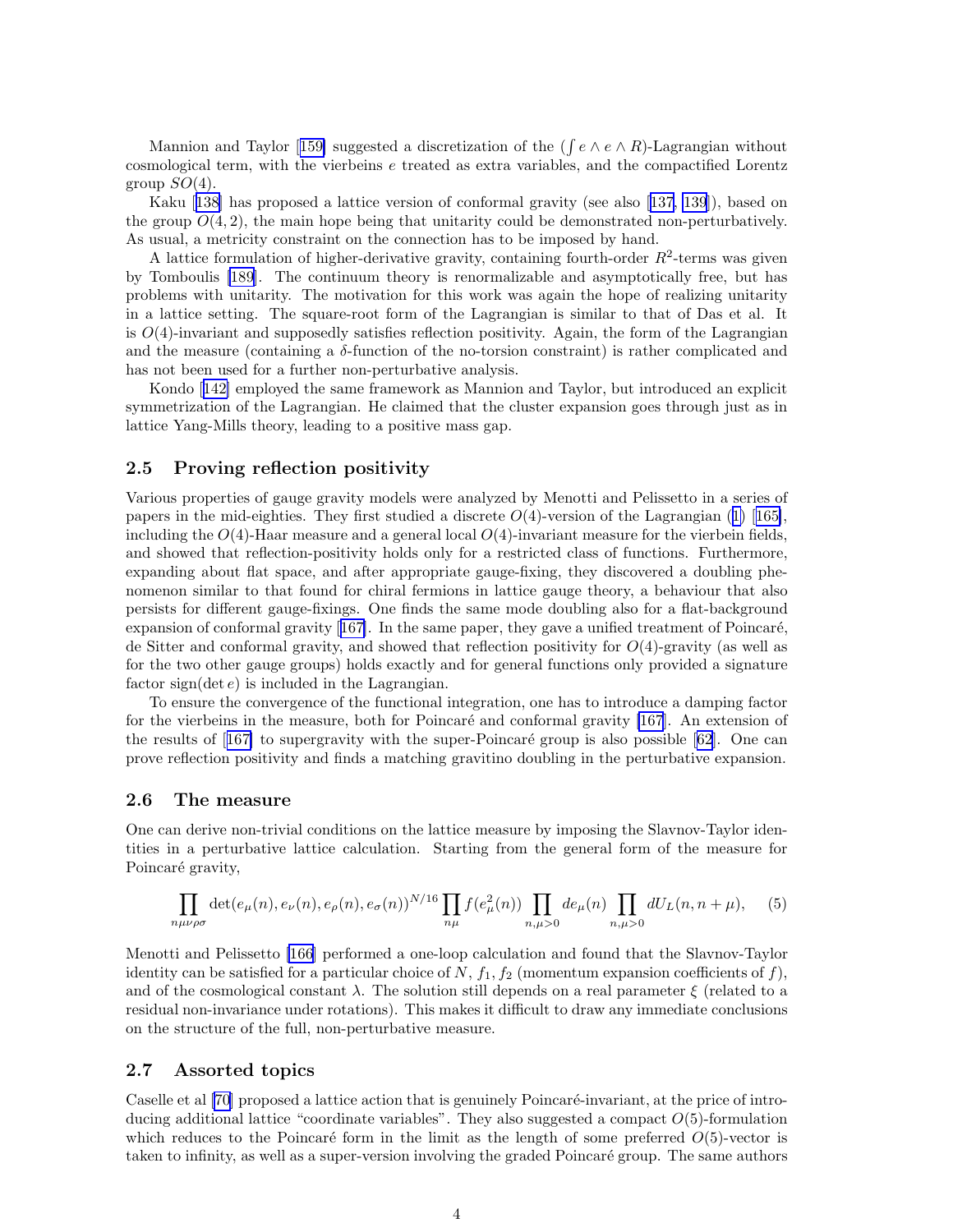Mannion and Taylor [159] suggested a discretization of the ($\int e \wedge e \wedge R$)-Lagrangian without cosmological term, with the vierbeins $e$ treated as extra variables, and the compactified Lorentz group $SO(4)$.

Kaku [138] has proposed a lattice version of conformal gravity (see also [137, 139]), based on the group $O(4,2)$, the main hope being that unitarity could be demonstrated non-perturbatively. As usual, a metricity constraint on the connection has to be imposed by hand.

A lattice formulation of higher-derivative gravity, containing fourth-order $R^2$-terms was given by Tomboulis [189]. The continuum theory is renormalizable and asymptotically free, but has problems with unitarity. The motivation for this work was again the hope of realizing unitarity in a lattice setting. The square-root form of the Lagrangian is similar to that of Das et al. It is $O(4)$-invariant and supposedly satisfies reflection positivity. Again, the form of the Lagrangian and the measure (containing a $\delta$-function of the no-torsion constraint) is rather complicated and has not been used for a further non-perturbative analysis.

Kondo [142] employed the same framework as Mannion and Taylor, but introduced an explicit symmetrization of the Lagrangian. He claimed that the cluster expansion goes through just as in lattice Yang-Mills theory, leading to a positive mass gap.

## 2.5 Proving reflection positivity

Various properties of gauge gravity models were analyzed by Menotti and Pelissetto in a series of papers in the mid-eighties. They first studied a discrete $O(4)$-version of the Lagrangian (1) [165], including the $O(4)$-Haar measure and a general local $O(4)$-invariant measure for the vierbein fields, and showed that reflection-positivity holds only for a restricted class of functions. Furthermore, expanding about flat space, and after appropriate gauge-fixing, they discovered a doubling phenomenon similar to that found for chiral fermions in lattice gauge theory, a behaviour that also persists for different gauge-fixings. One finds the same mode doubling also for a flat-background expansion of conformal gravity [167]. In the same paper, they gave a unified treatment of Poincaré, de Sitter and conformal gravity, and showed that reflection positivity for $O(4)$-gravity (as well as for the two other gauge groups) holds exactly and for general functions only provided a signature factor $\mathrm{sign}(\det e)$ is included in the Lagrangian.

To ensure the convergence of the functional integration, one has to introduce a damping factor for the vierbeins in the measure, both for Poincaré and conformal gravity [167]. An extension of the results of [167] to supergravity with the super-Poincaré group is also possible [62]. One can prove reflection positivity and finds a matching gravitino doubling in the perturbative expansion.

## 2.6 The measure

One can derive non-trivial conditions on the lattice measure by imposing the Slavnov-Taylor identities in a perturbative lattice calculation. Starting from the general form of the measure for Poincaré gravity,

$$\prod_{n\mu\nu\rho\sigma} \det(e_\mu(n), e_\nu(n), e_\rho(n), e_\sigma(n))^{N/16} \prod_{n\mu} f(e_\mu^2(n)) \prod_{n,\mu>0} de_\mu(n) \prod_{n,\mu>0} dU_L(n, n+\mu), \qquad (5)$$

Menotti and Pelissetto [166] performed a one-loop calculation and found that the Slavnov-Taylor identity can be satisfied for a particular choice of $N$, $f_1$, $f_2$ (momentum expansion coefficients of $f$), and of the cosmological constant $\lambda$. The solution still depends on a real parameter $\xi$ (related to a residual non-invariance under rotations). This makes it difficult to draw any immediate conclusions on the structure of the full, non-perturbative measure.

## 2.7 Assorted topics

Caselle et al [70] proposed a lattice action that is genuinely Poincaré-invariant, at the price of introducing additional lattice "coordinate variables". They also suggested a compact $O(5)$-formulation which reduces to the Poincaré form in the limit as the length of some preferred $O(5)$-vector is taken to infinity, as well as a super-version involving the graded Poincaré group. The same authors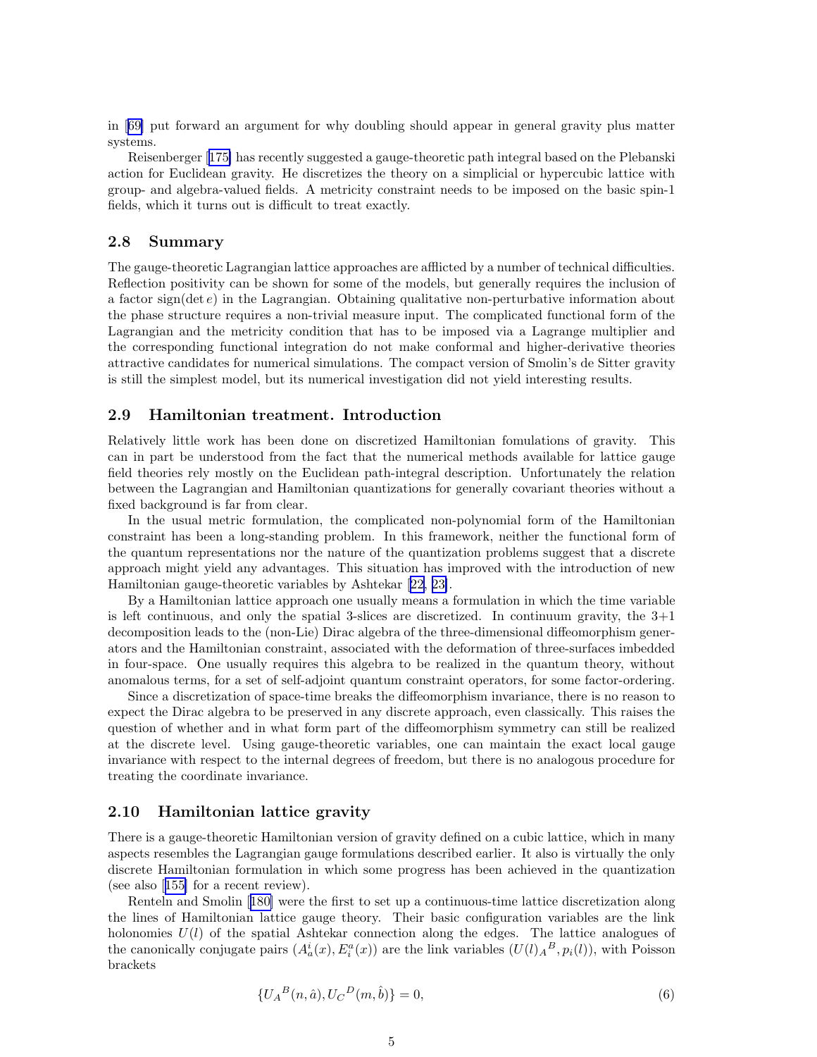in [69] put forward an argument for why doubling should appear in general gravity plus matter systems.

Reisenberger [175] has recently suggested a gauge-theoretic path integral based on the Plebanski action for Euclidean gravity. He discretizes the theory on a simplicial or hypercubic lattice with group- and algebra-valued fields. A metricity constraint needs to be imposed on the basic spin-1 fields, which it turns out is difficult to treat exactly.

## 2.8 Summary

The gauge-theoretic Lagrangian lattice approaches are afflicted by a number of technical difficulties. Reflection positivity can be shown for some of the models, but generally requires the inclusion of a factor sign$(\det e)$ in the Lagrangian. Obtaining qualitative non-perturbative information about the phase structure requires a non-trivial measure input. The complicated functional form of the Lagrangian and the metricity condition that has to be imposed via a Lagrange multiplier and the corresponding functional integration do not make conformal and higher-derivative theories attractive candidates for numerical simulations. The compact version of Smolin's de Sitter gravity is still the simplest model, but its numerical investigation did not yield interesting results.

## 2.9 Hamiltonian treatment. Introduction

Relatively little work has been done on discretized Hamiltonian fomulations of gravity. This can in part be understood from the fact that the numerical methods available for lattice gauge field theories rely mostly on the Euclidean path-integral description. Unfortunately the relation between the Lagrangian and Hamiltonian quantizations for generally covariant theories without a fixed background is far from clear.

In the usual metric formulation, the complicated non-polynomial form of the Hamiltonian constraint has been a long-standing problem. In this framework, neither the functional form of the quantum representations nor the nature of the quantization problems suggest that a discrete approach might yield any advantages. This situation has improved with the introduction of new Hamiltonian gauge-theoretic variables by Ashtekar [22, 23].

By a Hamiltonian lattice approach one usually means a formulation in which the time variable is left continuous, and only the spatial 3-slices are discretized. In continuum gravity, the 3+1 decomposition leads to the (non-Lie) Dirac algebra of the three-dimensional diffeomorphism generators and the Hamiltonian constraint, associated with the deformation of three-surfaces imbedded in four-space. One usually requires this algebra to be realized in the quantum theory, without anomalous terms, for a set of self-adjoint quantum constraint operators, for some factor-ordering.

Since a discretization of space-time breaks the diffeomorphism invariance, there is no reason to expect the Dirac algebra to be preserved in any discrete approach, even classically. This raises the question of whether and in what form part of the diffeomorphism symmetry can still be realized at the discrete level. Using gauge-theoretic variables, one can maintain the exact local gauge invariance with respect to the internal degrees of freedom, but there is no analogous procedure for treating the coordinate invariance.

## 2.10 Hamiltonian lattice gravity

There is a gauge-theoretic Hamiltonian version of gravity defined on a cubic lattice, which in many aspects resembles the Lagrangian gauge formulations described earlier. It also is virtually the only discrete Hamiltonian formulation in which some progress has been achieved in the quantization (see also [155] for a recent review).

Renteln and Smolin [180] were the first to set up a continuous-time lattice discretization along the lines of Hamiltonian lattice gauge theory. Their basic configuration variables are the link holonomies $U(l)$ of the spatial Ashtekar connection along the edges. The lattice analogues of the canonically conjugate pairs $(A^i_a(x), E^a_i(x))$ are the link variables $(U(l)_A{}^B, p_i(l))$, with Poisson brackets

$$\{U_A{}^B(n,\hat{a}), U_C{}^D(m,\hat{b})\} = 0, \tag{6}$$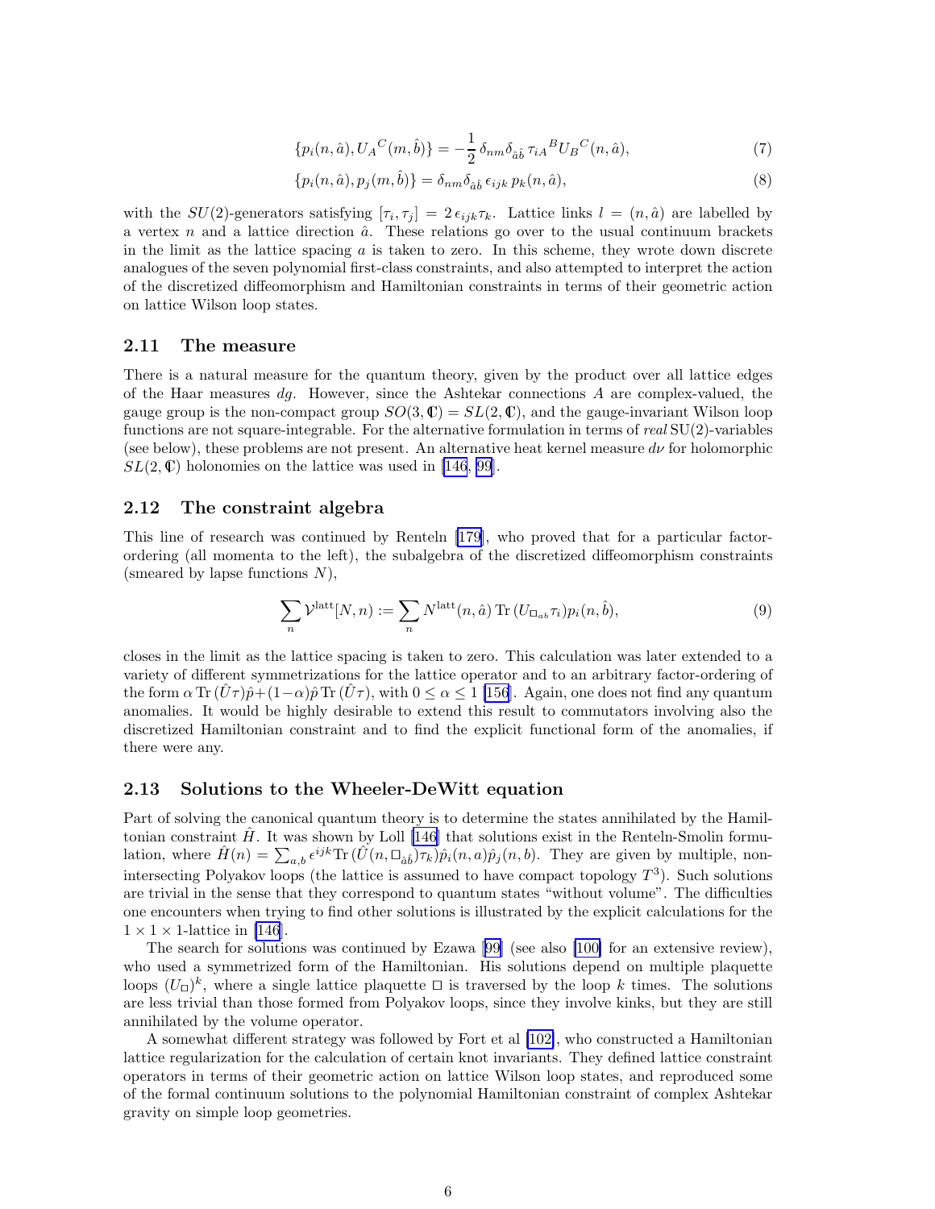$$\{p_i(n,\hat{a}), U_A{}^C(m,\hat{b})\} = -\frac{1}{2}\,\delta_{nm}\delta_{\hat{a}\hat{b}}\,\tau_{iA}{}^B U_B{}^C(n,\hat{a}), \tag{7}$$

$$\{p_i(n,\hat{a}), p_j(m,\hat{b})\} = \delta_{nm}\delta_{\hat{a}\hat{b}}\,\epsilon_{ijk}\,p_k(n,\hat{a}), \tag{8}$$

with the $SU(2)$-generators satisfying $[\tau_i,\tau_j] = 2\,\epsilon_{ijk}\tau_k$. Lattice links $l = (n,\hat{a})$ are labelled by a vertex $n$ and a lattice direction $\hat{a}$. These relations go over to the usual continuum brackets in the limit as the lattice spacing $a$ is taken to zero. In this scheme, they wrote down discrete analogues of the seven polynomial first-class constraints, and also attempted to interpret the action of the discretized diffeomorphism and Hamiltonian constraints in terms of their geometric action on lattice Wilson loop states.

### 2.11 The measure

There is a natural measure for the quantum theory, given by the product over all lattice edges of the Haar measures $dg$. However, since the Ashtekar connections $A$ are complex-valued, the gauge group is the non-compact group $SO(3,\mathbb{C}) = SL(2,\mathbb{C})$, and the gauge-invariant Wilson loop functions are not square-integrable. For the alternative formulation in terms of *real* SU(2)-variables (see below), these problems are not present. An alternative heat kernel measure $d\nu$ for holomorphic $SL(2,\mathbb{C})$ holonomies on the lattice was used in [146, 99].

### 2.12 The constraint algebra

This line of research was continued by Renteln [179], who proved that for a particular factor-ordering (all momenta to the left), the subalgebra of the discretized diffeomorphism constraints (smeared by lapse functions $N$),

$$\sum_n \mathcal{V}^{\text{latt}}[N,n] := \sum_n N^{\text{latt}}(n,\hat{a})\,\text{Tr}\,(U_{\Box_{ab}}\tau_i)p_i(n,\hat{b}), \tag{9}$$

closes in the limit as the lattice spacing is taken to zero. This calculation was later extended to a variety of different symmetrizations for the lattice operator and to an arbitrary factor-ordering of the form $\alpha\,\text{Tr}\,(\hat{U}\tau)\hat{p}+(1-\alpha)\hat{p}\,\text{Tr}\,(\hat{U}\tau)$, with $0 \leq \alpha \leq 1$ [156]. Again, one does not find any quantum anomalies. It would be highly desirable to extend this result to commutators involving also the discretized Hamiltonian constraint and to find the explicit functional form of the anomalies, if there were any.

### 2.13 Solutions to the Wheeler-DeWitt equation

Part of solving the canonical quantum theory is to determine the states annihilated by the Hamiltonian constraint $\hat{H}$. It was shown by Loll [146] that solutions exist in the Renteln-Smolin formulation, where $\hat{H}(n) = \sum_{a,b} \epsilon^{ijk}\text{Tr}\,(\hat{U}(n,\Box_{\hat{a}\hat{b}})\tau_k)\hat{p}_i(n,a)\hat{p}_j(n,b)$. They are given by multiple, non-intersecting Polyakov loops (the lattice is assumed to have compact topology $T^3$). Such solutions are trivial in the sense that they correspond to quantum states "without volume". The difficulties one encounters when trying to find other solutions is illustrated by the explicit calculations for the $1\times 1\times 1$-lattice in [146].

The search for solutions was continued by Ezawa [99] (see also [100] for an extensive review), who used a symmetrized form of the Hamiltonian. His solutions depend on multiple plaquette loops $(U_\Box)^k$, where a single lattice plaquette $\Box$ is traversed by the loop $k$ times. The solutions are less trivial than those formed from Polyakov loops, since they involve kinks, but they are still annihilated by the volume operator.

A somewhat different strategy was followed by Fort et al [102], who constructed a Hamiltonian lattice regularization for the calculation of certain knot invariants. They defined lattice constraint operators in terms of their geometric action on lattice Wilson loop states, and reproduced some of the formal continuum solutions to the polynomial Hamiltonian constraint of complex Ashtekar gravity on simple loop geometries.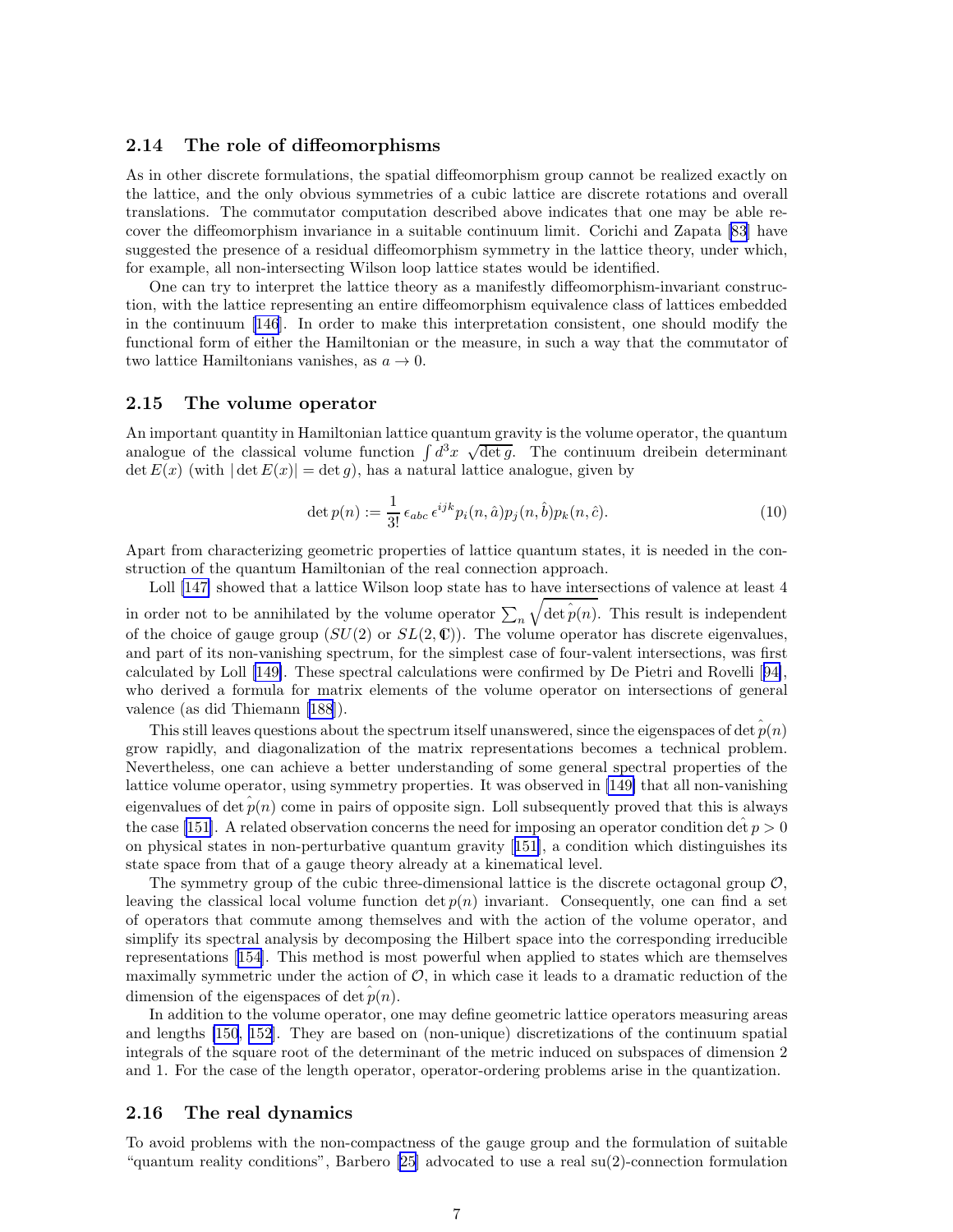### 2.14 The role of diffeomorphisms

As in other discrete formulations, the spatial diffeomorphism group cannot be realized exactly on the lattice, and the only obvious symmetries of a cubic lattice are discrete rotations and overall translations. The commutator computation described above indicates that one may be able recover the diffeomorphism invariance in a suitable continuum limit. Corichi and Zapata [83] have suggested the presence of a residual diffeomorphism symmetry in the lattice theory, under which, for example, all non-intersecting Wilson loop lattice states would be identified.

One can try to interpret the lattice theory as a manifestly diffeomorphism-invariant construction, with the lattice representing an entire diffeomorphism equivalence class of lattices embedded in the continuum [146]. In order to make this interpretation consistent, one should modify the functional form of either the Hamiltonian or the measure, in such a way that the commutator of two lattice Hamiltonians vanishes, as $a \to 0$.

### 2.15 The volume operator

An important quantity in Hamiltonian lattice quantum gravity is the volume operator, the quantum analogue of the classical volume function $\int d^3x \ \sqrt{\det g}$. The continuum dreibein determinant $\det E(x)$ (with $|\det E(x)| = \det g$), has a natural lattice analogue, given by

$$\det p(n) := \frac{1}{3!}\,\epsilon_{abc}\,\epsilon^{ijk} p_i(n,\hat{a}) p_j(n,\hat{b}) p_k(n,\hat{c}). \tag{10}$$

Apart from characterizing geometric properties of lattice quantum states, it is needed in the construction of the quantum Hamiltonian of the real connection approach.

Loll [147] showed that a lattice Wilson loop state has to have intersections of valence at least 4 in order not to be annihilated by the volume operator $\sum_n \sqrt{\det \hat{p}(n)}$. This result is independent of the choice of gauge group ($SU(2)$ or $SL(2,\mathbb{C})$). The volume operator has discrete eigenvalues, and part of its non-vanishing spectrum, for the simplest case of four-valent intersections, was first calculated by Loll [149]. These spectral calculations were confirmed by De Pietri and Rovelli [94], who derived a formula for matrix elements of the volume operator on intersections of general valence (as did Thiemann [188]).

This still leaves questions about the spectrum itself unanswered, since the eigenspaces of $\det \hat{p}(n)$ grow rapidly, and diagonalization of the matrix representations becomes a technical problem. Nevertheless, one can achieve a better understanding of some general spectral properties of the lattice volume operator, using symmetry properties. It was observed in [149] that all non-vanishing eigenvalues of $\det \hat{p}(n)$ come in pairs of opposite sign. Loll subsequently proved that this is always the case [151]. A related observation concerns the need for imposing an operator condition $\hat{\det} p > 0$ on physical states in non-perturbative quantum gravity [151], a condition which distinguishes its state space from that of a gauge theory already at a kinematical level.

The symmetry group of the cubic three-dimensional lattice is the discrete octagonal group $\mathcal{O}$, leaving the classical local volume function $\det p(n)$ invariant. Consequently, one can find a set of operators that commute among themselves and with the action of the volume operator, and simplify its spectral analysis by decomposing the Hilbert space into the corresponding irreducible representations [154]. This method is most powerful when applied to states which are themselves maximally symmetric under the action of $\mathcal{O}$, in which case it leads to a dramatic reduction of the dimension of the eigenspaces of $\det \hat{p}(n)$.

In addition to the volume operator, one may define geometric lattice operators measuring areas and lengths [150, 152]. They are based on (non-unique) discretizations of the continuum spatial integrals of the square root of the determinant of the metric induced on subspaces of dimension 2 and 1. For the case of the length operator, operator-ordering problems arise in the quantization.

### 2.16 The real dynamics

To avoid problems with the non-compactness of the gauge group and the formulation of suitable "quantum reality conditions", Barbero [25] advocated to use a real su(2)-connection formulation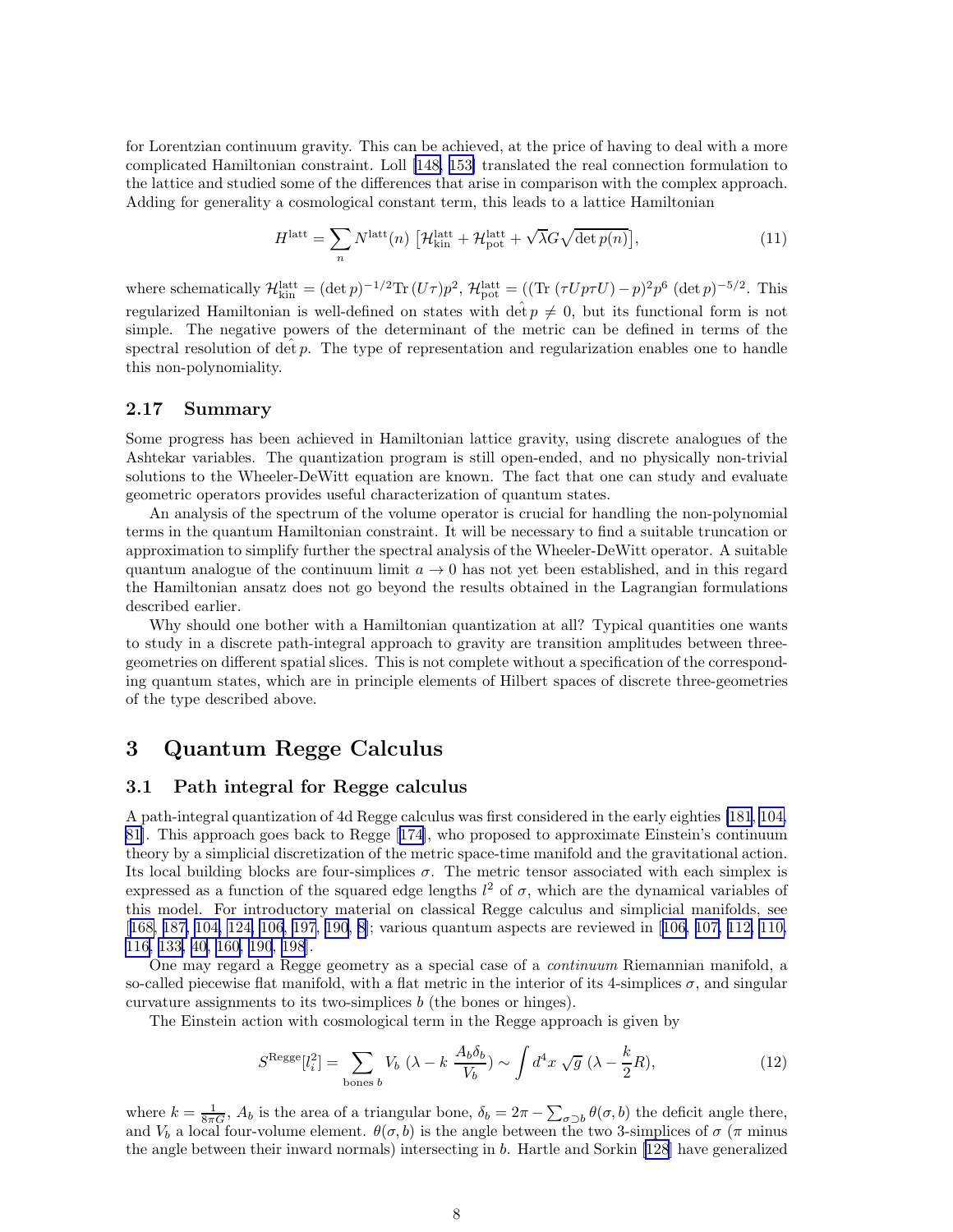for Lorentzian continuum gravity. This can be achieved, at the price of having to deal with a more complicated Hamiltonian constraint. Loll [148, 153] translated the real connection formulation to the lattice and studied some of the differences that arise in comparison with the complex approach. Adding for generality a cosmological constant term, this leads to a lattice Hamiltonian

$$H^{\rm latt} = \sum_n N^{\rm latt}(n) \left[ \mathcal{H}^{\rm latt}_{\rm kin} + \mathcal{H}^{\rm latt}_{\rm pot} + \sqrt{\lambda} G \sqrt{\det p(n)} \right], \tag{11}$$

where schematically $\mathcal{H}^{\rm latt}_{\rm kin} = (\det p)^{-1/2} {\rm Tr}\,(U\tau)p^2$, $\mathcal{H}^{\rm latt}_{\rm pot} = (({\rm Tr}\,(\tau U p \tau U) - p)^2 p^6\ (\det p)^{-5/2}$. This regularized Hamiltonian is well-defined on states with $\hat{\det} p \neq 0$, but its functional form is not simple. The negative powers of the determinant of the metric can be defined in terms of the spectral resolution of $\hat{\det} p$. The type of representation and regularization enables one to handle this non-polynomiality.

### 2.17 Summary

Some progress has been achieved in Hamiltonian lattice gravity, using discrete analogues of the Ashtekar variables. The quantization program is still open-ended, and no physically non-trivial solutions to the Wheeler-DeWitt equation are known. The fact that one can study and evaluate geometric operators provides useful characterization of quantum states.

An analysis of the spectrum of the volume operator is crucial for handling the non-polynomial terms in the quantum Hamiltonian constraint. It will be necessary to find a suitable truncation or approximation to simplify further the spectral analysis of the Wheeler-DeWitt operator. A suitable quantum analogue of the continuum limit $a \to 0$ has not yet been established, and in this regard the Hamiltonian ansatz does not go beyond the results obtained in the Lagrangian formulations described earlier.

Why should one bother with a Hamiltonian quantization at all? Typical quantities one wants to study in a discrete path-integral approach to gravity are transition amplitudes between three-geometries on different spatial slices. This is not complete without a specification of the corresponding quantum states, which are in principle elements of Hilbert spaces of discrete three-geometries of the type described above.

## 3 Quantum Regge Calculus

### 3.1 Path integral for Regge calculus

A path-integral quantization of 4d Regge calculus was first considered in the early eighties [181, 104, 81]. This approach goes back to Regge [174], who proposed to approximate Einstein's continuum theory by a simplicial discretization of the metric space-time manifold and the gravitational action. Its local building blocks are four-simplices $\sigma$. The metric tensor associated with each simplex is expressed as a function of the squared edge lengths $l^2$ of $\sigma$, which are the dynamical variables of this model. For introductory material on classical Regge calculus and simplicial manifolds, see [168, 187, 104, 124, 106, 197, 190, 8]; various quantum aspects are reviewed in [106, 107, 112, 110, 116, 133, 40, 160, 190, 198].

One may regard a Regge geometry as a special case of a *continuum* Riemannian manifold, a so-called piecewise flat manifold, with a flat metric in the interior of its 4-simplices $\sigma$, and singular curvature assignments to its two-simplices $b$ (the bones or hinges).

The Einstein action with cosmological term in the Regge approach is given by

$$S^{\rm Regge}[l_i^2] = \sum_{{\rm bones}\ b} V_b\ (\lambda - k\ \frac{A_b \delta_b}{V_b}) \sim \int d^4x\ \sqrt{g}\ (\lambda - \frac{k}{2} R), \tag{12}$$

where $k = \frac{1}{8\pi G}$, $A_b$ is the area of a triangular bone, $\delta_b = 2\pi - \sum_{\sigma \supset b} \theta(\sigma, b)$ the deficit angle there, and $V_b$ a local four-volume element. $\theta(\sigma, b)$ is the angle between the two 3-simplices of $\sigma$ ($\pi$ minus the angle between their inward normals) intersecting in $b$. Hartle and Sorkin [128] have generalized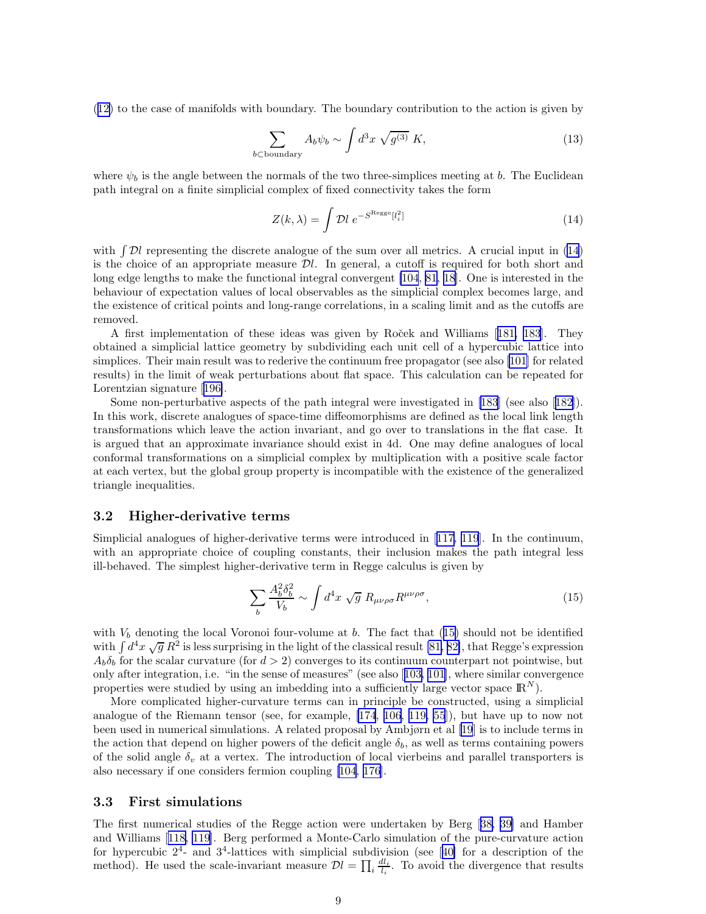(12) to the case of manifolds with boundary. The boundary contribution to the action is given by

$$\sum_{b \subset \text{boundary}} A_b \psi_b \sim \int d^3x \, \sqrt{g^{(3)}} \, K, \tag{13}$$

where $\psi_b$ is the angle between the normals of the two three-simplices meeting at $b$. The Euclidean path integral on a finite simplicial complex of fixed connectivity takes the form

$$Z(k, \lambda) = \int \mathcal{D}l \; e^{-S^{\text{Regge}}[l_i^2]} \tag{14}$$

with $\int \mathcal{D}l$ representing the discrete analogue of the sum over all metrics. A crucial input in (14) is the choice of an appropriate measure $\mathcal{D}l$. In general, a cutoff is required for both short and long edge lengths to make the functional integral convergent [104, 81, 18]. One is interested in the behaviour of expectation values of local observables as the simplicial complex becomes large, and the existence of critical points and long-range correlations, in a scaling limit and as the cutoffs are removed.

A first implementation of these ideas was given by Roček and Williams [181, 183]. They obtained a simplicial lattice geometry by subdividing each unit cell of a hypercubic lattice into simplices. Their main result was to rederive the continuum free propagator (see also [101] for related results) in the limit of weak perturbations about flat space. This calculation can be repeated for Lorentzian signature [196].

Some non-perturbative aspects of the path integral were investigated in [183] (see also [182]). In this work, discrete analogues of space-time diffeomorphisms are defined as the local link length transformations which leave the action invariant, and go over to translations in the flat case. It is argued that an approximate invariance should exist in 4d. One may define analogues of local conformal transformations on a simplicial complex by multiplication with a positive scale factor at each vertex, but the global group property is incompatible with the existence of the generalized triangle inequalities.

### 3.2 Higher-derivative terms

Simplicial analogues of higher-derivative terms were introduced in [117, 119]. In the continuum, with an appropriate choice of coupling constants, their inclusion makes the path integral less ill-behaved. The simplest higher-derivative term in Regge calculus is given by

$$\sum_b \frac{A_b^2 \delta_b^2}{V_b} \sim \int d^4x \, \sqrt{g} \; R_{\mu\nu\rho\sigma} R^{\mu\nu\rho\sigma}, \tag{15}$$

with $V_b$ denoting the local Voronoi four-volume at $b$. The fact that (15) should not be identified with $\int d^4x \sqrt{g}\, R^2$ is less surprising in the light of the classical result [81, 82], that Regge's expression $A_b \delta_b$ for the scalar curvature (for $d > 2$) converges to its continuum counterpart not pointwise, but only after integration, i.e. "in the sense of measures" (see also [103, 101], where similar convergence properties were studied by using an imbedding into a sufficiently large vector space $\mathbb{R}^N$).

More complicated higher-curvature terms can in principle be constructed, using a simplicial analogue of the Riemann tensor (see, for example, [174, 106, 119, 55]), but have up to now not been used in numerical simulations. A related proposal by Ambjørn et al [19] is to include terms in the action that depend on higher powers of the deficit angle $\delta_b$, as well as terms containing powers of the solid angle $\delta_v$ at a vertex. The introduction of local vierbeins and parallel transporters is also necessary if one considers fermion coupling [104, 176].

### 3.3 First simulations

The first numerical studies of the Regge action were undertaken by Berg [38, 39] and Hamber and Williams [118, 119]. Berg performed a Monte-Carlo simulation of the pure-curvature action for hypercubic $2^4$- and $3^4$-lattices with simplicial subdivision (see [40] for a description of the method). He used the scale-invariant measure $\mathcal{D}l = \prod_i \frac{dl_i}{l_i}$. To avoid the divergence that results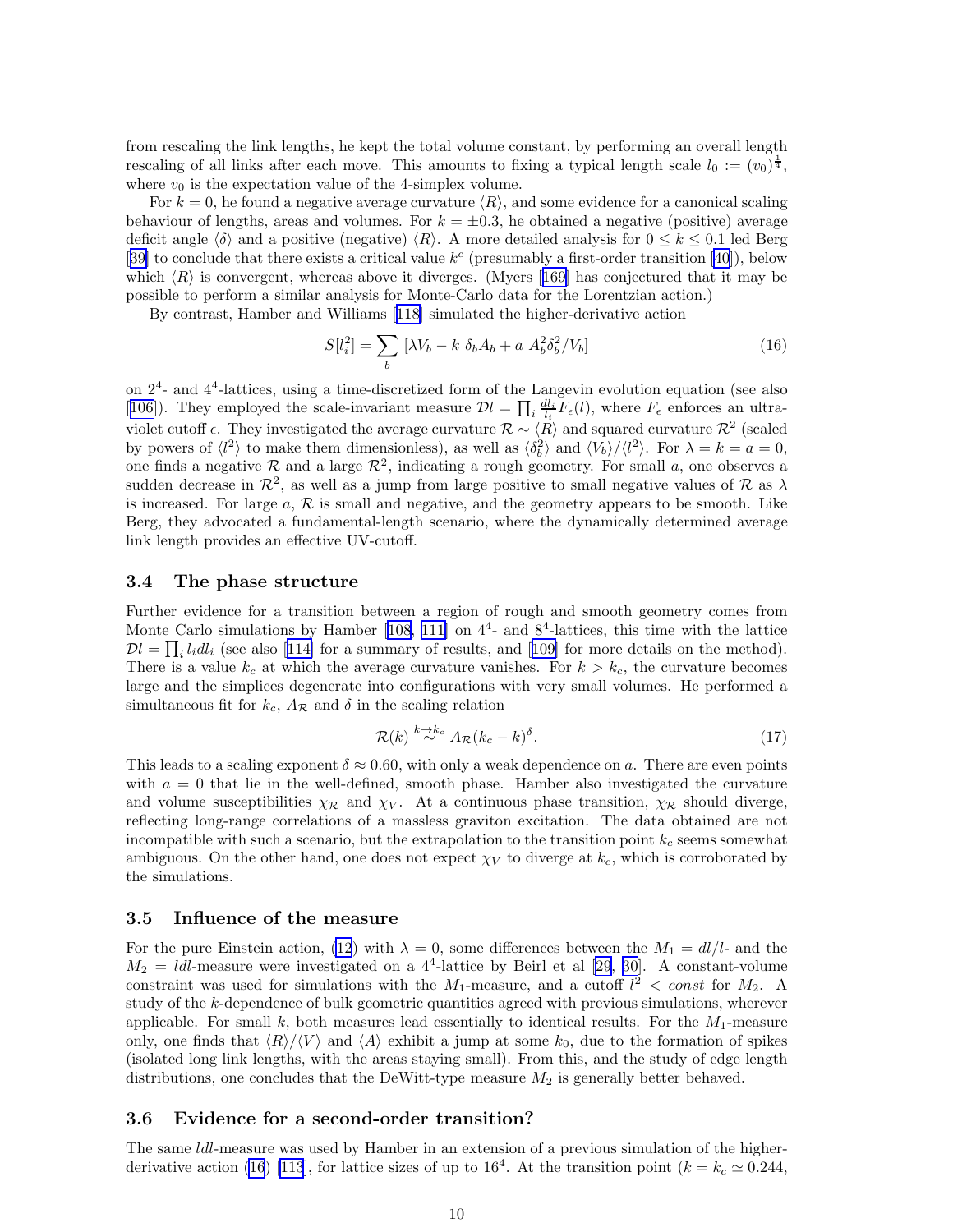from rescaling the link lengths, he kept the total volume constant, by performing an overall length rescaling of all links after each move. This amounts to fixing a typical length scale $l_0 := (v_0)^{\frac{1}{4}}$, where $v_0$ is the expectation value of the 4-simplex volume.

For $k = 0$, he found a negative average curvature $\langle R \rangle$, and some evidence for a canonical scaling behaviour of lengths, areas and volumes. For $k = \pm 0.3$, he obtained a negative (positive) average deficit angle $\langle \delta \rangle$ and a positive (negative) $\langle R \rangle$. A more detailed analysis for $0 \leq k \leq 0.1$ led Berg [39] to conclude that there exists a critical value $k^c$ (presumably a first-order transition [40]), below which $\langle R \rangle$ is convergent, whereas above it diverges. (Myers [169] has conjectured that it may be possible to perform a similar analysis for Monte-Carlo data for the Lorentzian action.)

By contrast, Hamber and Williams [118] simulated the higher-derivative action

$$S[l_i^2] = \sum_b \left[\lambda V_b - k\ \delta_b A_b + a\ A_b^2 \delta_b^2 / V_b\right] \tag{16}$$

on $2^4$- and $4^4$-lattices, using a time-discretized form of the Langevin evolution equation (see also [106]). They employed the scale-invariant measure $\mathcal{D}l = \prod_i \frac{dl_i}{l_i} F_\epsilon(l)$, where $F_\epsilon$ enforces an ultraviolet cutoff $\epsilon$. They investigated the average curvature $\mathcal{R} \sim \langle R \rangle$ and squared curvature $\mathcal{R}^2$ (scaled by powers of $\langle l^2 \rangle$ to make them dimensionless), as well as $\langle \delta_b^2 \rangle$ and $\langle V_b \rangle / \langle l^2 \rangle$. For $\lambda = k = a = 0$, one finds a negative $\mathcal{R}$ and a large $\mathcal{R}^2$, indicating a rough geometry. For small $a$, one observes a sudden decrease in $\mathcal{R}^2$, as well as a jump from large positive to small negative values of $\mathcal{R}$ as $\lambda$ is increased. For large $a$, $\mathcal{R}$ is small and negative, and the geometry appears to be smooth. Like Berg, they advocated a fundamental-length scenario, where the dynamically determined average link length provides an effective UV-cutoff.

### 3.4 The phase structure

Further evidence for a transition between a region of rough and smooth geometry comes from Monte Carlo simulations by Hamber [108, 111] on $4^4$- and $8^4$-lattices, this time with the lattice $\mathcal{D}l = \prod_i l_i dl_i$ (see also [114] for a summary of results, and [109] for more details on the method). There is a value $k_c$ at which the average curvature vanishes. For $k > k_c$, the curvature becomes large and the simplices degenerate into configurations with very small volumes. He performed a simultaneous fit for $k_c$, $A_\mathcal{R}$ and $\delta$ in the scaling relation

$$\mathcal{R}(k) \overset{k \to k_c}{\sim} A_\mathcal{R} (k_c - k)^\delta. \tag{17}$$

This leads to a scaling exponent $\delta \approx 0.60$, with only a weak dependence on $a$. There are even points with $a = 0$ that lie in the well-defined, smooth phase. Hamber also investigated the curvature and volume susceptibilities $\chi_\mathcal{R}$ and $\chi_V$. At a continuous phase transition, $\chi_\mathcal{R}$ should diverge, reflecting long-range correlations of a massless graviton excitation. The data obtained are not incompatible with such a scenario, but the extrapolation to the transition point $k_c$ seems somewhat ambiguous. On the other hand, one does not expect $\chi_V$ to diverge at $k_c$, which is corroborated by the simulations.

### 3.5 Influence of the measure

For the pure Einstein action, (12) with $\lambda = 0$, some differences between the $M_1 = dl/l$- and the $M_2 = ldl$-measure were investigated on a $4^4$-lattice by Beirl et al [29, 30]. A constant-volume constraint was used for simulations with the $M_1$-measure, and a cutoff $l^2 < const$ for $M_2$. A study of the $k$-dependence of bulk geometric quantities agreed with previous simulations, wherever applicable. For small $k$, both measures lead essentially to identical results. For the $M_1$-measure only, one finds that $\langle R \rangle / \langle V \rangle$ and $\langle A \rangle$ exhibit a jump at some $k_0$, due to the formation of spikes (isolated long link lengths, with the areas staying small). From this, and the study of edge length distributions, one concludes that the DeWitt-type measure $M_2$ is generally better behaved.

### 3.6 Evidence for a second-order transition?

The same $ldl$-measure was used by Hamber in an extension of a previous simulation of the higher-derivative action (16) [113], for lattice sizes of up to $16^4$. At the transition point ($k = k_c \simeq 0.244$,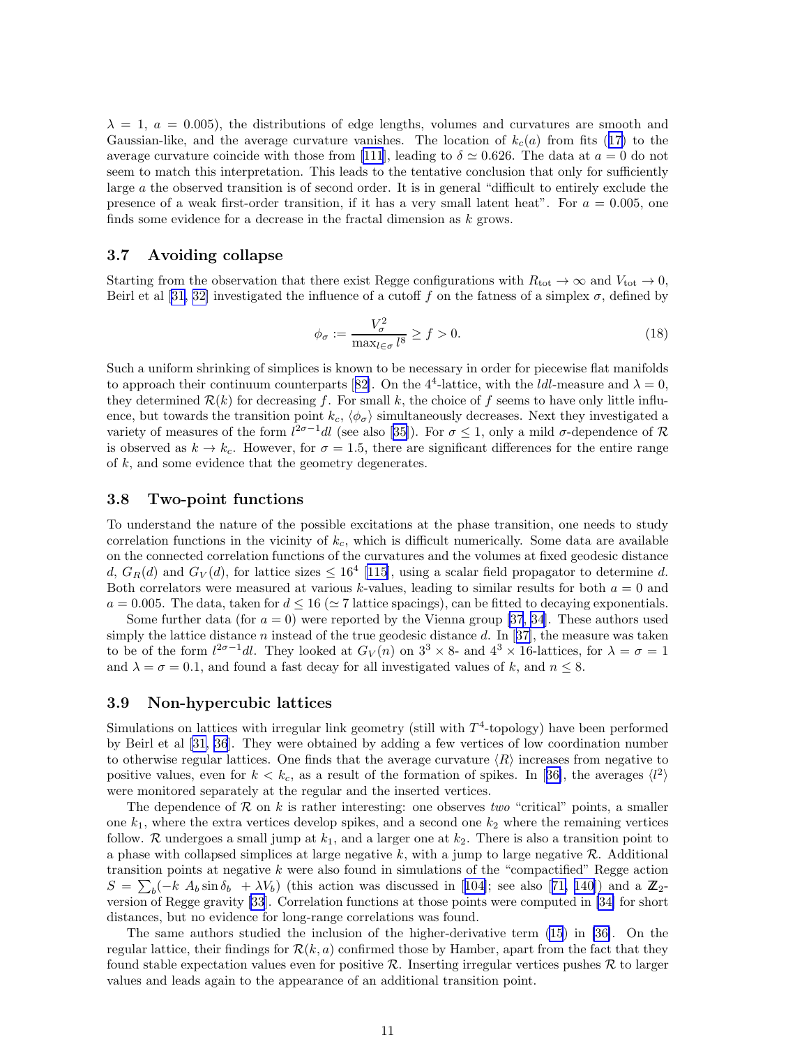$\lambda = 1$, $a = 0.005$), the distributions of edge lengths, volumes and curvatures are smooth and Gaussian-like, and the average curvature vanishes. The location of $k_c(a)$ from fits (17) to the average curvature coincide with those from [111], leading to $\delta \simeq 0.626$. The data at $a = 0$ do not seem to match this interpretation. This leads to the tentative conclusion that only for sufficiently large $a$ the observed transition is of second order. It is in general "difficult to entirely exclude the presence of a weak first-order transition, if it has a very small latent heat". For $a = 0.005$, one finds some evidence for a decrease in the fractal dimension as $k$ grows.

### 3.7 Avoiding collapse

Starting from the observation that there exist Regge configurations with $R_{\rm tot} \to \infty$ and $V_{\rm tot} \to 0$, Beirl et al [31, 32] investigated the influence of a cutoff $f$ on the fatness of a simplex $\sigma$, defined by

$$\phi_\sigma := \frac{V_\sigma^2}{\max_{l \in \sigma} l^8} \geq f > 0. \tag{18}$$

Such a uniform shrinking of simplices is known to be necessary in order for piecewise flat manifolds to approach their continuum counterparts [82]. On the $4^4$-lattice, with the $ldl$-measure and $\lambda = 0$, they determined $\mathcal{R}(k)$ for decreasing $f$. For small $k$, the choice of $f$ seems to have only little influence, but towards the transition point $k_c$, $\langle \phi_\sigma \rangle$ simultaneously decreases. Next they investigated a variety of measures of the form $l^{2\sigma - 1}dl$ (see also [35]). For $\sigma \leq 1$, only a mild $\sigma$-dependence of $\mathcal{R}$ is observed as $k \to k_c$. However, for $\sigma = 1.5$, there are significant differences for the entire range of $k$, and some evidence that the geometry degenerates.

### 3.8 Two-point functions

To understand the nature of the possible excitations at the phase transition, one needs to study correlation functions in the vicinity of $k_c$, which is difficult numerically. Some data are available on the connected correlation functions of the curvatures and the volumes at fixed geodesic distance $d$, $G_R(d)$ and $G_V(d)$, for lattice sizes $\leq 16^4$ [115], using a scalar field propagator to determine $d$. Both correlators were measured at various $k$-values, leading to similar results for both $a = 0$ and $a = 0.005$. The data, taken for $d \leq 16$ ($\simeq 7$ lattice spacings), can be fitted to decaying exponentials.

Some further data (for $a = 0$) were reported by the Vienna group [37, 34]. These authors used simply the lattice distance $n$ instead of the true geodesic distance $d$. In [37], the measure was taken to be of the form $l^{2\sigma - 1}dl$. They looked at $G_V(n)$ on $3^3 \times 8$- and $4^3 \times 16$-lattices, for $\lambda = \sigma = 1$ and $\lambda = \sigma = 0.1$, and found a fast decay for all investigated values of $k$, and $n \leq 8$.

### 3.9 Non-hypercubic lattices

Simulations on lattices with irregular link geometry (still with $T^4$-topology) have been performed by Beirl et al [31, 36]. They were obtained by adding a few vertices of low coordination number to otherwise regular lattices. One finds that the average curvature $\langle R \rangle$ increases from negative to positive values, even for $k < k_c$, as a result of the formation of spikes. In [36], the averages $\langle l^2 \rangle$ were monitored separately at the regular and the inserted vertices.

The dependence of $\mathcal{R}$ on $k$ is rather interesting: one observes *two* "critical" points, a smaller one $k_1$, where the extra vertices develop spikes, and a second one $k_2$ where the remaining vertices follow. $\mathcal{R}$ undergoes a small jump at $k_1$, and a larger one at $k_2$. There is also a transition point to a phase with collapsed simplices at large negative $k$, with a jump to large negative $\mathcal{R}$. Additional transition points at negative $k$ were also found in simulations of the "compactified" Regge action $S = \sum_b (-k \; A_b \sin \delta_b \; + \lambda V_b)$ (this action was discussed in [104]; see also [71, 140]) and a $\mathbb{Z}_2$-version of Regge gravity [33]. Correlation functions at those points were computed in [34] for short distances, but no evidence for long-range correlations was found.

The same authors studied the inclusion of the higher-derivative term (15) in [36]. On the regular lattice, their findings for $\mathcal{R}(k, a)$ confirmed those by Hamber, apart from the fact that they found stable expectation values even for positive $\mathcal{R}$. Inserting irregular vertices pushes $\mathcal{R}$ to larger values and leads again to the appearance of an additional transition point.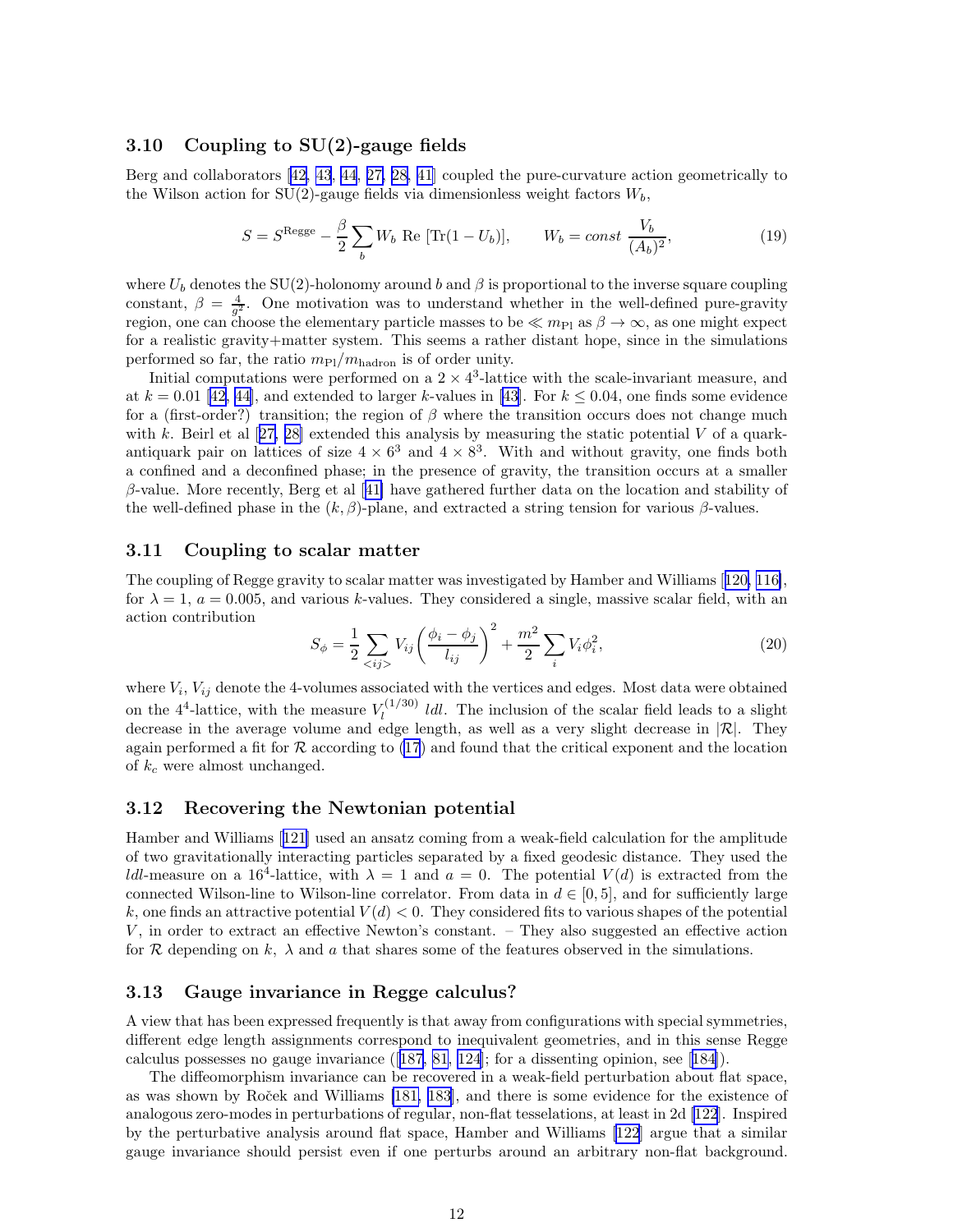### 3.10 Coupling to SU(2)-gauge fields

Berg and collaborators [42, 43, 44, 27, 28, 41] coupled the pure-curvature action geometrically to the Wilson action for SU(2)-gauge fields via dimensionless weight factors $W_b$,

$$S = S^{\text{Regge}} - \frac{\beta}{2} \sum_b W_b \ \text{Re}\ [\text{Tr}(1 - U_b)], \qquad W_b = const\ \frac{V_b}{(A_b)^2}, \tag{19}$$

where $U_b$ denotes the SU(2)-holonomy around $b$ and $\beta$ is proportional to the inverse square coupling constant, $\beta = \frac{4}{g^2}$. One motivation was to understand whether in the well-defined pure-gravity region, one can choose the elementary particle masses to be $\ll m_{\text{Pl}}$ as $\beta \to \infty$, as one might expect for a realistic gravity+matter system. This seems a rather distant hope, since in the simulations performed so far, the ratio $m_{\text{Pl}}/m_{\text{hadron}}$ is of order unity.

Initial computations were performed on a $2 \times 4^3$-lattice with the scale-invariant measure, and at $k = 0.01$ [42, 44], and extended to larger $k$-values in [43]. For $k \leq 0.04$, one finds some evidence for a (first-order?) transition; the region of $\beta$ where the transition occurs does not change much with $k$. Beirl et al [27, 28] extended this analysis by measuring the static potential $V$ of a quark-antiquark pair on lattices of size $4 \times 6^3$ and $4 \times 8^3$. With and without gravity, one finds both a confined and a deconfined phase; in the presence of gravity, the transition occurs at a smaller $\beta$-value. More recently, Berg et al [41] have gathered further data on the location and stability of the well-defined phase in the $(k, \beta)$-plane, and extracted a string tension for various $\beta$-values.

### 3.11 Coupling to scalar matter

The coupling of Regge gravity to scalar matter was investigated by Hamber and Williams [120, 116], for $\lambda = 1$, $a = 0.005$, and various $k$-values. They considered a single, massive scalar field, with an action contribution

$$S_\phi = \frac{1}{2} \sum_{<ij>} V_{ij} \left( \frac{\phi_i - \phi_j}{l_{ij}} \right)^2 + \frac{m^2}{2} \sum_i V_i \phi_i^2, \tag{20}$$

where $V_i$, $V_{ij}$ denote the 4-volumes associated with the vertices and edges. Most data were obtained on the $4^4$-lattice, with the measure $V_l^{(1/30)}\ ldl$. The inclusion of the scalar field leads to a slight decrease in the average volume and edge length, as well as a very slight decrease in $|\mathcal{R}|$. They again performed a fit for $\mathcal{R}$ according to (17) and found that the critical exponent and the location of $k_c$ were almost unchanged.

### 3.12 Recovering the Newtonian potential

Hamber and Williams [121] used an ansatz coming from a weak-field calculation for the amplitude of two gravitationally interacting particles separated by a fixed geodesic distance. They used the $ldl$-measure on a $16^4$-lattice, with $\lambda = 1$ and $a = 0$. The potential $V(d)$ is extracted from the connected Wilson-line to Wilson-line correlator. From data in $d \in [0, 5]$, and for sufficiently large $k$, one finds an attractive potential $V(d) < 0$. They considered fits to various shapes of the potential $V$, in order to extract an effective Newton's constant. – They also suggested an effective action for $\mathcal{R}$ depending on $k$, $\lambda$ and $a$ that shares some of the features observed in the simulations.

### 3.13 Gauge invariance in Regge calculus?

A view that has been expressed frequently is that away from configurations with special symmetries, different edge length assignments correspond to inequivalent geometries, and in this sense Regge calculus possesses no gauge invariance ([187, 81, 124]; for a dissenting opinion, see [184]).

The diffeomorphism invariance can be recovered in a weak-field perturbation about flat space, as was shown by Roček and Williams [181, 183], and there is some evidence for the existence of analogous zero-modes in perturbations of regular, non-flat tesselations, at least in 2d [122]. Inspired by the perturbative analysis around flat space, Hamber and Williams [122] argue that a similar gauge invariance should persist even if one perturbs around an arbitrary non-flat background.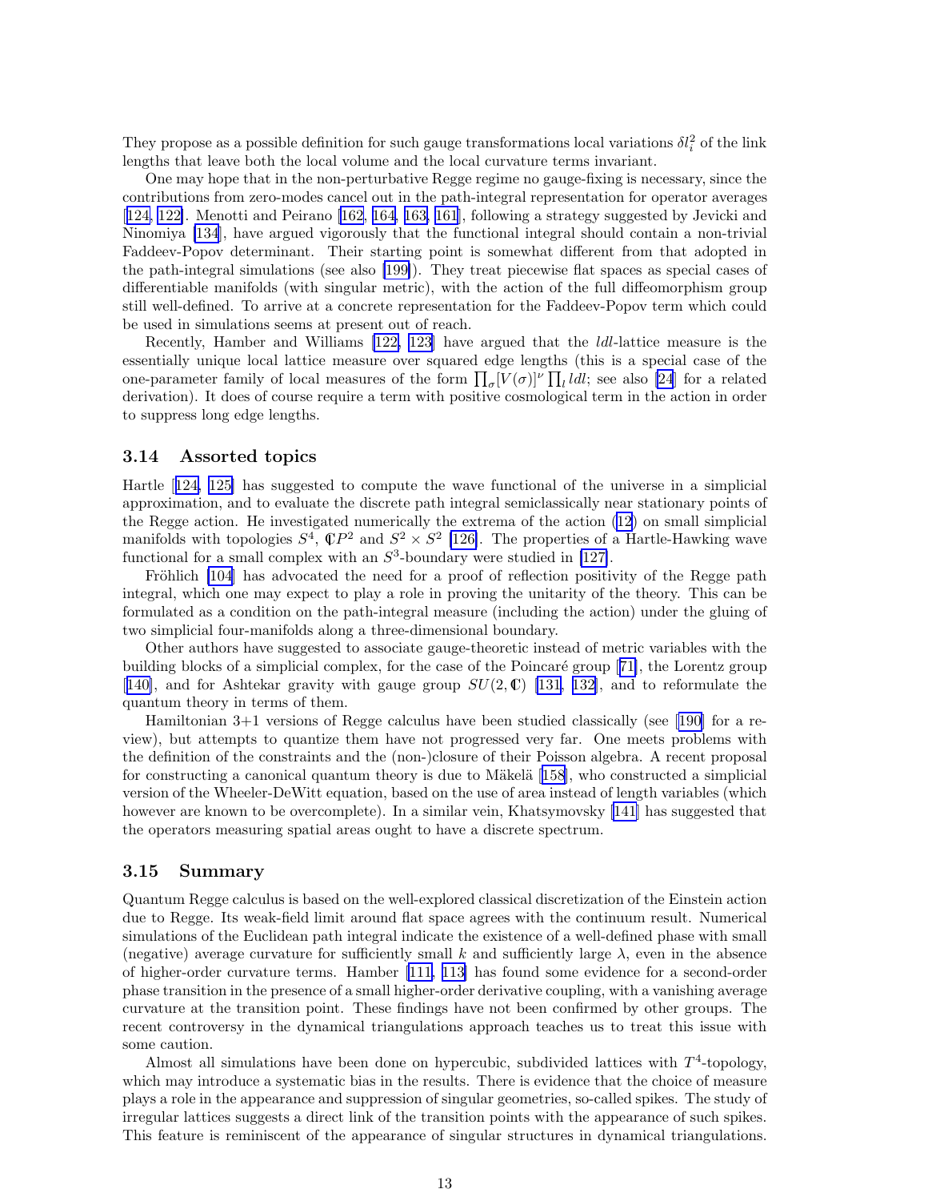They propose as a possible definition for such gauge transformations local variations $\delta l_i^2$ of the link lengths that leave both the local volume and the local curvature terms invariant.

One may hope that in the non-perturbative Regge regime no gauge-fixing is necessary, since the contributions from zero-modes cancel out in the path-integral representation for operator averages [124, 122]. Menotti and Peirano [162, 164, 163, 161], following a strategy suggested by Jevicki and Ninomiya [134], have argued vigorously that the functional integral should contain a non-trivial Faddeev-Popov determinant. Their starting point is somewhat different from that adopted in the path-integral simulations (see also [199]). They treat piecewise flat spaces as special cases of differentiable manifolds (with singular metric), with the action of the full diffeomorphism group still well-defined. To arrive at a concrete representation for the Faddeev-Popov term which could be used in simulations seems at present out of reach.

Recently, Hamber and Williams [122, 123] have argued that the $ldl$-lattice measure is the essentially unique local lattice measure over squared edge lengths (this is a special case of the one-parameter family of local measures of the form $\prod_\sigma [V(\sigma)]^\nu \prod_l ldl$; see also [24] for a related derivation). It does of course require a term with positive cosmological term in the action in order to suppress long edge lengths.

### 3.14 Assorted topics

Hartle [124, 125] has suggested to compute the wave functional of the universe in a simplicial approximation, and to evaluate the discrete path integral semiclassically near stationary points of the Regge action. He investigated numerically the extrema of the action (12) on small simplicial manifolds with topologies $S^4$, $\mathbb{C}P^2$ and $S^2 \times S^2$ [126]. The properties of a Hartle-Hawking wave functional for a small complex with an $S^3$-boundary were studied in [127].

Fröhlich [104] has advocated the need for a proof of reflection positivity of the Regge path integral, which one may expect to play a role in proving the unitarity of the theory. This can be formulated as a condition on the path-integral measure (including the action) under the gluing of two simplicial four-manifolds along a three-dimensional boundary.

Other authors have suggested to associate gauge-theoretic instead of metric variables with the building blocks of a simplicial complex, for the case of the Poincaré group [71], the Lorentz group [140], and for Ashtekar gravity with gauge group $SU(2, \mathbb{C})$ [131, 132], and to reformulate the quantum theory in terms of them.

Hamiltonian 3+1 versions of Regge calculus have been studied classically (see [190] for a review), but attempts to quantize them have not progressed very far. One meets problems with the definition of the constraints and the (non-)closure of their Poisson algebra. A recent proposal for constructing a canonical quantum theory is due to Mäkelä [158], who constructed a simplicial version of the Wheeler-DeWitt equation, based on the use of area instead of length variables (which however are known to be overcomplete). In a similar vein, Khatsymovsky [141] has suggested that the operators measuring spatial areas ought to have a discrete spectrum.

### 3.15 Summary

Quantum Regge calculus is based on the well-explored classical discretization of the Einstein action due to Regge. Its weak-field limit around flat space agrees with the continuum result. Numerical simulations of the Euclidean path integral indicate the existence of a well-defined phase with small (negative) average curvature for sufficiently small $k$ and sufficiently large $\lambda$, even in the absence of higher-order curvature terms. Hamber [111, 113] has found some evidence for a second-order phase transition in the presence of a small higher-order derivative coupling, with a vanishing average curvature at the transition point. These findings have not been confirmed by other groups. The recent controversy in the dynamical triangulations approach teaches us to treat this issue with some caution.

Almost all simulations have been done on hypercubic, subdivided lattices with $T^4$-topology, which may introduce a systematic bias in the results. There is evidence that the choice of measure plays a role in the appearance and suppression of singular geometries, so-called spikes. The study of irregular lattices suggests a direct link of the transition points with the appearance of such spikes. This feature is reminiscent of the appearance of singular structures in dynamical triangulations.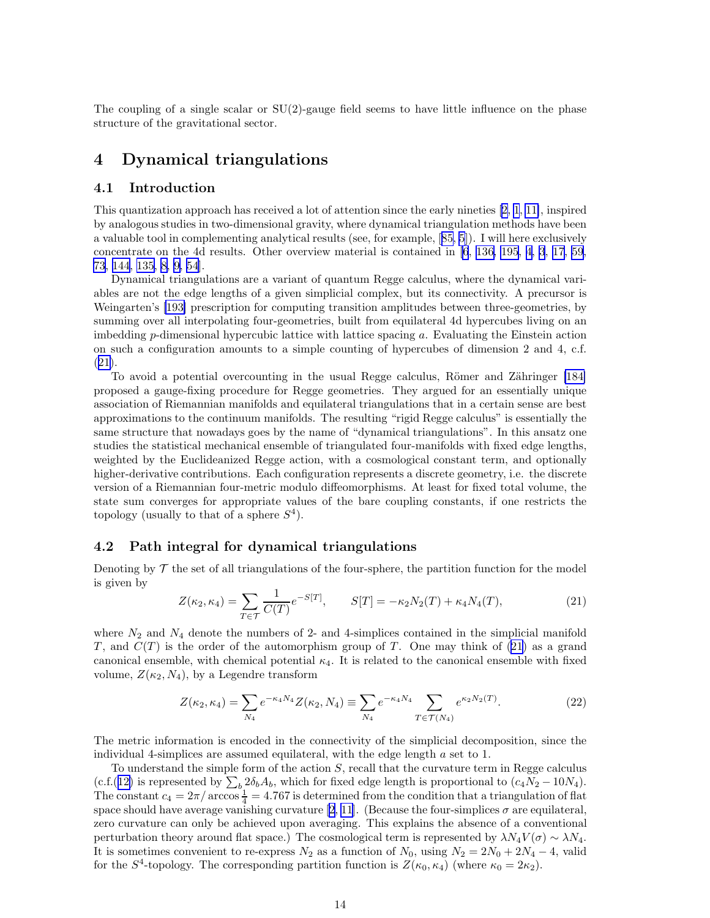The coupling of a single scalar or SU(2)-gauge field seems to have little influence on the phase structure of the gravitational sector.

# 4 Dynamical triangulations

## 4.1 Introduction

This quantization approach has received a lot of attention since the early nineties [2, 1, 11], inspired by analogous studies in two-dimensional gravity, where dynamical triangulation methods have been a valuable tool in complementing analytical results (see, for example, [85, 5]). I will here exclusively concentrate on the 4d results. Other overview material is contained in [6, 136, 195, 4, 3, 17, 59, 73, 144, 135, 8, 9, 54].

Dynamical triangulations are a variant of quantum Regge calculus, where the dynamical variables are not the edge lengths of a given simplicial complex, but its connectivity. A precursor is Weingarten's [193] prescription for computing transition amplitudes between three-geometries, by summing over all interpolating four-geometries, built from equilateral 4d hypercubes living on an imbedding $p$-dimensional hypercubic lattice with lattice spacing $a$. Evaluating the Einstein action on such a configuration amounts to a simple counting of hypercubes of dimension 2 and 4, c.f. (21).

To avoid a potential overcounting in the usual Regge calculus, Römer and Zähringer [184] proposed a gauge-fixing procedure for Regge geometries. They argued for an essentially unique association of Riemannian manifolds and equilateral triangulations that in a certain sense are best approximations to the continuum manifolds. The resulting "rigid Regge calculus" is essentially the same structure that nowadays goes by the name of "dynamical triangulations". In this ansatz one studies the statistical mechanical ensemble of triangulated four-manifolds with fixed edge lengths, weighted by the Euclideanized Regge action, with a cosmological constant term, and optionally higher-derivative contributions. Each configuration represents a discrete geometry, i.e. the discrete version of a Riemannian four-metric modulo diffeomorphisms. At least for fixed total volume, the state sum converges for appropriate values of the bare coupling constants, if one restricts the topology (usually to that of a sphere $S^4$).

## 4.2 Path integral for dynamical triangulations

Denoting by $\mathcal{T}$ the set of all triangulations of the four-sphere, the partition function for the model is given by

$$Z(\kappa_2, \kappa_4) = \sum_{T \in \mathcal{T}} \frac{1}{C(T)} e^{-S[T]}, \qquad S[T] = -\kappa_2 N_2(T) + \kappa_4 N_4(T), \tag{21}$$

where $N_2$ and $N_4$ denote the numbers of 2- and 4-simplices contained in the simplicial manifold $T$, and $C(T)$ is the order of the automorphism group of $T$. One may think of (21) as a grand canonical ensemble, with chemical potential $\kappa_4$. It is related to the canonical ensemble with fixed volume, $Z(\kappa_2, N_4)$, by a Legendre transform

$$Z(\kappa_2, \kappa_4) = \sum_{N_4} e^{-\kappa_4 N_4} Z(\kappa_2, N_4) \equiv \sum_{N_4} e^{-\kappa_4 N_4} \sum_{T \in \mathcal{T}(N_4)} e^{\kappa_2 N_2(T)}. \tag{22}$$

The metric information is encoded in the connectivity of the simplicial decomposition, since the individual 4-simplices are assumed equilateral, with the edge length $a$ set to 1.

To understand the simple form of the action $S$, recall that the curvature term in Regge calculus (c.f.(12) is represented by $\sum_b 2\delta_b A_b$, which for fixed edge length is proportional to $(c_4 N_2 - 10 N_4)$. The constant $c_4 = 2\pi / \arccos\frac{1}{4} = 4.767$ is determined from the condition that a triangulation of flat space should have average vanishing curvature [2, 11]. (Because the four-simplices $\sigma$ are equilateral, zero curvature can only be achieved upon averaging. This explains the absence of a conventional perturbation theory around flat space.) The cosmological term is represented by $\lambda N_4 V(\sigma) \sim \lambda N_4$. It is sometimes convenient to re-express $N_2$ as a function of $N_0$, using $N_2 = 2N_0 + 2N_4 - 4$, valid for the $S^4$-topology. The corresponding partition function is $Z(\kappa_0, \kappa_4)$ (where $\kappa_0 = 2\kappa_2$).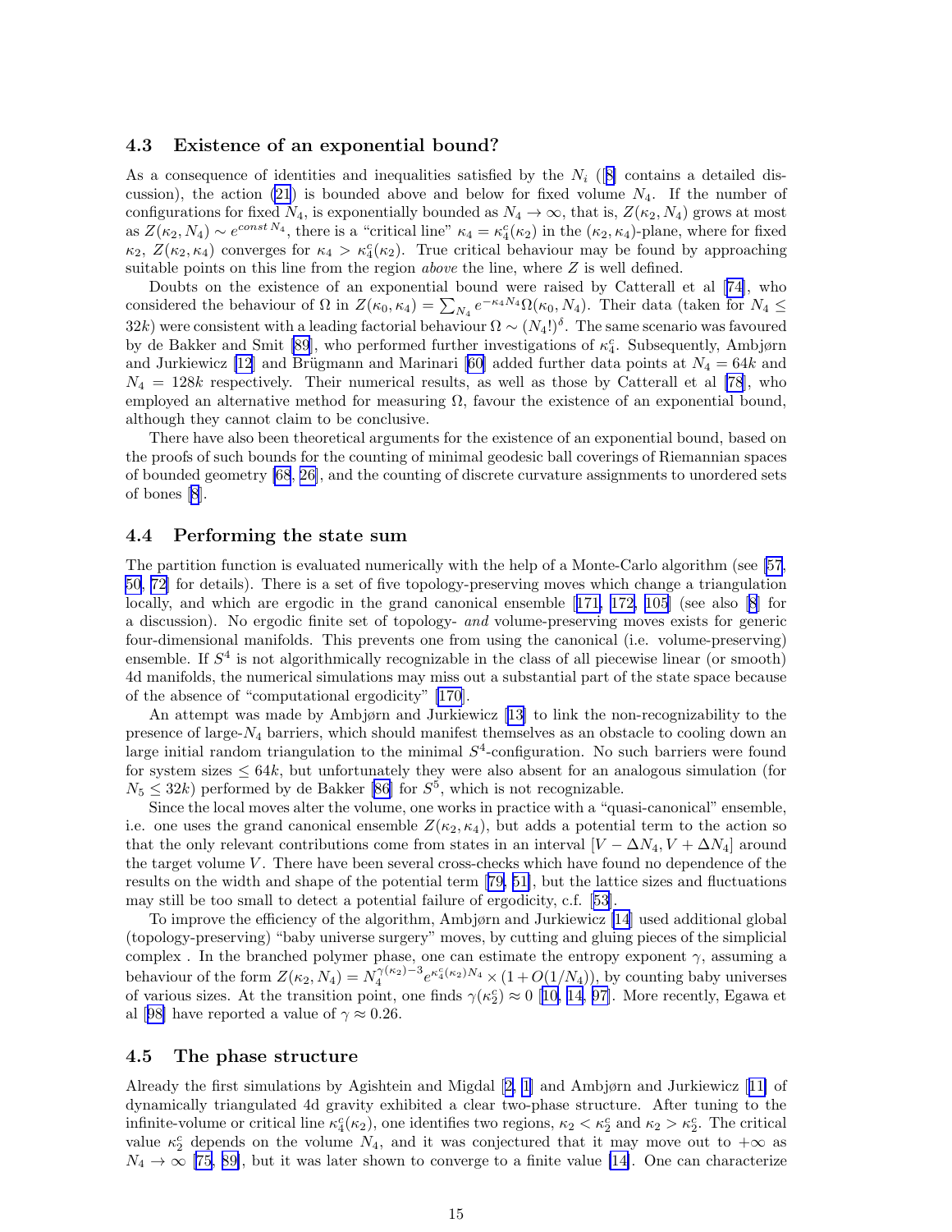### 4.3 Existence of an exponential bound?

As a consequence of identities and inequalities satisfied by the $N_i$ ([8] contains a detailed discussion), the action (21) is bounded above and below for fixed volume $N_4$. If the number of configurations for fixed $N_4$, is exponentially bounded as $N_4 \to \infty$, that is, $Z(\kappa_2, N_4)$ grows at most as $Z(\kappa_2, N_4) \sim e^{const\, N_4}$, there is a "critical line" $\kappa_4 = \kappa_4^c(\kappa_2)$ in the $(\kappa_2, \kappa_4)$-plane, where for fixed $\kappa_2$, $Z(\kappa_2, \kappa_4)$ converges for $\kappa_4 > \kappa_4^c(\kappa_2)$. True critical behaviour may be found by approaching suitable points on this line from the region *above* the line, where $Z$ is well defined.

Doubts on the existence of an exponential bound were raised by Catterall et al [74], who considered the behaviour of $\Omega$ in $Z(\kappa_0, \kappa_4) = \sum_{N_4} e^{-\kappa_4 N_4} \Omega(\kappa_0, N_4)$. Their data (taken for $N_4 \leq 32k$) were consistent with a leading factorial behaviour $\Omega \sim (N_4!)^\delta$. The same scenario was favoured by de Bakker and Smit [89], who performed further investigations of $\kappa_4^c$. Subsequently, Ambjørn and Jurkiewicz [12] and Brügmann and Marinari [60] added further data points at $N_4 = 64k$ and $N_4 = 128k$ respectively. Their numerical results, as well as those by Catterall et al [78], who employed an alternative method for measuring $\Omega$, favour the existence of an exponential bound, although they cannot claim to be conclusive.

There have also been theoretical arguments for the existence of an exponential bound, based on the proofs of such bounds for the counting of minimal geodesic ball coverings of Riemannian spaces of bounded geometry [68, 26], and the counting of discrete curvature assignments to unordered sets of bones [8].

### 4.4 Performing the state sum

The partition function is evaluated numerically with the help of a Monte-Carlo algorithm (see [57, 50, 72] for details). There is a set of five topology-preserving moves which change a triangulation locally, and which are ergodic in the grand canonical ensemble [171, 172, 105] (see also [8] for a discussion). No ergodic finite set of topology- *and* volume-preserving moves exists for generic four-dimensional manifolds. This prevents one from using the canonical (i.e. volume-preserving) ensemble. If $S^4$ is not algorithmically recognizable in the class of all piecewise linear (or smooth) 4d manifolds, the numerical simulations may miss out a substantial part of the state space because of the absence of "computational ergodicity" [170].

An attempt was made by Ambjørn and Jurkiewicz [13] to link the non-recognizability to the presence of large-$N_4$ barriers, which should manifest themselves as an obstacle to cooling down an large initial random triangulation to the minimal $S^4$-configuration. No such barriers were found for system sizes $\leq 64k$, but unfortunately they were also absent for an analogous simulation (for $N_5 \leq 32k$) performed by de Bakker [86] for $S^5$, which is not recognizable.

Since the local moves alter the volume, one works in practice with a "quasi-canonical" ensemble, i.e. one uses the grand canonical ensemble $Z(\kappa_2, \kappa_4)$, but adds a potential term to the action so that the only relevant contributions come from states in an interval $[V - \Delta N_4, V + \Delta N_4]$ around the target volume $V$. There have been several cross-checks which have found no dependence of the results on the width and shape of the potential term [79, 51], but the lattice sizes and fluctuations may still be too small to detect a potential failure of ergodicity, c.f. [53].

To improve the efficiency of the algorithm, Ambjørn and Jurkiewicz [14] used additional global (topology-preserving) "baby universe surgery" moves, by cutting and gluing pieces of the simplicial complex . In the branched polymer phase, one can estimate the entropy exponent $\gamma$, assuming a behaviour of the form $Z(\kappa_2, N_4) = N_4^{\gamma(\kappa_2)-3} e^{\kappa_4^c(\kappa_2) N_4} \times (1 + O(1/N_4))$, by counting baby universes of various sizes. At the transition point, one finds $\gamma(\kappa_2^c) \approx 0$ [10, 14, 97]. More recently, Egawa et al [98] have reported a value of $\gamma \approx 0.26$.

### 4.5 The phase structure

Already the first simulations by Agishtein and Migdal [2, 1] and Ambjørn and Jurkiewicz [11] of dynamically triangulated 4d gravity exhibited a clear two-phase structure. After tuning to the infinite-volume or critical line $\kappa_4^c(\kappa_2)$, one identifies two regions, $\kappa_2 < \kappa_2^c$ and $\kappa_2 > \kappa_2^c$. The critical value $\kappa_2^c$ depends on the volume $N_4$, and it was conjectured that it may move out to $+\infty$ as $N_4 \to \infty$ [75, 89], but it was later shown to converge to a finite value [14]. One can characterize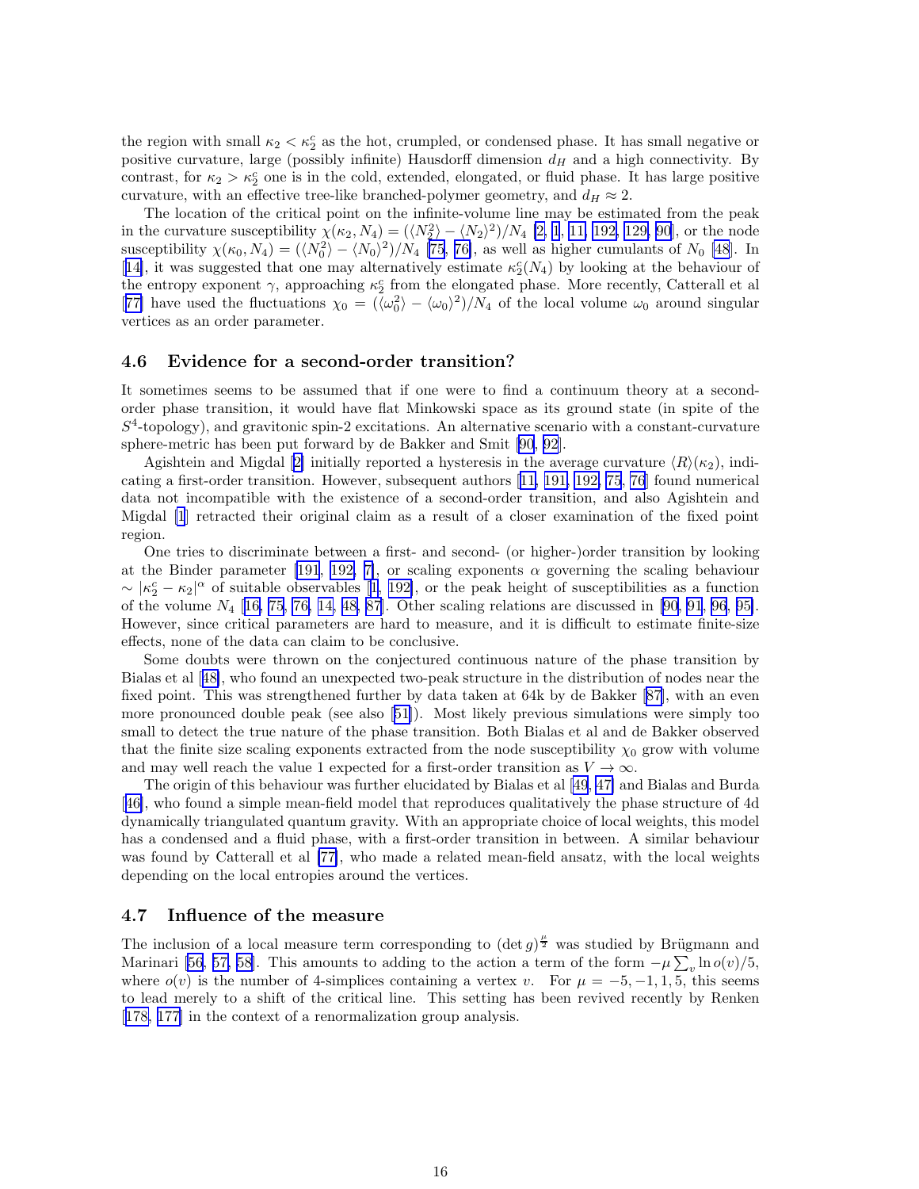the region with small $\kappa_2 < \kappa_2^c$ as the hot, crumpled, or condensed phase. It has small negative or positive curvature, large (possibly infinite) Hausdorff dimension $d_H$ and a high connectivity. By contrast, for $\kappa_2 > \kappa_2^c$ one is in the cold, extended, elongated, or fluid phase. It has large positive curvature, with an effective tree-like branched-polymer geometry, and $d_H \approx 2$.

The location of the critical point on the infinite-volume line may be estimated from the peak in the curvature susceptibility $\chi(\kappa_2, N_4) = (\langle N_2^2 \rangle - \langle N_2 \rangle^2)/N_4$ [2, 1, 11, 192, 129, 90], or the node susceptibility $\chi(\kappa_0, N_4) = (\langle N_0^2 \rangle - \langle N_0 \rangle^2)/N_4$ [75, 76], as well as higher cumulants of $N_0$ [48]. In [14], it was suggested that one may alternatively estimate $\kappa_2^c(N_4)$ by looking at the behaviour of the entropy exponent $\gamma$, approaching $\kappa_2^c$ from the elongated phase. More recently, Catterall et al [77] have used the fluctuations $\chi_0 = (\langle \omega_0^2 \rangle - \langle \omega_0 \rangle^2)/N_4$ of the local volume $\omega_0$ around singular vertices as an order parameter.

### 4.6 Evidence for a second-order transition?

It sometimes seems to be assumed that if one were to find a continuum theory at a second-order phase transition, it would have flat Minkowski space as its ground state (in spite of the $S^4$-topology), and gravitonic spin-2 excitations. An alternative scenario with a constant-curvature sphere-metric has been put forward by de Bakker and Smit [90, 92].

Agishtein and Migdal [2] initially reported a hysteresis in the average curvature $\langle R \rangle(\kappa_2)$, indicating a first-order transition. However, subsequent authors [11, 191, 192, 75, 76] found numerical data not incompatible with the existence of a second-order transition, and also Agishtein and Migdal [1] retracted their original claim as a result of a closer examination of the fixed point region.

One tries to discriminate between a first- and second- (or higher-)order transition by looking at the Binder parameter [191, 192, 7], or scaling exponents $\alpha$ governing the scaling behaviour $\sim |\kappa_2^c - \kappa_2|^\alpha$ of suitable observables [1, 192], or the peak height of susceptibilities as a function of the volume $N_4$ [16, 75, 76, 14, 48, 87]. Other scaling relations are discussed in [90, 91, 96, 95]. However, since critical parameters are hard to measure, and it is difficult to estimate finite-size effects, none of the data can claim to be conclusive.

Some doubts were thrown on the conjectured continuous nature of the phase transition by Bialas et al [48], who found an unexpected two-peak structure in the distribution of nodes near the fixed point. This was strengthened further by data taken at 64k by de Bakker [87], with an even more pronounced double peak (see also [51]). Most likely previous simulations were simply too small to detect the true nature of the phase transition. Both Bialas et al and de Bakker observed that the finite size scaling exponents extracted from the node susceptibility $\chi_0$ grow with volume and may well reach the value 1 expected for a first-order transition as $V \to \infty$.

The origin of this behaviour was further elucidated by Bialas et al [49, 47] and Bialas and Burda [46], who found a simple mean-field model that reproduces qualitatively the phase structure of 4d dynamically triangulated quantum gravity. With an appropriate choice of local weights, this model has a condensed and a fluid phase, with a first-order transition in between. A similar behaviour was found by Catterall et al [77], who made a related mean-field ansatz, with the local weights depending on the local entropies around the vertices.

### 4.7 Influence of the measure

The inclusion of a local measure term corresponding to $(\det g)^{\frac{\mu}{2}}$ was studied by Brügmann and Marinari [56, 57, 58]. This amounts to adding to the action a term of the form $-\mu \sum_v \ln o(v)/5$, where $o(v)$ is the number of 4-simplices containing a vertex $v$. For $\mu = -5, -1, 1, 5$, this seems to lead merely to a shift of the critical line. This setting has been revived recently by Renken [178, 177] in the context of a renormalization group analysis.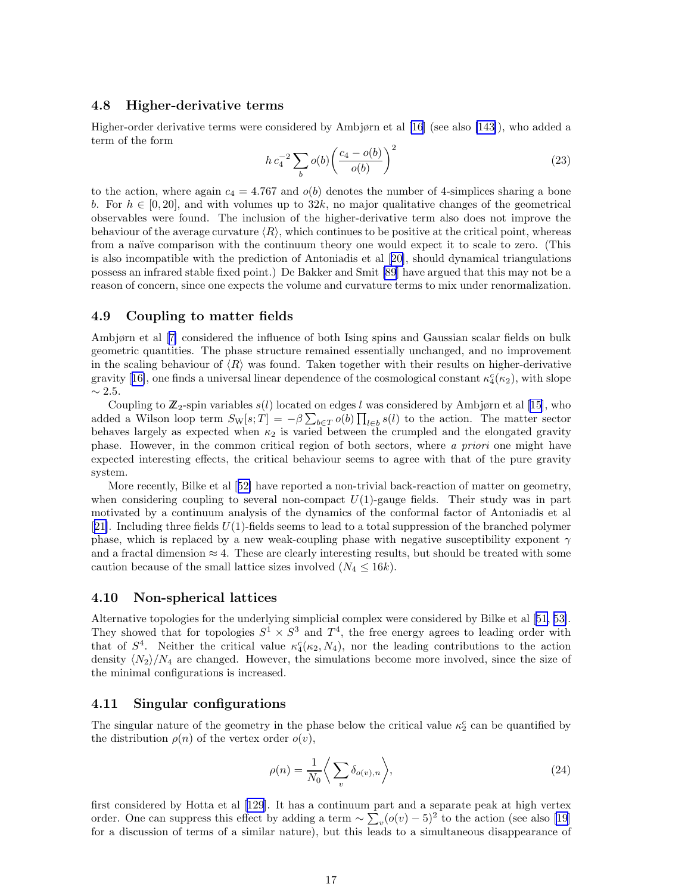### 4.8 Higher-derivative terms

Higher-order derivative terms were considered by Ambjørn et al [16] (see also [143]), who added a term of the form

$$h\, c_4^{-2} \sum_b o(b) \left( \frac{c_4 - o(b)}{o(b)} \right)^2 \tag{23}$$

to the action, where again $c_4 = 4.767$ and $o(b)$ denotes the number of 4-simplices sharing a bone $b$. For $h \in [0, 20]$, and with volumes up to $32k$, no major qualitative changes of the geometrical observables were found. The inclusion of the higher-derivative term also does not improve the behaviour of the average curvature $\langle R \rangle$, which continues to be positive at the critical point, whereas from a naïve comparison with the continuum theory one would expect it to scale to zero. (This is also incompatible with the prediction of Antoniadis et al [20], should dynamical triangulations possess an infrared stable fixed point.) De Bakker and Smit [89] have argued that this may not be a reason of concern, since one expects the volume and curvature terms to mix under renormalization.

### 4.9 Coupling to matter fields

Ambjørn et al [7] considered the influence of both Ising spins and Gaussian scalar fields on bulk geometric quantities. The phase structure remained essentially unchanged, and no improvement in the scaling behaviour of $\langle R \rangle$ was found. Taken together with their results on higher-derivative gravity [16], one finds a universal linear dependence of the cosmological constant $\kappa_4^c(\kappa_2)$, with slope $\sim 2.5$.

Coupling to $\mathbb{Z}_2$-spin variables $s(l)$ located on edges $l$ was considered by Ambjørn et al [15], who added a Wilson loop term $S_{\mathrm{W}}[s;T] = -\beta \sum_{b \in T} o(b) \prod_{l \in b} s(l)$ to the action. The matter sector behaves largely as expected when $\kappa_2$ is varied between the crumpled and the elongated gravity phase. However, in the common critical region of both sectors, where *a priori* one might have expected interesting effects, the critical behaviour seems to agree with that of the pure gravity system.

More recently, Bilke et al [52] have reported a non-trivial back-reaction of matter on geometry, when considering coupling to several non-compact $U(1)$-gauge fields. Their study was in part motivated by a continuum analysis of the dynamics of the conformal factor of Antoniadis et al [21]. Including three fields $U(1)$-fields seems to lead to a total suppression of the branched polymer phase, which is replaced by a new weak-coupling phase with negative susceptibility exponent $\gamma$ and a fractal dimension $\approx 4$. These are clearly interesting results, but should be treated with some caution because of the small lattice sizes involved ($N_4 \leq 16k$).

### 4.10 Non-spherical lattices

Alternative topologies for the underlying simplicial complex were considered by Bilke et al [51, 53]. They showed that for topologies $S^1 \times S^3$ and $T^4$, the free energy agrees to leading order with that of $S^4$. Neither the critical value $\kappa_4^c(\kappa_2, N_4)$, nor the leading contributions to the action density $\langle N_2 \rangle / N_4$ are changed. However, the simulations become more involved, since the size of the minimal configurations is increased.

### 4.11 Singular configurations

The singular nature of the geometry in the phase below the critical value $\kappa_2^c$ can be quantified by the distribution $\rho(n)$ of the vertex order $o(v)$,

$$\rho(n) = \frac{1}{N_0} \left\langle \sum_v \delta_{o(v),n} \right\rangle, \tag{24}$$

first considered by Hotta et al [129]. It has a continuum part and a separate peak at high vertex order. One can suppress this effect by adding a term $\sim \sum_v (o(v) - 5)^2$ to the action (see also [19] for a discussion of terms of a similar nature), but this leads to a simultaneous disappearance of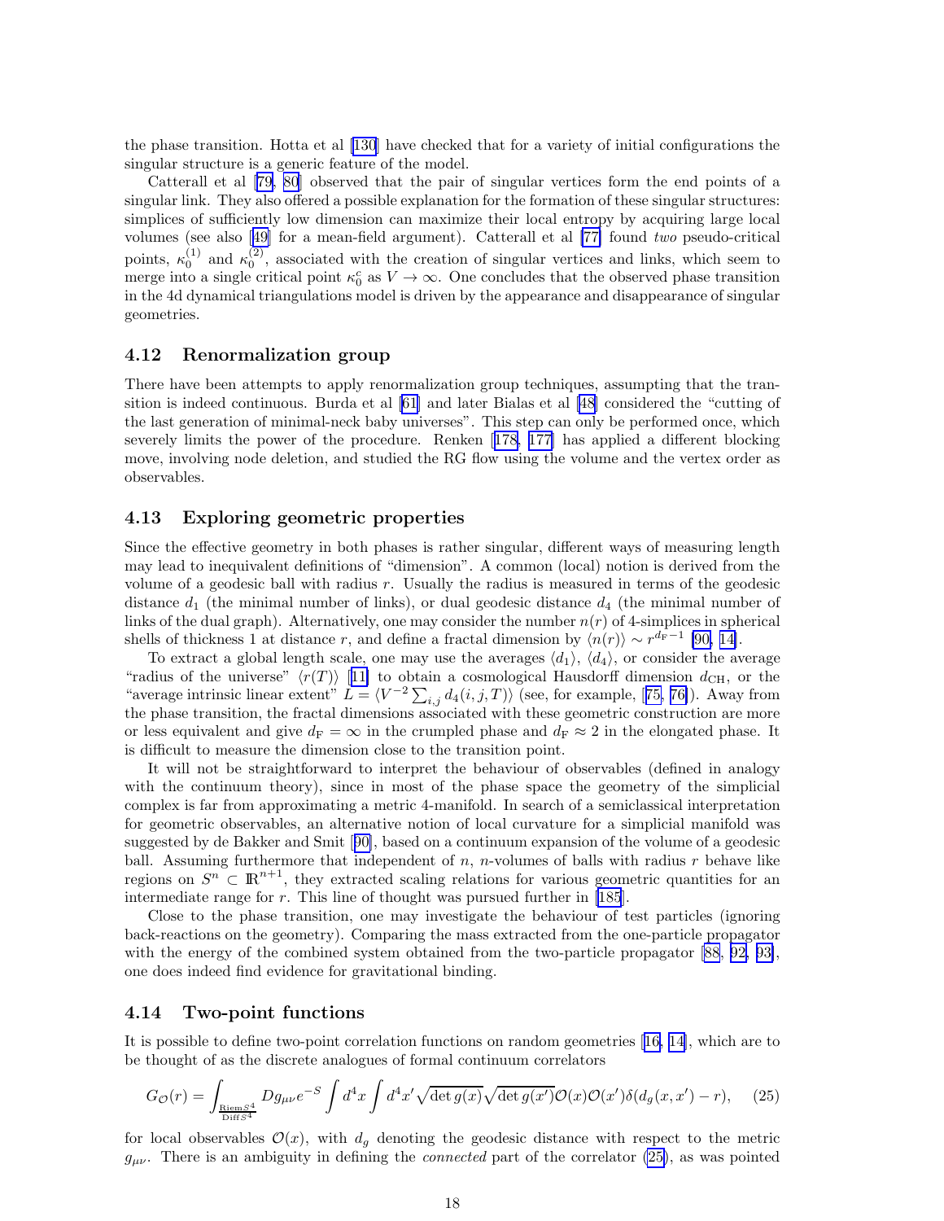the phase transition. Hotta et al [130] have checked that for a variety of initial configurations the singular structure is a generic feature of the model.

Catterall et al [79, 80] observed that the pair of singular vertices form the end points of a singular link. They also offered a possible explanation for the formation of these singular structures: simplices of sufficiently low dimension can maximize their local entropy by acquiring large local volumes (see also [49] for a mean-field argument). Catterall et al [77] found *two* pseudo-critical points, $\kappa_0^{(1)}$ and $\kappa_0^{(2)}$, associated with the creation of singular vertices and links, which seem to merge into a single critical point $\kappa_0^c$ as $V \to \infty$. One concludes that the observed phase transition in the 4d dynamical triangulations model is driven by the appearance and disappearance of singular geometries.

### 4.12 Renormalization group

There have been attempts to apply renormalization group techniques, assumpting that the transition is indeed continuous. Burda et al [61] and later Bialas et al [48] considered the "cutting of the last generation of minimal-neck baby universes". This step can only be performed once, which severely limits the power of the procedure. Renken [178, 177] has applied a different blocking move, involving node deletion, and studied the RG flow using the volume and the vertex order as observables.

### 4.13 Exploring geometric properties

Since the effective geometry in both phases is rather singular, different ways of measuring length may lead to inequivalent definitions of "dimension". A common (local) notion is derived from the volume of a geodesic ball with radius $r$. Usually the radius is measured in terms of the geodesic distance $d_1$ (the minimal number of links), or dual geodesic distance $d_4$ (the minimal number of links of the dual graph). Alternatively, one may consider the number $n(r)$ of 4-simplices in spherical shells of thickness 1 at distance $r$, and define a fractal dimension by $\langle n(r)\rangle \sim r^{d_{\rm F}-1}$ [90, 14].

To extract a global length scale, one may use the averages $\langle d_1\rangle$, $\langle d_4\rangle$, or consider the average "radius of the universe" $\langle r(T)\rangle$ [11] to obtain a cosmological Hausdorff dimension $d_{\rm CH}$, or the "average intrinsic linear extent" $L = \langle V^{-2}\sum_{i,j} d_4(i,j,T)\rangle$ (see, for example, [75, 76]). Away from the phase transition, the fractal dimensions associated with these geometric construction are more or less equivalent and give $d_{\rm F}=\infty$ in the crumpled phase and $d_{\rm F}\approx 2$ in the elongated phase. It is difficult to measure the dimension close to the transition point.

It will not be straightforward to interpret the behaviour of observables (defined in analogy with the continuum theory), since in most of the phase space the geometry of the simplicial complex is far from approximating a metric 4-manifold. In search of a semiclassical interpretation for geometric observables, an alternative notion of local curvature for a simplicial manifold was suggested by de Bakker and Smit [90], based on a continuum expansion of the volume of a geodesic ball. Assuming furthermore that independent of $n$, $n$-volumes of balls with radius $r$ behave like regions on $S^n \subset \mathbb{R}^{n+1}$, they extracted scaling relations for various geometric quantities for an intermediate range for $r$. This line of thought was pursued further in [185].

Close to the phase transition, one may investigate the behaviour of test particles (ignoring back-reactions on the geometry). Comparing the mass extracted from the one-particle propagator with the energy of the combined system obtained from the two-particle propagator [88, 92, 93], one does indeed find evidence for gravitational binding.

### 4.14 Two-point functions

It is possible to define two-point correlation functions on random geometries [16, 14], which are to be thought of as the discrete analogues of formal continuum correlators

$$G_{\mathcal{O}}(r) = \int_{\frac{{\rm Riem}S^4}{{\rm Diff}S^4}} Dg_{\mu\nu} e^{-S} \int d^4x \int d^4x' \sqrt{\det g(x)}\sqrt{\det g(x')}\,\mathcal{O}(x)\mathcal{O}(x')\,\delta(d_g(x,x')-r), \qquad (25)$$

for local observables $\mathcal{O}(x)$, with $d_g$ denoting the geodesic distance with respect to the metric $g_{\mu\nu}$. There is an ambiguity in defining the *connected* part of the correlator (25), as was pointed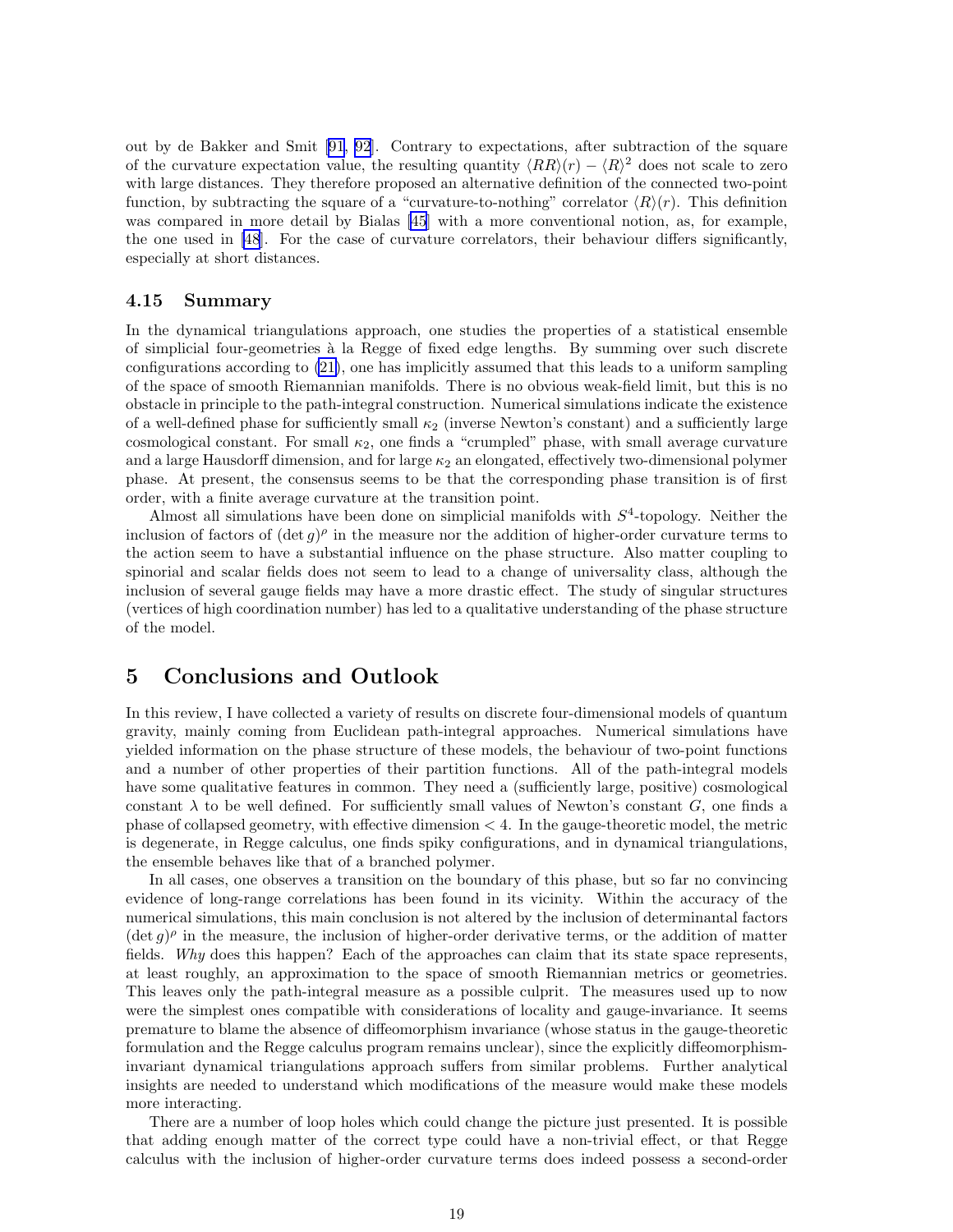out by de Bakker and Smit [91, 92]. Contrary to expectations, after subtraction of the square of the curvature expectation value, the resulting quantity $\langle RR\rangle(r) - \langle R\rangle^2$ does not scale to zero with large distances. They therefore proposed an alternative definition of the connected two-point function, by subtracting the square of a "curvature-to-nothing" correlator $\langle R\rangle(r)$. This definition was compared in more detail by Bialas [45] with a more conventional notion, as, for example, the one used in [48]. For the case of curvature correlators, their behaviour differs significantly, especially at short distances.

### 4.15 Summary

In the dynamical triangulations approach, one studies the properties of a statistical ensemble of simplicial four-geometries à la Regge of fixed edge lengths. By summing over such discrete configurations according to (21), one has implicitly assumed that this leads to a uniform sampling of the space of smooth Riemannian manifolds. There is no obvious weak-field limit, but this is no obstacle in principle to the path-integral construction. Numerical simulations indicate the existence of a well-defined phase for sufficiently small $\kappa_2$ (inverse Newton's constant) and a sufficiently large cosmological constant. For small $\kappa_2$, one finds a "crumpled" phase, with small average curvature and a large Hausdorff dimension, and for large $\kappa_2$ an elongated, effectively two-dimensional polymer phase. At present, the consensus seems to be that the corresponding phase transition is of first order, with a finite average curvature at the transition point.

Almost all simulations have been done on simplicial manifolds with $S^4$-topology. Neither the inclusion of factors of $(\det g)^\rho$ in the measure nor the addition of higher-order curvature terms to the action seem to have a substantial influence on the phase structure. Also matter coupling to spinorial and scalar fields does not seem to lead to a change of universality class, although the inclusion of several gauge fields may have a more drastic effect. The study of singular structures (vertices of high coordination number) has led to a qualitative understanding of the phase structure of the model.

## 5 Conclusions and Outlook

In this review, I have collected a variety of results on discrete four-dimensional models of quantum gravity, mainly coming from Euclidean path-integral approaches. Numerical simulations have yielded information on the phase structure of these models, the behaviour of two-point functions and a number of other properties of their partition functions. All of the path-integral models have some qualitative features in common. They need a (sufficiently large, positive) cosmological constant $\lambda$ to be well defined. For sufficiently small values of Newton's constant $G$, one finds a phase of collapsed geometry, with effective dimension $< 4$. In the gauge-theoretic model, the metric is degenerate, in Regge calculus, one finds spiky configurations, and in dynamical triangulations, the ensemble behaves like that of a branched polymer.

In all cases, one observes a transition on the boundary of this phase, but so far no convincing evidence of long-range correlations has been found in its vicinity. Within the accuracy of the numerical simulations, this main conclusion is not altered by the inclusion of determinantal factors $(\det g)^\rho$ in the measure, the inclusion of higher-order derivative terms, or the addition of matter fields. *Why* does this happen? Each of the approaches can claim that its state space represents, at least roughly, an approximation to the space of smooth Riemannian metrics or geometries. This leaves only the path-integral measure as a possible culprit. The measures used up to now were the simplest ones compatible with considerations of locality and gauge-invariance. It seems premature to blame the absence of diffeomorphism invariance (whose status in the gauge-theoretic formulation and the Regge calculus program remains unclear), since the explicitly diffeomorphism-invariant dynamical triangulations approach suffers from similar problems. Further analytical insights are needed to understand which modifications of the measure would make these models more interacting.

There are a number of loop holes which could change the picture just presented. It is possible that adding enough matter of the correct type could have a non-trivial effect, or that Regge calculus with the inclusion of higher-order curvature terms does indeed possess a second-order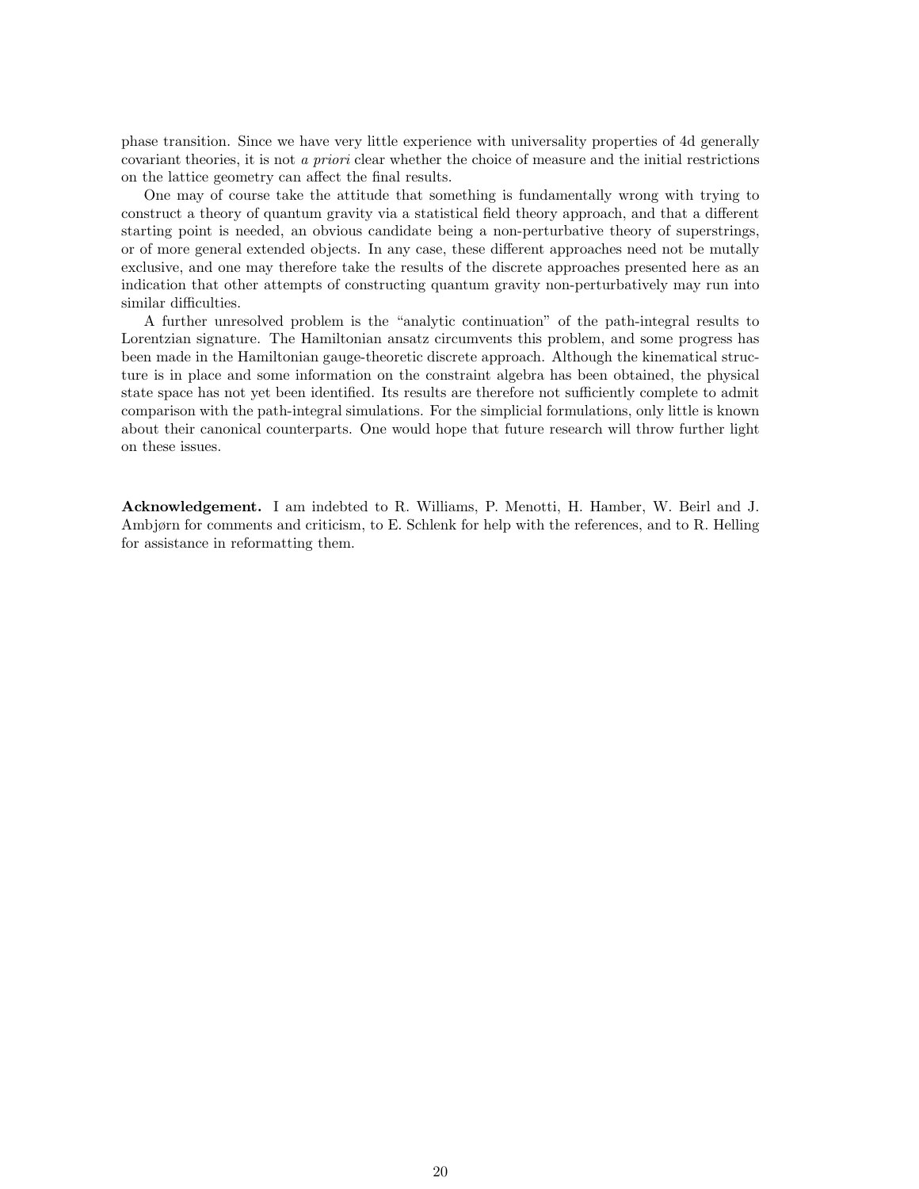phase transition. Since we have very little experience with universality properties of 4d generally covariant theories, it is not *a priori* clear whether the choice of measure and the initial restrictions on the lattice geometry can affect the final results.

One may of course take the attitude that something is fundamentally wrong with trying to construct a theory of quantum gravity via a statistical field theory approach, and that a different starting point is needed, an obvious candidate being a non-perturbative theory of superstrings, or of more general extended objects. In any case, these different approaches need not be mutally exclusive, and one may therefore take the results of the discrete approaches presented here as an indication that other attempts of constructing quantum gravity non-perturbatively may run into similar difficulties.

A further unresolved problem is the "analytic continuation" of the path-integral results to Lorentzian signature. The Hamiltonian ansatz circumvents this problem, and some progress has been made in the Hamiltonian gauge-theoretic discrete approach. Although the kinematical structure is in place and some information on the constraint algebra has been obtained, the physical state space has not yet been identified. Its results are therefore not sufficiently complete to admit comparison with the path-integral simulations. For the simplicial formulations, only little is known about their canonical counterparts. One would hope that future research will throw further light on these issues.

**Acknowledgement.** I am indebted to R. Williams, P. Menotti, H. Hamber, W. Beirl and J. Ambjørn for comments and criticism, to E. Schlenk for help with the references, and to R. Helling for assistance in reformatting them.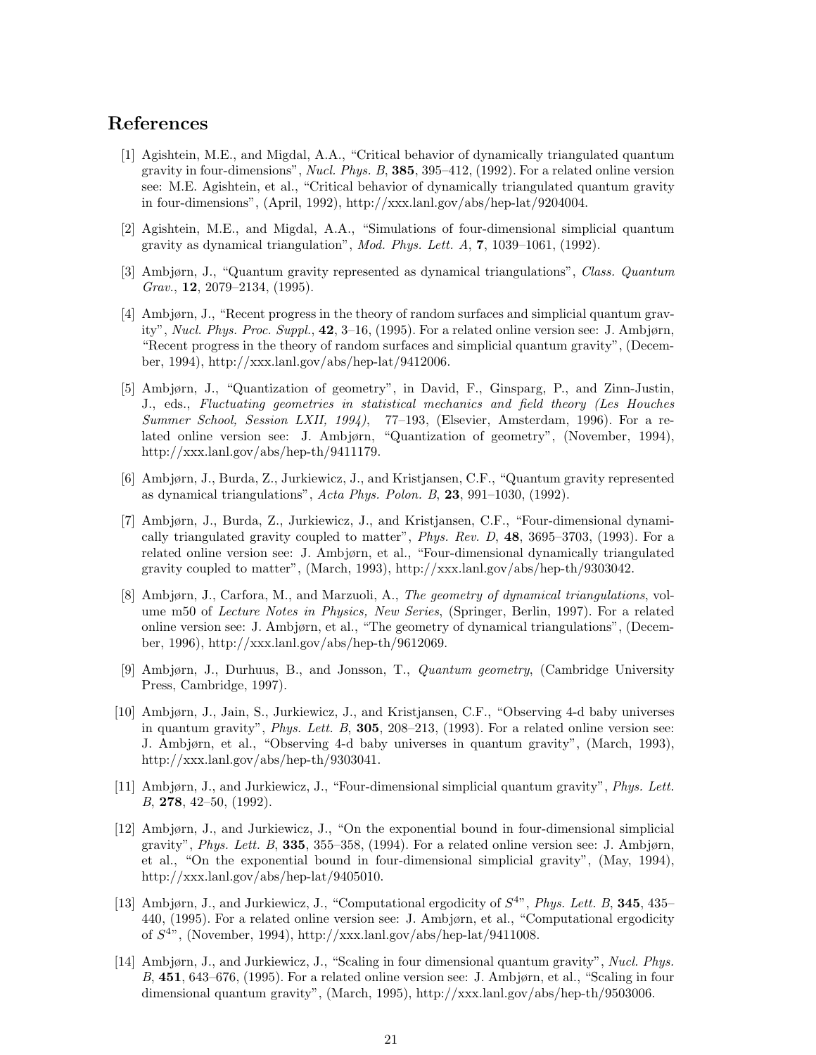# References

[1] Agishtein, M.E., and Migdal, A.A., "Critical behavior of dynamically triangulated quantum gravity in four-dimensions", *Nucl. Phys. B*, **385**, 395–412, (1992). For a related online version see: M.E. Agishtein, et al., "Critical behavior of dynamically triangulated quantum gravity in four-dimensions", (April, 1992), http://xxx.lanl.gov/abs/hep-lat/9204004.

[2] Agishtein, M.E., and Migdal, A.A., "Simulations of four-dimensional simplicial quantum gravity as dynamical triangulation", *Mod. Phys. Lett. A*, **7**, 1039–1061, (1992).

[3] Ambjørn, J., "Quantum gravity represented as dynamical triangulations", *Class. Quantum Grav.*, **12**, 2079–2134, (1995).

[4] Ambjørn, J., "Recent progress in the theory of random surfaces and simplicial quantum gravity", *Nucl. Phys. Proc. Suppl.*, **42**, 3–16, (1995). For a related online version see: J. Ambjørn, "Recent progress in the theory of random surfaces and simplicial quantum gravity", (December, 1994), http://xxx.lanl.gov/abs/hep-lat/9412006.

[5] Ambjørn, J., "Quantization of geometry", in David, F., Ginsparg, P., and Zinn-Justin, J., eds., *Fluctuating geometries in statistical mechanics and field theory (Les Houches Summer School, Session LXII, 1994)*, 77–193, (Elsevier, Amsterdam, 1996). For a related online version see: J. Ambjørn, "Quantization of geometry", (November, 1994), http://xxx.lanl.gov/abs/hep-th/9411179.

[6] Ambjørn, J., Burda, Z., Jurkiewicz, J., and Kristjansen, C.F., "Quantum gravity represented as dynamical triangulations", *Acta Phys. Polon. B*, **23**, 991–1030, (1992).

[7] Ambjørn, J., Burda, Z., Jurkiewicz, J., and Kristjansen, C.F., "Four-dimensional dynamically triangulated gravity coupled to matter", *Phys. Rev. D*, **48**, 3695–3703, (1993). For a related online version see: J. Ambjørn, et al., "Four-dimensional dynamically triangulated gravity coupled to matter", (March, 1993), http://xxx.lanl.gov/abs/hep-th/9303042.

[8] Ambjørn, J., Carfora, M., and Marzuoli, A., *The geometry of dynamical triangulations*, volume m50 of *Lecture Notes in Physics, New Series*, (Springer, Berlin, 1997). For a related online version see: J. Ambjørn, et al., "The geometry of dynamical triangulations", (December, 1996), http://xxx.lanl.gov/abs/hep-th/9612069.

[9] Ambjørn, J., Durhuus, B., and Jonsson, T., *Quantum geometry*, (Cambridge University Press, Cambridge, 1997).

[10] Ambjørn, J., Jain, S., Jurkiewicz, J., and Kristjansen, C.F., "Observing 4-d baby universes in quantum gravity", *Phys. Lett. B*, **305**, 208–213, (1993). For a related online version see: J. Ambjørn, et al., "Observing 4-d baby universes in quantum gravity", (March, 1993), http://xxx.lanl.gov/abs/hep-th/9303041.

[11] Ambjørn, J., and Jurkiewicz, J., "Four-dimensional simplicial quantum gravity", *Phys. Lett. B*, **278**, 42–50, (1992).

[12] Ambjørn, J., and Jurkiewicz, J., "On the exponential bound in four-dimensional simplicial gravity", *Phys. Lett. B*, **335**, 355–358, (1994). For a related online version see: J. Ambjørn, et al., "On the exponential bound in four-dimensional simplicial gravity", (May, 1994), http://xxx.lanl.gov/abs/hep-lat/9405010.

[13] Ambjørn, J., and Jurkiewicz, J., "Computational ergodicity of $S^4$", *Phys. Lett. B*, **345**, 435–440, (1995). For a related online version see: J. Ambjørn, et al., "Computational ergodicity of $S^4$", (November, 1994), http://xxx.lanl.gov/abs/hep-lat/9411008.

[14] Ambjørn, J., and Jurkiewicz, J., "Scaling in four dimensional quantum gravity", *Nucl. Phys. B*, **451**, 643–676, (1995). For a related online version see: J. Ambjørn, et al., "Scaling in four dimensional quantum gravity", (March, 1995), http://xxx.lanl.gov/abs/hep-th/9503006.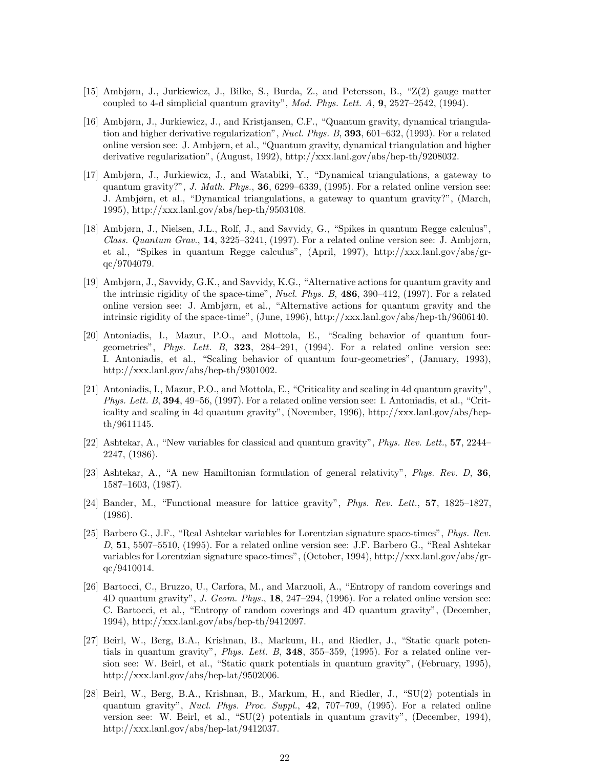[15] Ambjørn, J., Jurkiewicz, J., Bilke, S., Burda, Z., and Petersson, B., “Z(2) gauge matter coupled to 4-d simplicial quantum gravity”, *Mod. Phys. Lett. A*, **9**, 2527–2542, (1994).

[16] Ambjørn, J., Jurkiewicz, J., and Kristjansen, C.F., “Quantum gravity, dynamical triangulation and higher derivative regularization”, *Nucl. Phys. B*, **393**, 601–632, (1993). For a related online version see: J. Ambjørn, et al., “Quantum gravity, dynamical triangulation and higher derivative regularization”, (August, 1992), http://xxx.lanl.gov/abs/hep-th/9208032.

[17] Ambjørn, J., Jurkiewicz, J., and Watabiki, Y., “Dynamical triangulations, a gateway to quantum gravity?”, *J. Math. Phys.*, **36**, 6299–6339, (1995). For a related online version see: J. Ambjørn, et al., “Dynamical triangulations, a gateway to quantum gravity?”, (March, 1995), http://xxx.lanl.gov/abs/hep-th/9503108.

[18] Ambjørn, J., Nielsen, J.L., Rolf, J., and Savvidy, G., “Spikes in quantum Regge calculus”, *Class. Quantum Grav.*, **14**, 3225–3241, (1997). For a related online version see: J. Ambjørn, et al., “Spikes in quantum Regge calculus”, (April, 1997), http://xxx.lanl.gov/abs/gr-qc/9704079.

[19] Ambjørn, J., Savvidy, G.K., and Savvidy, K.G., “Alternative actions for quantum gravity and the intrinsic rigidity of the space-time”, *Nucl. Phys. B*, **486**, 390–412, (1997). For a related online version see: J. Ambjørn, et al., “Alternative actions for quantum gravity and the intrinsic rigidity of the space-time”, (June, 1996), http://xxx.lanl.gov/abs/hep-th/9606140.

[20] Antoniadis, I., Mazur, P.O., and Mottola, E., “Scaling behavior of quantum four-geometries”, *Phys. Lett. B*, **323**, 284–291, (1994). For a related online version see: I. Antoniadis, et al., “Scaling behavior of quantum four-geometries”, (January, 1993), http://xxx.lanl.gov/abs/hep-th/9301002.

[21] Antoniadis, I., Mazur, P.O., and Mottola, E., “Criticality and scaling in 4d quantum gravity”, *Phys. Lett. B*, **394**, 49–56, (1997). For a related online version see: I. Antoniadis, et al., “Criticality and scaling in 4d quantum gravity”, (November, 1996), http://xxx.lanl.gov/abs/hep-th/9611145.

[22] Ashtekar, A., “New variables for classical and quantum gravity”, *Phys. Rev. Lett.*, **57**, 2244–2247, (1986).

[23] Ashtekar, A., “A new Hamiltonian formulation of general relativity”, *Phys. Rev. D*, **36**, 1587–1603, (1987).

[24] Bander, M., “Functional measure for lattice gravity”, *Phys. Rev. Lett.*, **57**, 1825–1827, (1986).

[25] Barbero G., J.F., “Real Ashtekar variables for Lorentzian signature space-times”, *Phys. Rev. D*, **51**, 5507–5510, (1995). For a related online version see: J.F. Barbero G., “Real Ashtekar variables for Lorentzian signature space-times”, (October, 1994), http://xxx.lanl.gov/abs/gr-qc/9410014.

[26] Bartocci, C., Bruzzo, U., Carfora, M., and Marzuoli, A., “Entropy of random coverings and 4D quantum gravity”, *J. Geom. Phys.*, **18**, 247–294, (1996). For a related online version see: C. Bartocci, et al., “Entropy of random coverings and 4D quantum gravity”, (December, 1994), http://xxx.lanl.gov/abs/hep-th/9412097.

[27] Beirl, W., Berg, B.A., Krishnan, B., Markum, H., and Riedler, J., “Static quark potentials in quantum gravity”, *Phys. Lett. B*, **348**, 355–359, (1995). For a related online version see: W. Beirl, et al., “Static quark potentials in quantum gravity”, (February, 1995), http://xxx.lanl.gov/abs/hep-lat/9502006.

[28] Beirl, W., Berg, B.A., Krishnan, B., Markum, H., and Riedler, J., “SU(2) potentials in quantum gravity”, *Nucl. Phys. Proc. Suppl.*, **42**, 707–709, (1995). For a related online version see: W. Beirl, et al., “SU(2) potentials in quantum gravity”, (December, 1994), http://xxx.lanl.gov/abs/hep-lat/9412037.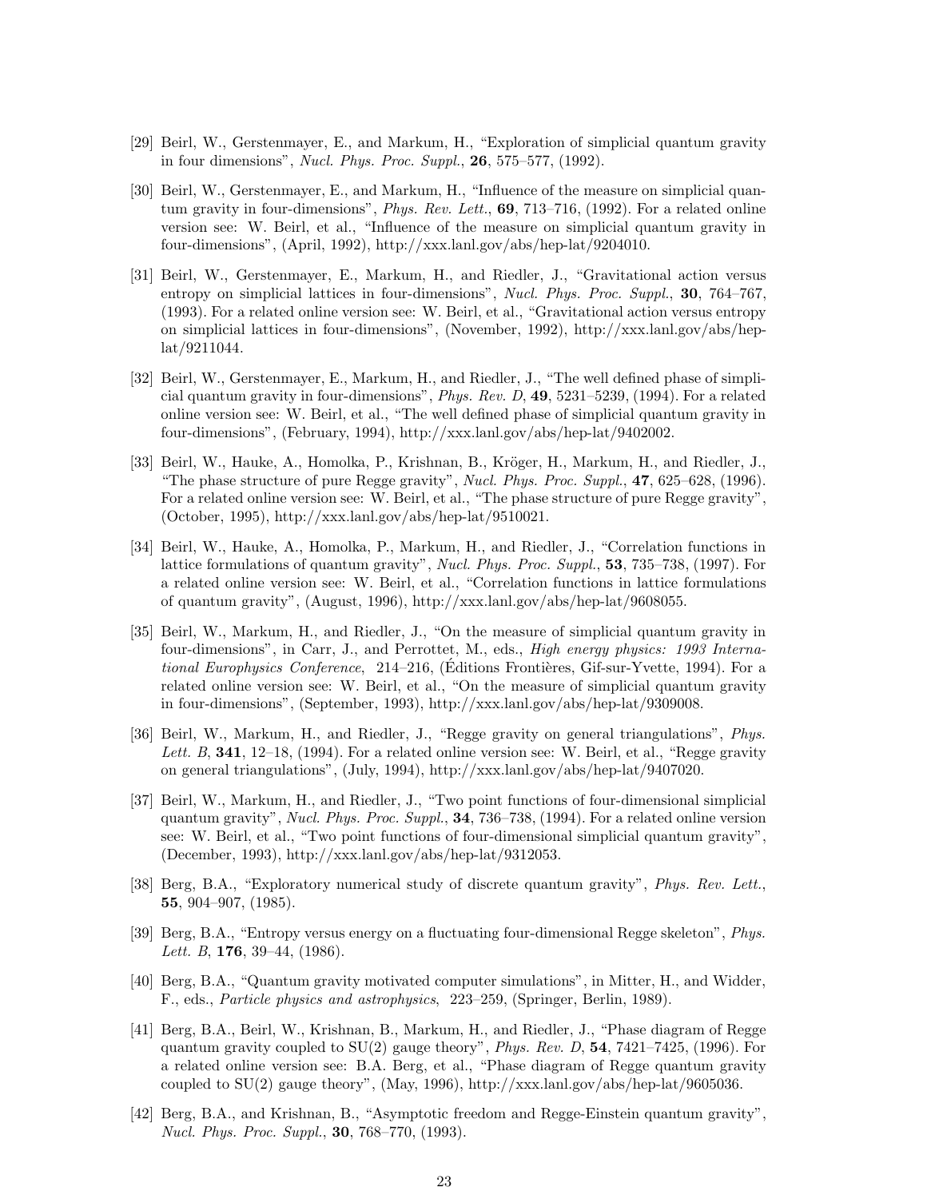[29] Beirl, W., Gerstenmayer, E., and Markum, H., "Exploration of simplicial quantum gravity in four dimensions", *Nucl. Phys. Proc. Suppl.*, **26**, 575–577, (1992).

[30] Beirl, W., Gerstenmayer, E., and Markum, H., "Influence of the measure on simplicial quantum gravity in four-dimensions", *Phys. Rev. Lett.*, **69**, 713–716, (1992). For a related online version see: W. Beirl, et al., "Influence of the measure on simplicial quantum gravity in four-dimensions", (April, 1992), http://xxx.lanl.gov/abs/hep-lat/9204010.

[31] Beirl, W., Gerstenmayer, E., Markum, H., and Riedler, J., "Gravitational action versus entropy on simplicial lattices in four-dimensions", *Nucl. Phys. Proc. Suppl.*, **30**, 764–767, (1993). For a related online version see: W. Beirl, et al., "Gravitational action versus entropy on simplicial lattices in four-dimensions", (November, 1992), http://xxx.lanl.gov/abs/hep-lat/9211044.

[32] Beirl, W., Gerstenmayer, E., Markum, H., and Riedler, J., "The well defined phase of simplicial quantum gravity in four-dimensions", *Phys. Rev. D*, **49**, 5231–5239, (1994). For a related online version see: W. Beirl, et al., "The well defined phase of simplicial quantum gravity in four-dimensions", (February, 1994), http://xxx.lanl.gov/abs/hep-lat/9402002.

[33] Beirl, W., Hauke, A., Homolka, P., Krishnan, B., Kröger, H., Markum, H., and Riedler, J., "The phase structure of pure Regge gravity", *Nucl. Phys. Proc. Suppl.*, **47**, 625–628, (1996). For a related online version see: W. Beirl, et al., "The phase structure of pure Regge gravity", (October, 1995), http://xxx.lanl.gov/abs/hep-lat/9510021.

[34] Beirl, W., Hauke, A., Homolka, P., Markum, H., and Riedler, J., "Correlation functions in lattice formulations of quantum gravity", *Nucl. Phys. Proc. Suppl.*, **53**, 735–738, (1997). For a related online version see: W. Beirl, et al., "Correlation functions in lattice formulations of quantum gravity", (August, 1996), http://xxx.lanl.gov/abs/hep-lat/9608055.

[35] Beirl, W., Markum, H., and Riedler, J., "On the measure of simplicial quantum gravity in four-dimensions", in Carr, J., and Perrottet, M., eds., *High energy physics: 1993 International Europhysics Conference*, 214–216, (Éditions Frontières, Gif-sur-Yvette, 1994). For a related online version see: W. Beirl, et al., "On the measure of simplicial quantum gravity in four-dimensions", (September, 1993), http://xxx.lanl.gov/abs/hep-lat/9309008.

[36] Beirl, W., Markum, H., and Riedler, J., "Regge gravity on general triangulations", *Phys. Lett. B*, **341**, 12–18, (1994). For a related online version see: W. Beirl, et al., "Regge gravity on general triangulations", (July, 1994), http://xxx.lanl.gov/abs/hep-lat/9407020.

[37] Beirl, W., Markum, H., and Riedler, J., "Two point functions of four-dimensional simplicial quantum gravity", *Nucl. Phys. Proc. Suppl.*, **34**, 736–738, (1994). For a related online version see: W. Beirl, et al., "Two point functions of four-dimensional simplicial quantum gravity", (December, 1993), http://xxx.lanl.gov/abs/hep-lat/9312053.

[38] Berg, B.A., "Exploratory numerical study of discrete quantum gravity", *Phys. Rev. Lett.*, **55**, 904–907, (1985).

[39] Berg, B.A., "Entropy versus energy on a fluctuating four-dimensional Regge skeleton", *Phys. Lett. B*, **176**, 39–44, (1986).

[40] Berg, B.A., "Quantum gravity motivated computer simulations", in Mitter, H., and Widder, F., eds., *Particle physics and astrophysics*, 223–259, (Springer, Berlin, 1989).

[41] Berg, B.A., Beirl, W., Krishnan, B., Markum, H., and Riedler, J., "Phase diagram of Regge quantum gravity coupled to SU(2) gauge theory", *Phys. Rev. D*, **54**, 7421–7425, (1996). For a related online version see: B.A. Berg, et al., "Phase diagram of Regge quantum gravity coupled to SU(2) gauge theory", (May, 1996), http://xxx.lanl.gov/abs/hep-lat/9605036.

[42] Berg, B.A., and Krishnan, B., "Asymptotic freedom and Regge-Einstein quantum gravity", *Nucl. Phys. Proc. Suppl.*, **30**, 768–770, (1993).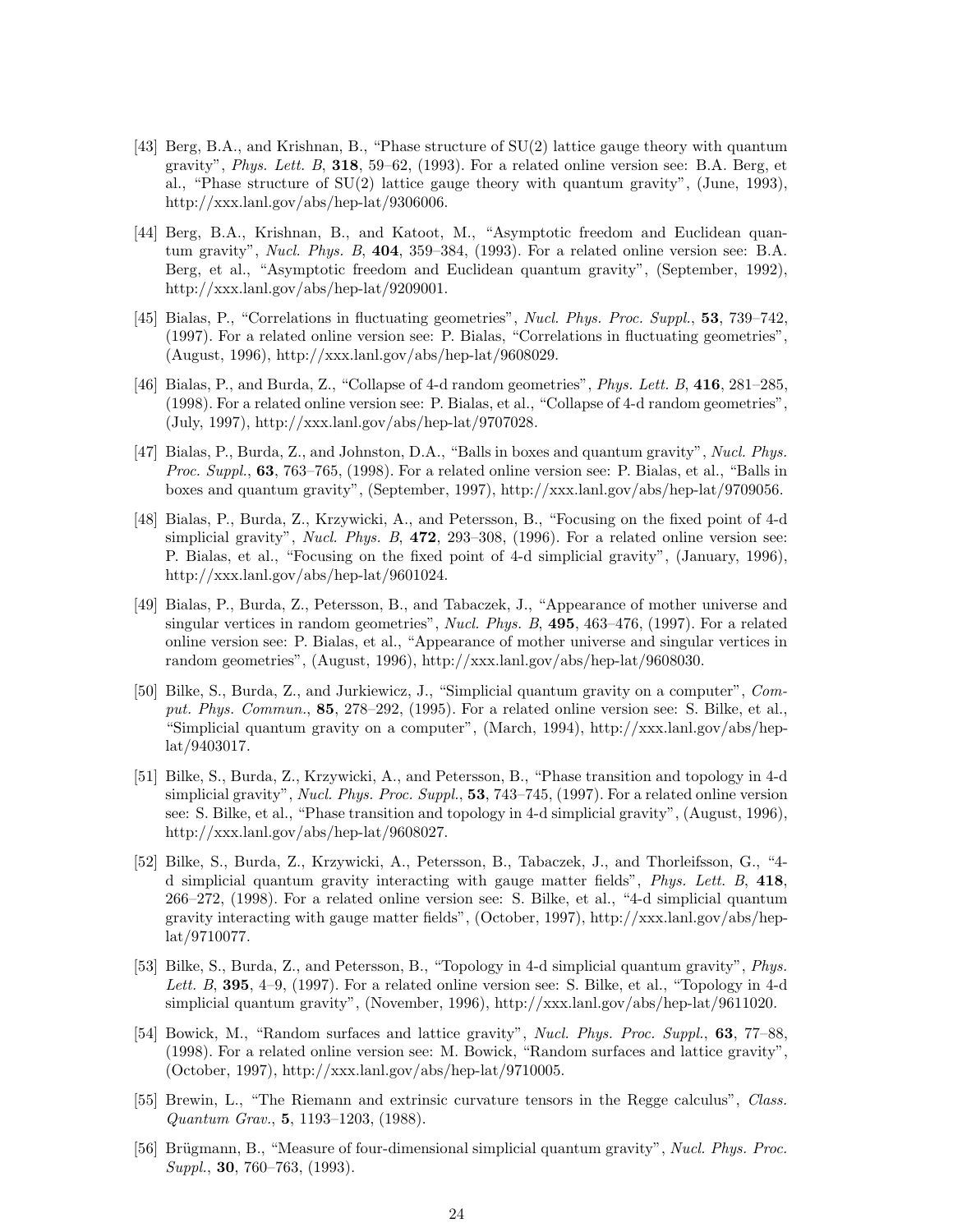[43] Berg, B.A., and Krishnan, B., "Phase structure of SU(2) lattice gauge theory with quantum gravity", *Phys. Lett. B*, **318**, 59–62, (1993). For a related online version see: B.A. Berg, et al., "Phase structure of SU(2) lattice gauge theory with quantum gravity", (June, 1993), http://xxx.lanl.gov/abs/hep-lat/9306006.

[44] Berg, B.A., Krishnan, B., and Katoot, M., "Asymptotic freedom and Euclidean quantum gravity", *Nucl. Phys. B*, **404**, 359–384, (1993). For a related online version see: B.A. Berg, et al., "Asymptotic freedom and Euclidean quantum gravity", (September, 1992), http://xxx.lanl.gov/abs/hep-lat/9209001.

[45] Bialas, P., "Correlations in fluctuating geometries", *Nucl. Phys. Proc. Suppl.*, **53**, 739–742, (1997). For a related online version see: P. Bialas, "Correlations in fluctuating geometries", (August, 1996), http://xxx.lanl.gov/abs/hep-lat/9608029.

[46] Bialas, P., and Burda, Z., "Collapse of 4-d random geometries", *Phys. Lett. B*, **416**, 281–285, (1998). For a related online version see: P. Bialas, et al., "Collapse of 4-d random geometries", (July, 1997), http://xxx.lanl.gov/abs/hep-lat/9707028.

[47] Bialas, P., Burda, Z., and Johnston, D.A., "Balls in boxes and quantum gravity", *Nucl. Phys. Proc. Suppl.*, **63**, 763–765, (1998). For a related online version see: P. Bialas, et al., "Balls in boxes and quantum gravity", (September, 1997), http://xxx.lanl.gov/abs/hep-lat/9709056.

[48] Bialas, P., Burda, Z., Krzywicki, A., and Petersson, B., "Focusing on the fixed point of 4-d simplicial gravity", *Nucl. Phys. B*, **472**, 293–308, (1996). For a related online version see: P. Bialas, et al., "Focusing on the fixed point of 4-d simplicial gravity", (January, 1996), http://xxx.lanl.gov/abs/hep-lat/9601024.

[49] Bialas, P., Burda, Z., Petersson, B., and Tabaczek, J., "Appearance of mother universe and singular vertices in random geometries", *Nucl. Phys. B*, **495**, 463–476, (1997). For a related online version see: P. Bialas, et al., "Appearance of mother universe and singular vertices in random geometries", (August, 1996), http://xxx.lanl.gov/abs/hep-lat/9608030.

[50] Bilke, S., Burda, Z., and Jurkiewicz, J., "Simplicial quantum gravity on a computer", *Comput. Phys. Commun.*, **85**, 278–292, (1995). For a related online version see: S. Bilke, et al., "Simplicial quantum gravity on a computer", (March, 1994), http://xxx.lanl.gov/abs/hep-lat/9403017.

[51] Bilke, S., Burda, Z., Krzywicki, A., and Petersson, B., "Phase transition and topology in 4-d simplicial gravity", *Nucl. Phys. Proc. Suppl.*, **53**, 743–745, (1997). For a related online version see: S. Bilke, et al., "Phase transition and topology in 4-d simplicial gravity", (August, 1996), http://xxx.lanl.gov/abs/hep-lat/9608027.

[52] Bilke, S., Burda, Z., Krzywicki, A., Petersson, B., Tabaczek, J., and Thorleifsson, G., "4-d simplicial quantum gravity interacting with gauge matter fields", *Phys. Lett. B*, **418**, 266–272, (1998). For a related online version see: S. Bilke, et al., "4-d simplicial quantum gravity interacting with gauge matter fields", (October, 1997), http://xxx.lanl.gov/abs/hep-lat/9710077.

[53] Bilke, S., Burda, Z., and Petersson, B., "Topology in 4-d simplicial quantum gravity", *Phys. Lett. B*, **395**, 4–9, (1997). For a related online version see: S. Bilke, et al., "Topology in 4-d simplicial quantum gravity", (November, 1996), http://xxx.lanl.gov/abs/hep-lat/9611020.

[54] Bowick, M., "Random surfaces and lattice gravity", *Nucl. Phys. Proc. Suppl.*, **63**, 77–88, (1998). For a related online version see: M. Bowick, "Random surfaces and lattice gravity", (October, 1997), http://xxx.lanl.gov/abs/hep-lat/9710005.

[55] Brewin, L., "The Riemann and extrinsic curvature tensors in the Regge calculus", *Class. Quantum Grav.*, **5**, 1193–1203, (1988).

[56] Brügmann, B., "Measure of four-dimensional simplicial quantum gravity", *Nucl. Phys. Proc. Suppl.*, **30**, 760–763, (1993).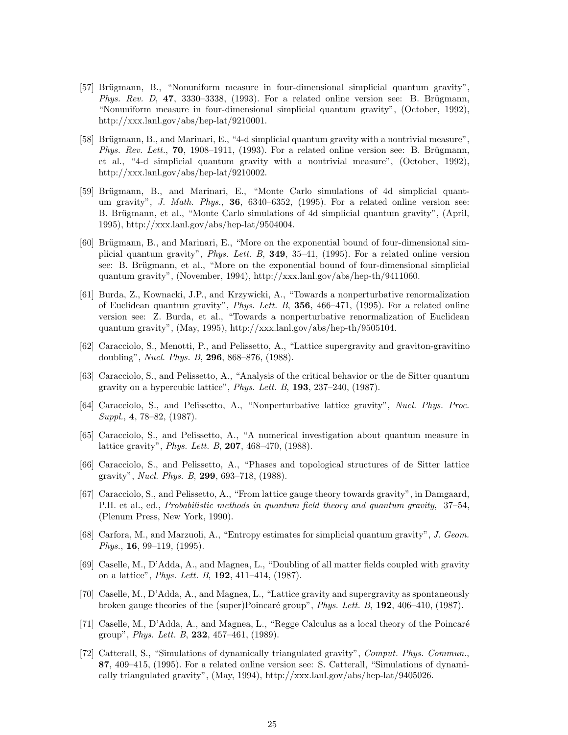[57] Brügmann, B., "Nonuniform measure in four-dimensional simplicial quantum gravity", *Phys. Rev. D*, **47**, 3330–3338, (1993). For a related online version see: B. Brügmann, "Nonuniform measure in four-dimensional simplicial quantum gravity", (October, 1992), http://xxx.lanl.gov/abs/hep-lat/9210001.

[58] Brügmann, B., and Marinari, E., "4-d simplicial quantum gravity with a nontrivial measure", *Phys. Rev. Lett.*, **70**, 1908–1911, (1993). For a related online version see: B. Brügmann, et al., "4-d simplicial quantum gravity with a nontrivial measure", (October, 1992), http://xxx.lanl.gov/abs/hep-lat/9210002.

[59] Brügmann, B., and Marinari, E., "Monte Carlo simulations of 4d simplicial quantum gravity", *J. Math. Phys.*, **36**, 6340–6352, (1995). For a related online version see: B. Brügmann, et al., "Monte Carlo simulations of 4d simplicial quantum gravity", (April, 1995), http://xxx.lanl.gov/abs/hep-lat/9504004.

[60] Brügmann, B., and Marinari, E., "More on the exponential bound of four-dimensional simplicial quantum gravity", *Phys. Lett. B*, **349**, 35–41, (1995). For a related online version see: B. Brügmann, et al., "More on the exponential bound of four-dimensional simplicial quantum gravity", (November, 1994), http://xxx.lanl.gov/abs/hep-th/9411060.

[61] Burda, Z., Kownacki, J.P., and Krzywicki, A., "Towards a nonperturbative renormalization of Euclidean quantum gravity", *Phys. Lett. B*, **356**, 466–471, (1995). For a related online version see: Z. Burda, et al., "Towards a nonperturbative renormalization of Euclidean quantum gravity", (May, 1995), http://xxx.lanl.gov/abs/hep-th/9505104.

[62] Caracciolo, S., Menotti, P., and Pelissetto, A., "Lattice supergravity and graviton-gravitino doubling", *Nucl. Phys. B*, **296**, 868–876, (1988).

[63] Caracciolo, S., and Pelissetto, A., "Analysis of the critical behavior or the de Sitter quantum gravity on a hypercubic lattice", *Phys. Lett. B*, **193**, 237–240, (1987).

[64] Caracciolo, S., and Pelissetto, A., "Nonperturbative lattice gravity", *Nucl. Phys. Proc. Suppl.*, **4**, 78–82, (1987).

[65] Caracciolo, S., and Pelissetto, A., "A numerical investigation about quantum measure in lattice gravity", *Phys. Lett. B*, **207**, 468–470, (1988).

[66] Caracciolo, S., and Pelissetto, A., "Phases and topological structures of de Sitter lattice gravity", *Nucl. Phys. B*, **299**, 693–718, (1988).

[67] Caracciolo, S., and Pelissetto, A., "From lattice gauge theory towards gravity", in Damgaard, P.H. et al., ed., *Probabilistic methods in quantum field theory and quantum gravity*, 37–54, (Plenum Press, New York, 1990).

[68] Carfora, M., and Marzuoli, A., "Entropy estimates for simplicial quantum gravity", *J. Geom. Phys.*, **16**, 99–119, (1995).

[69] Caselle, M., D'Adda, A., and Magnea, L., "Doubling of all matter fields coupled with gravity on a lattice", *Phys. Lett. B*, **192**, 411–414, (1987).

[70] Caselle, M., D'Adda, A., and Magnea, L., "Lattice gravity and supergravity as spontaneously broken gauge theories of the (super)Poincaré group", *Phys. Lett. B*, **192**, 406–410, (1987).

[71] Caselle, M., D'Adda, A., and Magnea, L., "Regge Calculus as a local theory of the Poincaré group", *Phys. Lett. B*, **232**, 457–461, (1989).

[72] Catterall, S., "Simulations of dynamically triangulated gravity", *Comput. Phys. Commun.*, **87**, 409–415, (1995). For a related online version see: S. Catterall, "Simulations of dynamically triangulated gravity", (May, 1994), http://xxx.lanl.gov/abs/hep-lat/9405026.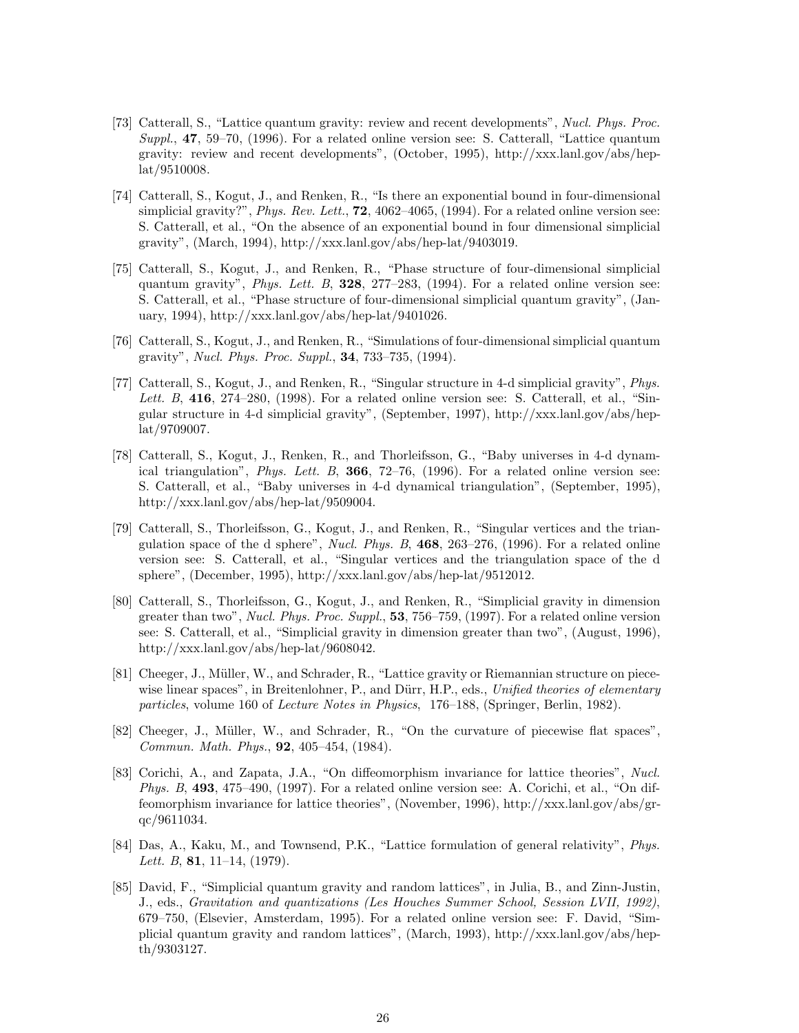[73] Catterall, S., “Lattice quantum gravity: review and recent developments”, *Nucl. Phys. Proc. Suppl.*, **47**, 59–70, (1996). For a related online version see: S. Catterall, “Lattice quantum gravity: review and recent developments”, (October, 1995), http://xxx.lanl.gov/abs/hep-lat/9510008.

[74] Catterall, S., Kogut, J., and Renken, R., “Is there an exponential bound in four-dimensional simplicial gravity?”, *Phys. Rev. Lett.*, **72**, 4062–4065, (1994). For a related online version see: S. Catterall, et al., “On the absence of an exponential bound in four dimensional simplicial gravity”, (March, 1994), http://xxx.lanl.gov/abs/hep-lat/9403019.

[75] Catterall, S., Kogut, J., and Renken, R., “Phase structure of four-dimensional simplicial quantum gravity”, *Phys. Lett. B*, **328**, 277–283, (1994). For a related online version see: S. Catterall, et al., “Phase structure of four-dimensional simplicial quantum gravity”, (January, 1994), http://xxx.lanl.gov/abs/hep-lat/9401026.

[76] Catterall, S., Kogut, J., and Renken, R., “Simulations of four-dimensional simplicial quantum gravity”, *Nucl. Phys. Proc. Suppl.*, **34**, 733–735, (1994).

[77] Catterall, S., Kogut, J., and Renken, R., “Singular structure in 4-d simplicial gravity”, *Phys. Lett. B*, **416**, 274–280, (1998). For a related online version see: S. Catterall, et al., “Singular structure in 4-d simplicial gravity”, (September, 1997), http://xxx.lanl.gov/abs/hep-lat/9709007.

[78] Catterall, S., Kogut, J., Renken, R., and Thorleifsson, G., “Baby universes in 4-d dynamical triangulation”, *Phys. Lett. B*, **366**, 72–76, (1996). For a related online version see: S. Catterall, et al., “Baby universes in 4-d dynamical triangulation”, (September, 1995), http://xxx.lanl.gov/abs/hep-lat/9509004.

[79] Catterall, S., Thorleifsson, G., Kogut, J., and Renken, R., “Singular vertices and the triangulation space of the d sphere”, *Nucl. Phys. B*, **468**, 263–276, (1996). For a related online version see: S. Catterall, et al., “Singular vertices and the triangulation space of the d sphere”, (December, 1995), http://xxx.lanl.gov/abs/hep-lat/9512012.

[80] Catterall, S., Thorleifsson, G., Kogut, J., and Renken, R., “Simplicial gravity in dimension greater than two”, *Nucl. Phys. Proc. Suppl.*, **53**, 756–759, (1997). For a related online version see: S. Catterall, et al., “Simplicial gravity in dimension greater than two”, (August, 1996), http://xxx.lanl.gov/abs/hep-lat/9608042.

[81] Cheeger, J., Müller, W., and Schrader, R., “Lattice gravity or Riemannian structure on piecewise linear spaces”, in Breitenlohner, P., and Dürr, H.P., eds., *Unified theories of elementary particles*, volume 160 of *Lecture Notes in Physics*, 176–188, (Springer, Berlin, 1982).

[82] Cheeger, J., Müller, W., and Schrader, R., “On the curvature of piecewise flat spaces”, *Commun. Math. Phys.*, **92**, 405–454, (1984).

[83] Corichi, A., and Zapata, J.A., “On diffeomorphism invariance for lattice theories”, *Nucl. Phys. B*, **493**, 475–490, (1997). For a related online version see: A. Corichi, et al., “On diffeomorphism invariance for lattice theories”, (November, 1996), http://xxx.lanl.gov/abs/gr-qc/9611034.

[84] Das, A., Kaku, M., and Townsend, P.K., “Lattice formulation of general relativity”, *Phys. Lett. B*, **81**, 11–14, (1979).

[85] David, F., “Simplicial quantum gravity and random lattices”, in Julia, B., and Zinn-Justin, J., eds., *Gravitation and quantizations (Les Houches Summer School, Session LVII, 1992)*, 679–750, (Elsevier, Amsterdam, 1995). For a related online version see: F. David, “Simplicial quantum gravity and random lattices”, (March, 1993), http://xxx.lanl.gov/abs/hep-th/9303127.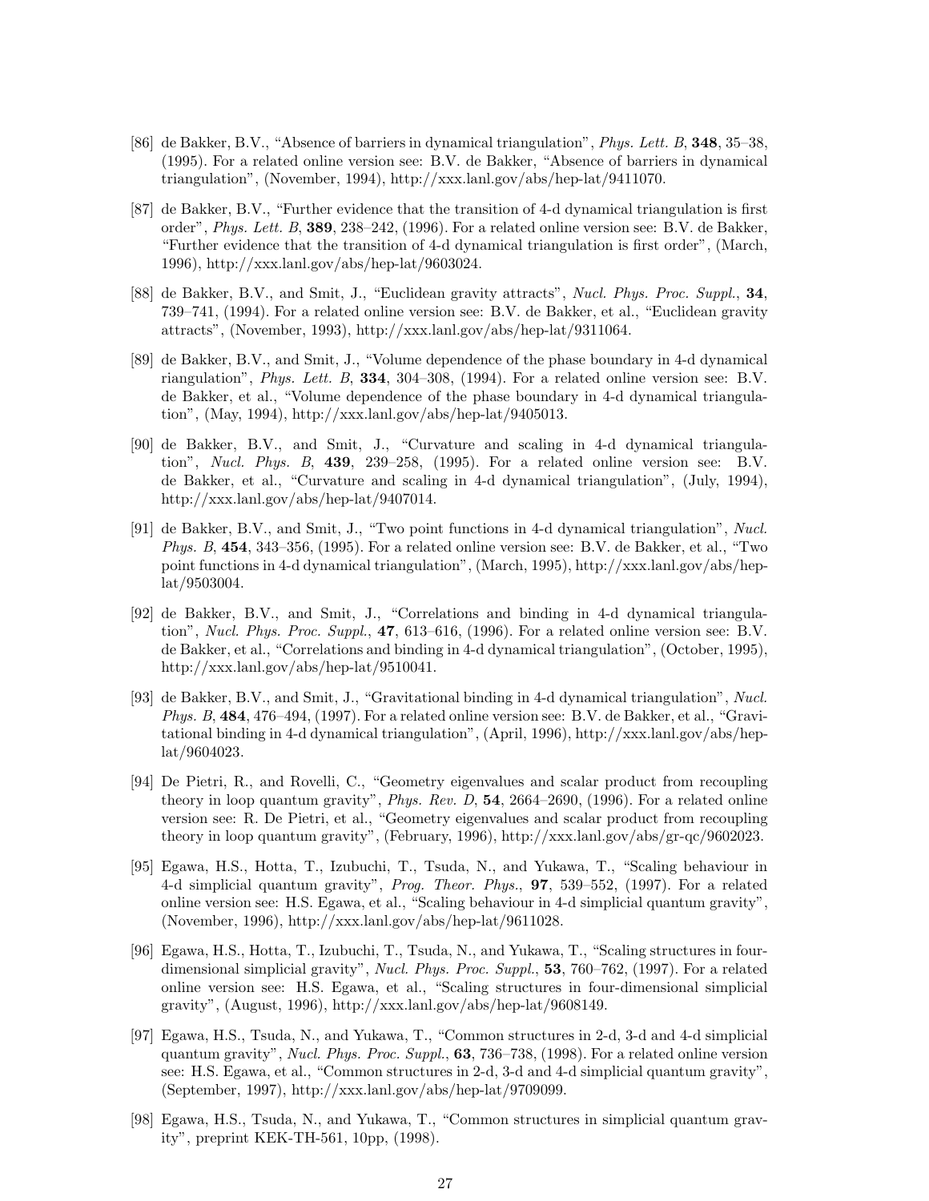[86] de Bakker, B.V., "Absence of barriers in dynamical triangulation", *Phys. Lett. B*, **348**, 35–38, (1995). For a related online version see: B.V. de Bakker, "Absence of barriers in dynamical triangulation", (November, 1994), http://xxx.lanl.gov/abs/hep-lat/9411070.

[87] de Bakker, B.V., "Further evidence that the transition of 4-d dynamical triangulation is first order", *Phys. Lett. B*, **389**, 238–242, (1996). For a related online version see: B.V. de Bakker, "Further evidence that the transition of 4-d dynamical triangulation is first order", (March, 1996), http://xxx.lanl.gov/abs/hep-lat/9603024.

[88] de Bakker, B.V., and Smit, J., "Euclidean gravity attracts", *Nucl. Phys. Proc. Suppl.*, **34**, 739–741, (1994). For a related online version see: B.V. de Bakker, et al., "Euclidean gravity attracts", (November, 1993), http://xxx.lanl.gov/abs/hep-lat/9311064.

[89] de Bakker, B.V., and Smit, J., "Volume dependence of the phase boundary in 4-d dynamical riangulation", *Phys. Lett. B*, **334**, 304–308, (1994). For a related online version see: B.V. de Bakker, et al., "Volume dependence of the phase boundary in 4-d dynamical triangulation", (May, 1994), http://xxx.lanl.gov/abs/hep-lat/9405013.

[90] de Bakker, B.V., and Smit, J., "Curvature and scaling in 4-d dynamical triangulation", *Nucl. Phys. B*, **439**, 239–258, (1995). For a related online version see: B.V. de Bakker, et al., "Curvature and scaling in 4-d dynamical triangulation", (July, 1994), http://xxx.lanl.gov/abs/hep-lat/9407014.

[91] de Bakker, B.V., and Smit, J., "Two point functions in 4-d dynamical triangulation", *Nucl. Phys. B*, **454**, 343–356, (1995). For a related online version see: B.V. de Bakker, et al., "Two point functions in 4-d dynamical triangulation", (March, 1995), http://xxx.lanl.gov/abs/hep-lat/9503004.

[92] de Bakker, B.V., and Smit, J., "Correlations and binding in 4-d dynamical triangulation", *Nucl. Phys. Proc. Suppl.*, **47**, 613–616, (1996). For a related online version see: B.V. de Bakker, et al., "Correlations and binding in 4-d dynamical triangulation", (October, 1995), http://xxx.lanl.gov/abs/hep-lat/9510041.

[93] de Bakker, B.V., and Smit, J., "Gravitational binding in 4-d dynamical triangulation", *Nucl. Phys. B*, **484**, 476–494, (1997). For a related online version see: B.V. de Bakker, et al., "Gravitational binding in 4-d dynamical triangulation", (April, 1996), http://xxx.lanl.gov/abs/hep-lat/9604023.

[94] De Pietri, R., and Rovelli, C., "Geometry eigenvalues and scalar product from recoupling theory in loop quantum gravity", *Phys. Rev. D*, **54**, 2664–2690, (1996). For a related online version see: R. De Pietri, et al., "Geometry eigenvalues and scalar product from recoupling theory in loop quantum gravity", (February, 1996), http://xxx.lanl.gov/abs/gr-qc/9602023.

[95] Egawa, H.S., Hotta, T., Izubuchi, T., Tsuda, N., and Yukawa, T., "Scaling behaviour in 4-d simplicial quantum gravity", *Prog. Theor. Phys.*, **97**, 539–552, (1997). For a related online version see: H.S. Egawa, et al., "Scaling behaviour in 4-d simplicial quantum gravity", (November, 1996), http://xxx.lanl.gov/abs/hep-lat/9611028.

[96] Egawa, H.S., Hotta, T., Izubuchi, T., Tsuda, N., and Yukawa, T., "Scaling structures in four-dimensional simplicial gravity", *Nucl. Phys. Proc. Suppl.*, **53**, 760–762, (1997). For a related online version see: H.S. Egawa, et al., "Scaling structures in four-dimensional simplicial gravity", (August, 1996), http://xxx.lanl.gov/abs/hep-lat/9608149.

[97] Egawa, H.S., Tsuda, N., and Yukawa, T., "Common structures in 2-d, 3-d and 4-d simplicial quantum gravity", *Nucl. Phys. Proc. Suppl.*, **63**, 736–738, (1998). For a related online version see: H.S. Egawa, et al., "Common structures in 2-d, 3-d and 4-d simplicial quantum gravity", (September, 1997), http://xxx.lanl.gov/abs/hep-lat/9709099.

[98] Egawa, H.S., Tsuda, N., and Yukawa, T., "Common structures in simplicial quantum gravity", preprint KEK-TH-561, 10pp, (1998).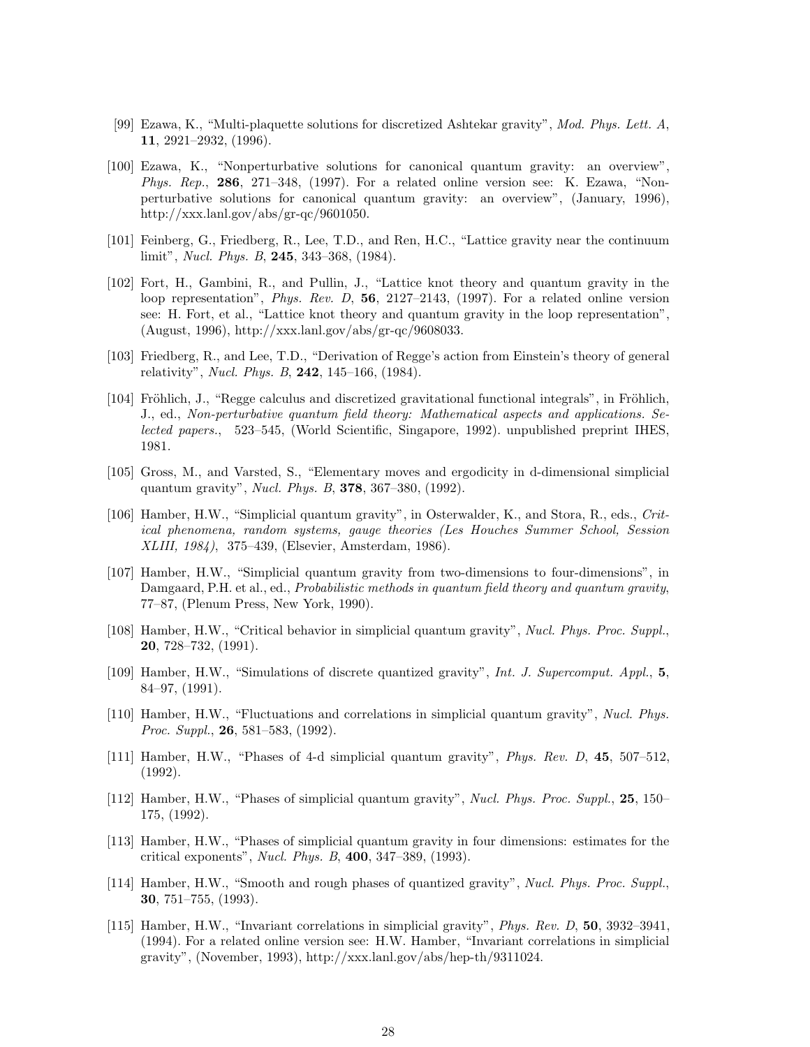[99] Ezawa, K., "Multi-plaquette solutions for discretized Ashtekar gravity", *Mod. Phys. Lett. A*, **11**, 2921–2932, (1996).

[100] Ezawa, K., "Nonperturbative solutions for canonical quantum gravity: an overview", *Phys. Rep.*, **286**, 271–348, (1997). For a related online version see: K. Ezawa, "Nonperturbative solutions for canonical quantum gravity: an overview", (January, 1996), http://xxx.lanl.gov/abs/gr-qc/9601050.

[101] Feinberg, G., Friedberg, R., Lee, T.D., and Ren, H.C., "Lattice gravity near the continuum limit", *Nucl. Phys. B*, **245**, 343–368, (1984).

[102] Fort, H., Gambini, R., and Pullin, J., "Lattice knot theory and quantum gravity in the loop representation", *Phys. Rev. D*, **56**, 2127–2143, (1997). For a related online version see: H. Fort, et al., "Lattice knot theory and quantum gravity in the loop representation", (August, 1996), http://xxx.lanl.gov/abs/gr-qc/9608033.

[103] Friedberg, R., and Lee, T.D., "Derivation of Regge's action from Einstein's theory of general relativity", *Nucl. Phys. B*, **242**, 145–166, (1984).

[104] Fröhlich, J., "Regge calculus and discretized gravitational functional integrals", in Fröhlich, J., ed., *Non-perturbative quantum field theory: Mathematical aspects and applications. Selected papers.*, 523–545, (World Scientific, Singapore, 1992). unpublished preprint IHES, 1981.

[105] Gross, M., and Varsted, S., "Elementary moves and ergodicity in d-dimensional simplicial quantum gravity", *Nucl. Phys. B*, **378**, 367–380, (1992).

[106] Hamber, H.W., "Simplicial quantum gravity", in Osterwalder, K., and Stora, R., eds., *Critical phenomena, random systems, gauge theories (Les Houches Summer School, Session XLIII, 1984)*, 375–439, (Elsevier, Amsterdam, 1986).

[107] Hamber, H.W., "Simplicial quantum gravity from two-dimensions to four-dimensions", in Damgaard, P.H. et al., ed., *Probabilistic methods in quantum field theory and quantum gravity*, 77–87, (Plenum Press, New York, 1990).

[108] Hamber, H.W., "Critical behavior in simplicial quantum gravity", *Nucl. Phys. Proc. Suppl.*, **20**, 728–732, (1991).

[109] Hamber, H.W., "Simulations of discrete quantized gravity", *Int. J. Supercomput. Appl.*, **5**, 84–97, (1991).

[110] Hamber, H.W., "Fluctuations and correlations in simplicial quantum gravity", *Nucl. Phys. Proc. Suppl.*, **26**, 581–583, (1992).

[111] Hamber, H.W., "Phases of 4-d simplicial quantum gravity", *Phys. Rev. D*, **45**, 507–512, (1992).

[112] Hamber, H.W., "Phases of simplicial quantum gravity", *Nucl. Phys. Proc. Suppl.*, **25**, 150–175, (1992).

[113] Hamber, H.W., "Phases of simplicial quantum gravity in four dimensions: estimates for the critical exponents", *Nucl. Phys. B*, **400**, 347–389, (1993).

[114] Hamber, H.W., "Smooth and rough phases of quantized gravity", *Nucl. Phys. Proc. Suppl.*, **30**, 751–755, (1993).

[115] Hamber, H.W., "Invariant correlations in simplicial gravity", *Phys. Rev. D*, **50**, 3932–3941, (1994). For a related online version see: H.W. Hamber, "Invariant correlations in simplicial gravity", (November, 1993), http://xxx.lanl.gov/abs/hep-th/9311024.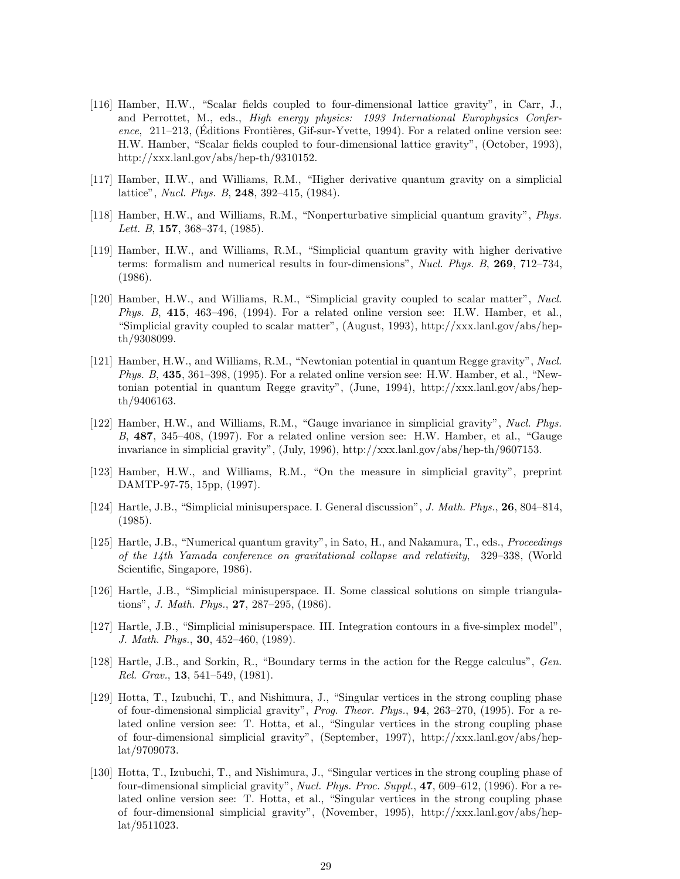[116] Hamber, H.W., "Scalar fields coupled to four-dimensional lattice gravity", in Carr, J., and Perrottet, M., eds., *High energy physics: 1993 International Europhysics Conference*, 211–213, (Éditions Frontières, Gif-sur-Yvette, 1994). For a related online version see: H.W. Hamber, "Scalar fields coupled to four-dimensional lattice gravity", (October, 1993), http://xxx.lanl.gov/abs/hep-th/9310152.

[117] Hamber, H.W., and Williams, R.M., "Higher derivative quantum gravity on a simplicial lattice", *Nucl. Phys. B*, **248**, 392–415, (1984).

[118] Hamber, H.W., and Williams, R.M., "Nonperturbative simplicial quantum gravity", *Phys. Lett. B*, **157**, 368–374, (1985).

[119] Hamber, H.W., and Williams, R.M., "Simplicial quantum gravity with higher derivative terms: formalism and numerical results in four-dimensions", *Nucl. Phys. B*, **269**, 712–734, (1986).

[120] Hamber, H.W., and Williams, R.M., "Simplicial gravity coupled to scalar matter", *Nucl. Phys. B*, **415**, 463–496, (1994). For a related online version see: H.W. Hamber, et al., "Simplicial gravity coupled to scalar matter", (August, 1993), http://xxx.lanl.gov/abs/hep-th/9308099.

[121] Hamber, H.W., and Williams, R.M., "Newtonian potential in quantum Regge gravity", *Nucl. Phys. B*, **435**, 361–398, (1995). For a related online version see: H.W. Hamber, et al., "Newtonian potential in quantum Regge gravity", (June, 1994), http://xxx.lanl.gov/abs/hep-th/9406163.

[122] Hamber, H.W., and Williams, R.M., "Gauge invariance in simplicial gravity", *Nucl. Phys. B*, **487**, 345–408, (1997). For a related online version see: H.W. Hamber, et al., "Gauge invariance in simplicial gravity", (July, 1996), http://xxx.lanl.gov/abs/hep-th/9607153.

[123] Hamber, H.W., and Williams, R.M., "On the measure in simplicial gravity", preprint DAMTP-97-75, 15pp, (1997).

[124] Hartle, J.B., "Simplicial minisuperspace. I. General discussion", *J. Math. Phys.*, **26**, 804–814, (1985).

[125] Hartle, J.B., "Numerical quantum gravity", in Sato, H., and Nakamura, T., eds., *Proceedings of the 14th Yamada conference on gravitational collapse and relativity*, 329–338, (World Scientific, Singapore, 1986).

[126] Hartle, J.B., "Simplicial minisuperspace. II. Some classical solutions on simple triangulations", *J. Math. Phys.*, **27**, 287–295, (1986).

[127] Hartle, J.B., "Simplicial minisuperspace. III. Integration contours in a five-simplex model", *J. Math. Phys.*, **30**, 452–460, (1989).

[128] Hartle, J.B., and Sorkin, R., "Boundary terms in the action for the Regge calculus", *Gen. Rel. Grav.*, **13**, 541–549, (1981).

[129] Hotta, T., Izubuchi, T., and Nishimura, J., "Singular vertices in the strong coupling phase of four-dimensional simplicial gravity", *Prog. Theor. Phys.*, **94**, 263–270, (1995). For a related online version see: T. Hotta, et al., "Singular vertices in the strong coupling phase of four-dimensional simplicial gravity", (September, 1997), http://xxx.lanl.gov/abs/hep-lat/9709073.

[130] Hotta, T., Izubuchi, T., and Nishimura, J., "Singular vertices in the strong coupling phase of four-dimensional simplicial gravity", *Nucl. Phys. Proc. Suppl.*, **47**, 609–612, (1996). For a related online version see: T. Hotta, et al., "Singular vertices in the strong coupling phase of four-dimensional simplicial gravity", (November, 1995), http://xxx.lanl.gov/abs/hep-lat/9511023.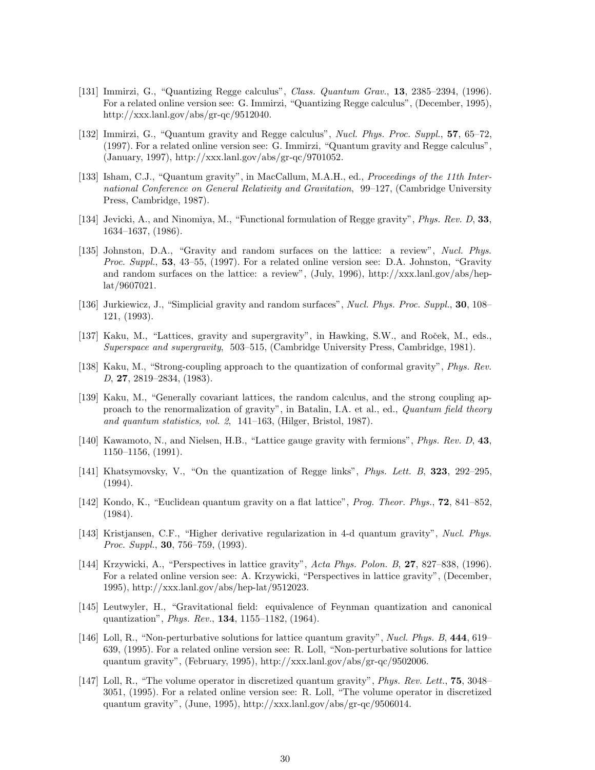[131] Immirzi, G., "Quantizing Regge calculus", *Class. Quantum Grav.*, **13**, 2385–2394, (1996). For a related online version see: G. Immirzi, "Quantizing Regge calculus", (December, 1995), http://xxx.lanl.gov/abs/gr-qc/9512040.

[132] Immirzi, G., "Quantum gravity and Regge calculus", *Nucl. Phys. Proc. Suppl.*, **57**, 65–72, (1997). For a related online version see: G. Immirzi, "Quantum gravity and Regge calculus", (January, 1997), http://xxx.lanl.gov/abs/gr-qc/9701052.

[133] Isham, C.J., "Quantum gravity", in MacCallum, M.A.H., ed., *Proceedings of the 11th International Conference on General Relativity and Gravitation*, 99–127, (Cambridge University Press, Cambridge, 1987).

[134] Jevicki, A., and Ninomiya, M., "Functional formulation of Regge gravity", *Phys. Rev. D*, **33**, 1634–1637, (1986).

[135] Johnston, D.A., "Gravity and random surfaces on the lattice: a review", *Nucl. Phys. Proc. Suppl.*, **53**, 43–55, (1997). For a related online version see: D.A. Johnston, "Gravity and random surfaces on the lattice: a review", (July, 1996), http://xxx.lanl.gov/abs/hep-lat/9607021.

[136] Jurkiewicz, J., "Simplicial gravity and random surfaces", *Nucl. Phys. Proc. Suppl.*, **30**, 108–121, (1993).

[137] Kaku, M., "Lattices, gravity and supergravity", in Hawking, S.W., and Roček, M., eds., *Superspace and supergravity*, 503–515, (Cambridge University Press, Cambridge, 1981).

[138] Kaku, M., "Strong-coupling approach to the quantization of conformal gravity", *Phys. Rev. D*, **27**, 2819–2834, (1983).

[139] Kaku, M., "Generally covariant lattices, the random calculus, and the strong coupling approach to the renormalization of gravity", in Batalin, I.A. et al., ed., *Quantum field theory and quantum statistics, vol. 2*, 141–163, (Hilger, Bristol, 1987).

[140] Kawamoto, N., and Nielsen, H.B., "Lattice gauge gravity with fermions", *Phys. Rev. D*, **43**, 1150–1156, (1991).

[141] Khatsymovsky, V., "On the quantization of Regge links", *Phys. Lett. B*, **323**, 292–295, (1994).

[142] Kondo, K., "Euclidean quantum gravity on a flat lattice", *Prog. Theor. Phys.*, **72**, 841–852, (1984).

[143] Kristjansen, C.F., "Higher derivative regularization in 4-d quantum gravity", *Nucl. Phys. Proc. Suppl.*, **30**, 756–759, (1993).

[144] Krzywicki, A., "Perspectives in lattice gravity", *Acta Phys. Polon. B*, **27**, 827–838, (1996). For a related online version see: A. Krzywicki, "Perspectives in lattice gravity", (December, 1995), http://xxx.lanl.gov/abs/hep-lat/9512023.

[145] Leutwyler, H., "Gravitational field: equivalence of Feynman quantization and canonical quantization", *Phys. Rev.*, **134**, 1155–1182, (1964).

[146] Loll, R., "Non-perturbative solutions for lattice quantum gravity", *Nucl. Phys. B*, **444**, 619–639, (1995). For a related online version see: R. Loll, "Non-perturbative solutions for lattice quantum gravity", (February, 1995), http://xxx.lanl.gov/abs/gr-qc/9502006.

[147] Loll, R., "The volume operator in discretized quantum gravity", *Phys. Rev. Lett.*, **75**, 3048–3051, (1995). For a related online version see: R. Loll, "The volume operator in discretized quantum gravity", (June, 1995), http://xxx.lanl.gov/abs/gr-qc/9506014.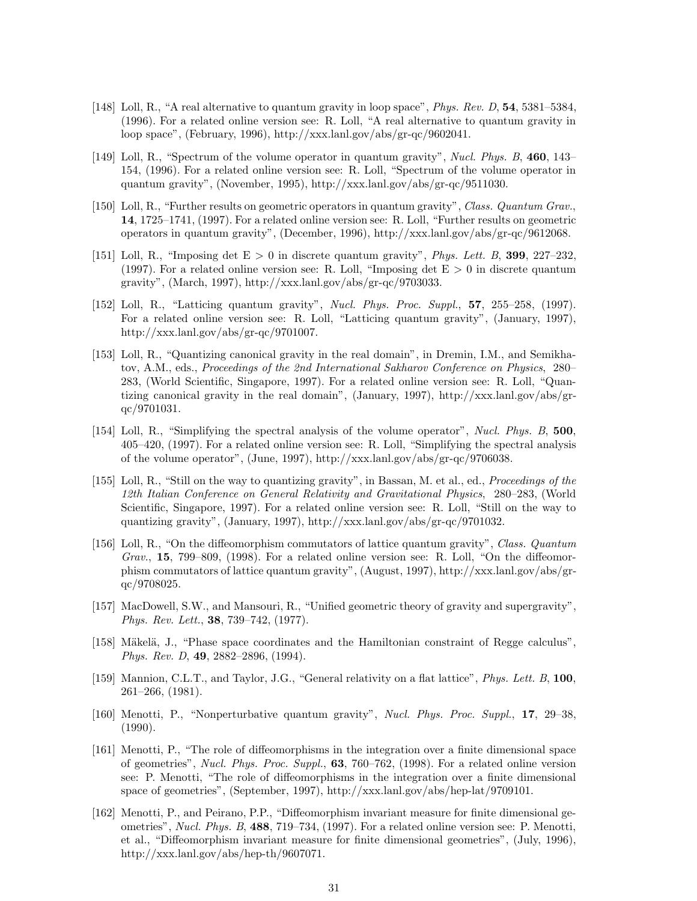[148] Loll, R., "A real alternative to quantum gravity in loop space", *Phys. Rev. D*, **54**, 5381–5384, (1996). For a related online version see: R. Loll, "A real alternative to quantum gravity in loop space", (February, 1996), http://xxx.lanl.gov/abs/gr-qc/9602041.

[149] Loll, R., "Spectrum of the volume operator in quantum gravity", *Nucl. Phys. B*, **460**, 143–154, (1996). For a related online version see: R. Loll, "Spectrum of the volume operator in quantum gravity", (November, 1995), http://xxx.lanl.gov/abs/gr-qc/9511030.

[150] Loll, R., "Further results on geometric operators in quantum gravity", *Class. Quantum Grav.*, **14**, 1725–1741, (1997). For a related online version see: R. Loll, "Further results on geometric operators in quantum gravity", (December, 1996), http://xxx.lanl.gov/abs/gr-qc/9612068.

[151] Loll, R., "Imposing det E > 0 in discrete quantum gravity", *Phys. Lett. B*, **399**, 227–232, (1997). For a related online version see: R. Loll, "Imposing det E > 0 in discrete quantum gravity", (March, 1997), http://xxx.lanl.gov/abs/gr-qc/9703033.

[152] Loll, R., "Latticing quantum gravity", *Nucl. Phys. Proc. Suppl.*, **57**, 255–258, (1997). For a related online version see: R. Loll, "Latticing quantum gravity", (January, 1997), http://xxx.lanl.gov/abs/gr-qc/9701007.

[153] Loll, R., "Quantizing canonical gravity in the real domain", in Dremin, I.M., and Semikhatov, A.M., eds., *Proceedings of the 2nd International Sakharov Conference on Physics*, 280–283, (World Scientific, Singapore, 1997). For a related online version see: R. Loll, "Quantizing canonical gravity in the real domain", (January, 1997), http://xxx.lanl.gov/abs/gr-qc/9701031.

[154] Loll, R., "Simplifying the spectral analysis of the volume operator", *Nucl. Phys. B*, **500**, 405–420, (1997). For a related online version see: R. Loll, "Simplifying the spectral analysis of the volume operator", (June, 1997), http://xxx.lanl.gov/abs/gr-qc/9706038.

[155] Loll, R., "Still on the way to quantizing gravity", in Bassan, M. et al., ed., *Proceedings of the 12th Italian Conference on General Relativity and Gravitational Physics*, 280–283, (World Scientific, Singapore, 1997). For a related online version see: R. Loll, "Still on the way to quantizing gravity", (January, 1997), http://xxx.lanl.gov/abs/gr-qc/9701032.

[156] Loll, R., "On the diffeomorphism commutators of lattice quantum gravity", *Class. Quantum Grav.*, **15**, 799–809, (1998). For a related online version see: R. Loll, "On the diffeomorphism commutators of lattice quantum gravity", (August, 1997), http://xxx.lanl.gov/abs/gr-qc/9708025.

[157] MacDowell, S.W., and Mansouri, R., "Unified geometric theory of gravity and supergravity", *Phys. Rev. Lett.*, **38**, 739–742, (1977).

[158] Mäkelä, J., "Phase space coordinates and the Hamiltonian constraint of Regge calculus", *Phys. Rev. D*, **49**, 2882–2896, (1994).

[159] Mannion, C.L.T., and Taylor, J.G., "General relativity on a flat lattice", *Phys. Lett. B*, **100**, 261–266, (1981).

[160] Menotti, P., "Nonperturbative quantum gravity", *Nucl. Phys. Proc. Suppl.*, **17**, 29–38, (1990).

[161] Menotti, P., "The role of diffeomorphisms in the integration over a finite dimensional space of geometries", *Nucl. Phys. Proc. Suppl.*, **63**, 760–762, (1998). For a related online version see: P. Menotti, "The role of diffeomorphisms in the integration over a finite dimensional space of geometries", (September, 1997), http://xxx.lanl.gov/abs/hep-lat/9709101.

[162] Menotti, P., and Peirano, P.P., "Diffeomorphism invariant measure for finite dimensional geometries", *Nucl. Phys. B*, **488**, 719–734, (1997). For a related online version see: P. Menotti, et al., "Diffeomorphism invariant measure for finite dimensional geometries", (July, 1996), http://xxx.lanl.gov/abs/hep-th/9607071.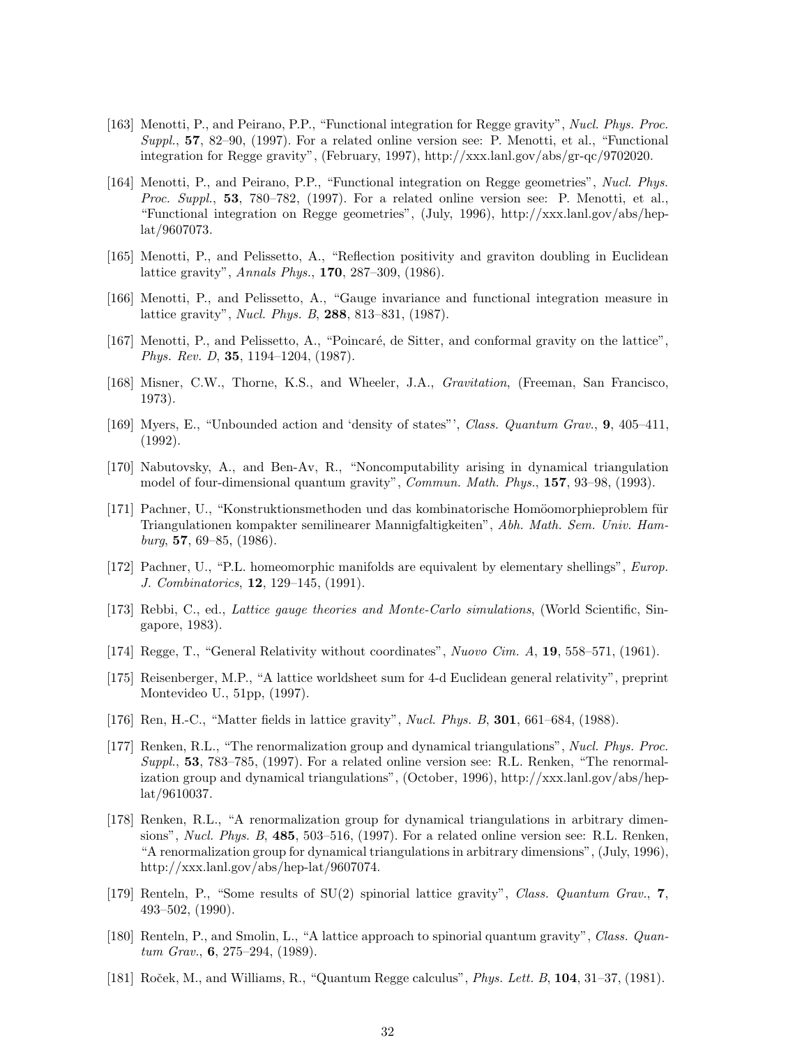[163] Menotti, P., and Peirano, P.P., "Functional integration for Regge gravity", *Nucl. Phys. Proc. Suppl.*, **57**, 82–90, (1997). For a related online version see: P. Menotti, et al., "Functional integration for Regge gravity", (February, 1997), http://xxx.lanl.gov/abs/gr-qc/9702020.

[164] Menotti, P., and Peirano, P.P., "Functional integration on Regge geometries", *Nucl. Phys. Proc. Suppl.*, **53**, 780–782, (1997). For a related online version see: P. Menotti, et al., "Functional integration on Regge geometries", (July, 1996), http://xxx.lanl.gov/abs/hep-lat/9607073.

[165] Menotti, P., and Pelissetto, A., "Reflection positivity and graviton doubling in Euclidean lattice gravity", *Annals Phys.*, **170**, 287–309, (1986).

[166] Menotti, P., and Pelissetto, A., "Gauge invariance and functional integration measure in lattice gravity", *Nucl. Phys. B*, **288**, 813–831, (1987).

[167] Menotti, P., and Pelissetto, A., "Poincaré, de Sitter, and conformal gravity on the lattice", *Phys. Rev. D*, **35**, 1194–1204, (1987).

[168] Misner, C.W., Thorne, K.S., and Wheeler, J.A., *Gravitation*, (Freeman, San Francisco, 1973).

[169] Myers, E., "Unbounded action and 'density of states"', *Class. Quantum Grav.*, **9**, 405–411, (1992).

[170] Nabutovsky, A., and Ben-Av, R., "Noncomputability arising in dynamical triangulation model of four-dimensional quantum gravity", *Commun. Math. Phys.*, **157**, 93–98, (1993).

[171] Pachner, U., "Konstruktionsmethoden und das kombinatorische Homöomorphieproblem für Triangulationen kompakter semilinearer Mannigfaltigkeiten", *Abh. Math. Sem. Univ. Hamburg*, **57**, 69–85, (1986).

[172] Pachner, U., "P.L. homeomorphic manifolds are equivalent by elementary shellings", *Europ. J. Combinatorics*, **12**, 129–145, (1991).

[173] Rebbi, C., ed., *Lattice gauge theories and Monte-Carlo simulations*, (World Scientific, Singapore, 1983).

[174] Regge, T., "General Relativity without coordinates", *Nuovo Cim. A*, **19**, 558–571, (1961).

[175] Reisenberger, M.P., "A lattice worldsheet sum for 4-d Euclidean general relativity", preprint Montevideo U., 51pp, (1997).

[176] Ren, H.-C., "Matter fields in lattice gravity", *Nucl. Phys. B*, **301**, 661–684, (1988).

[177] Renken, R.L., "The renormalization group and dynamical triangulations", *Nucl. Phys. Proc. Suppl.*, **53**, 783–785, (1997). For a related online version see: R.L. Renken, "The renormalization group and dynamical triangulations", (October, 1996), http://xxx.lanl.gov/abs/hep-lat/9610037.

[178] Renken, R.L., "A renormalization group for dynamical triangulations in arbitrary dimensions", *Nucl. Phys. B*, **485**, 503–516, (1997). For a related online version see: R.L. Renken, "A renormalization group for dynamical triangulations in arbitrary dimensions", (July, 1996), http://xxx.lanl.gov/abs/hep-lat/9607074.

[179] Renteln, P., "Some results of SU(2) spinorial lattice gravity", *Class. Quantum Grav.*, **7**, 493–502, (1990).

[180] Renteln, P., and Smolin, L., "A lattice approach to spinorial quantum gravity", *Class. Quantum Grav.*, **6**, 275–294, (1989).

[181] Roček, M., and Williams, R., "Quantum Regge calculus", *Phys. Lett. B*, **104**, 31–37, (1981).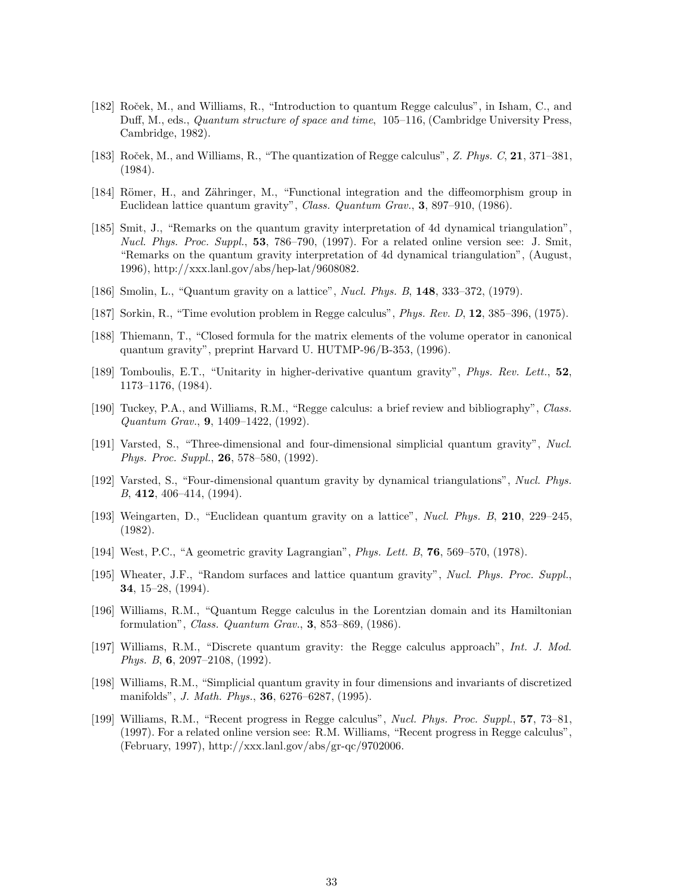[182] Roček, M., and Williams, R., "Introduction to quantum Regge calculus", in Isham, C., and Duff, M., eds., *Quantum structure of space and time*, 105–116, (Cambridge University Press, Cambridge, 1982).

[183] Roček, M., and Williams, R., "The quantization of Regge calculus", *Z. Phys. C*, **21**, 371–381, (1984).

[184] Römer, H., and Zähringer, M., "Functional integration and the diffeomorphism group in Euclidean lattice quantum gravity", *Class. Quantum Grav.*, **3**, 897–910, (1986).

[185] Smit, J., "Remarks on the quantum gravity interpretation of 4d dynamical triangulation", *Nucl. Phys. Proc. Suppl.*, **53**, 786–790, (1997). For a related online version see: J. Smit, "Remarks on the quantum gravity interpretation of 4d dynamical triangulation", (August, 1996), http://xxx.lanl.gov/abs/hep-lat/9608082.

[186] Smolin, L., "Quantum gravity on a lattice", *Nucl. Phys. B*, **148**, 333–372, (1979).

[187] Sorkin, R., "Time evolution problem in Regge calculus", *Phys. Rev. D*, **12**, 385–396, (1975).

[188] Thiemann, T., "Closed formula for the matrix elements of the volume operator in canonical quantum gravity", preprint Harvard U. HUTMP-96/B-353, (1996).

[189] Tomboulis, E.T., "Unitarity in higher-derivative quantum gravity", *Phys. Rev. Lett.*, **52**, 1173–1176, (1984).

[190] Tuckey, P.A., and Williams, R.M., "Regge calculus: a brief review and bibliography", *Class. Quantum Grav.*, **9**, 1409–1422, (1992).

[191] Varsted, S., "Three-dimensional and four-dimensional simplicial quantum gravity", *Nucl. Phys. Proc. Suppl.*, **26**, 578–580, (1992).

[192] Varsted, S., "Four-dimensional quantum gravity by dynamical triangulations", *Nucl. Phys. B*, **412**, 406–414, (1994).

[193] Weingarten, D., "Euclidean quantum gravity on a lattice", *Nucl. Phys. B*, **210**, 229–245, (1982).

[194] West, P.C., "A geometric gravity Lagrangian", *Phys. Lett. B*, **76**, 569–570, (1978).

[195] Wheater, J.F., "Random surfaces and lattice quantum gravity", *Nucl. Phys. Proc. Suppl.*, **34**, 15–28, (1994).

[196] Williams, R.M., "Quantum Regge calculus in the Lorentzian domain and its Hamiltonian formulation", *Class. Quantum Grav.*, **3**, 853–869, (1986).

[197] Williams, R.M., "Discrete quantum gravity: the Regge calculus approach", *Int. J. Mod. Phys. B*, **6**, 2097–2108, (1992).

[198] Williams, R.M., "Simplicial quantum gravity in four dimensions and invariants of discretized manifolds", *J. Math. Phys.*, **36**, 6276–6287, (1995).

[199] Williams, R.M., "Recent progress in Regge calculus", *Nucl. Phys. Proc. Suppl.*, **57**, 73–81, (1997). For a related online version see: R.M. Williams, "Recent progress in Regge calculus", (February, 1997), http://xxx.lanl.gov/abs/gr-qc/9702006.